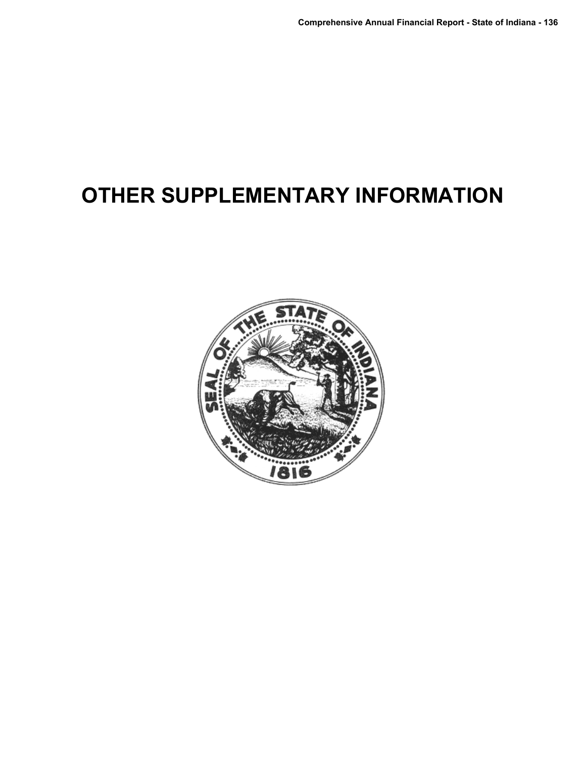# OTHER SUPPLEMENTARY INFORMATION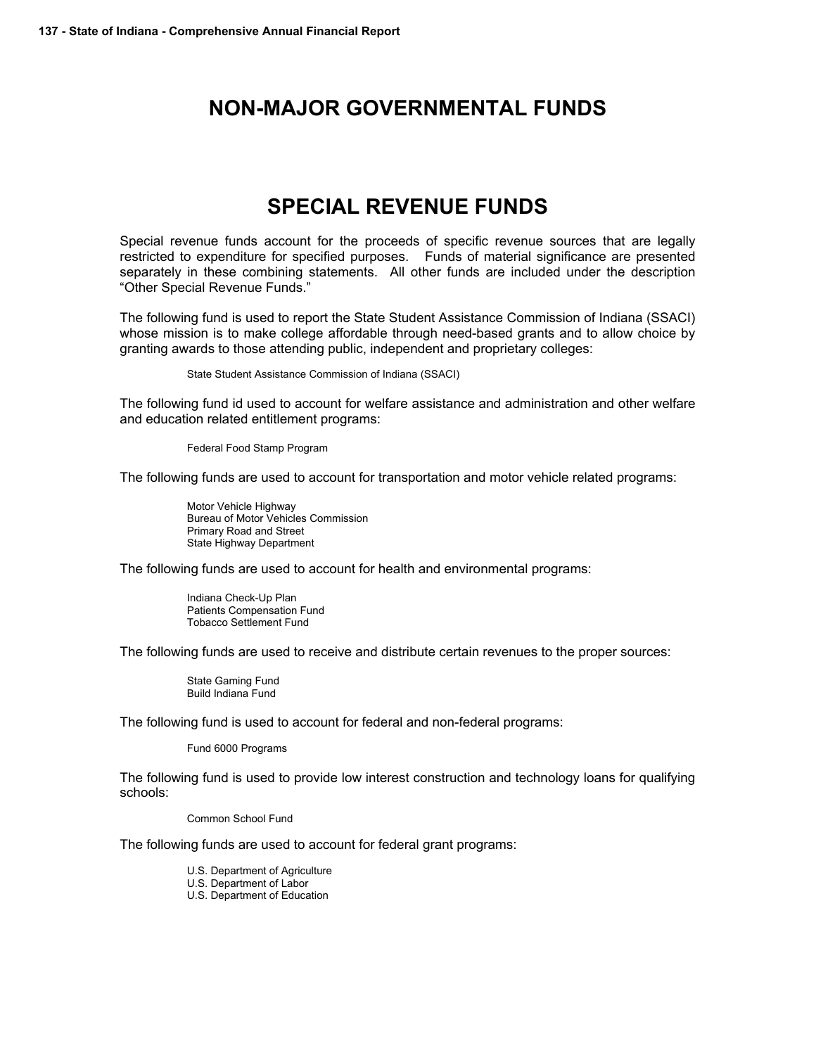# NON-MAJOR GOVERNMENTAL FUNDS

## SPECIAL REVENUE FUNDS

Special revenue funds account for the proceeds of specific revenue sources that are legally restricted to expenditure for specified purposes. Funds of material significance are presented separately in these combining statements. All other funds are included under the description "Other Special Revenue Funds."

The following fund is used to report the State Student Assistance Commission of Indiana (SSACI) whose mission is to make college affordable through need-based grants and to allow choice by granting awards to those attending public, independent and proprietary colleges:

State Student Assistance Commission of Indiana (SSACI)

The following fund id used to account for welfare assistance and administration and other welfare and education related entitlement programs:

Federal Food Stamp Program

The following funds are used to account for transportation and motor vehicle related programs:

Motor Vehicle Highway
Bureau of Motor Vehicles Commission
Primary Road and Street
State Highway Department

The following funds are used to account for health and environmental programs:

Indiana Check-Up Plan
Patients Compensation Fund
Tobacco Settlement Fund

The following funds are used to receive and distribute certain revenues to the proper sources:

State Gaming Fund
Build Indiana Fund

The following fund is used to account for federal and non-federal programs:

Fund 6000 Programs

The following fund is used to provide low interest construction and technology loans for qualifying schools:

Common School Fund

The following funds are used to account for federal grant programs:

U.S. Department of Agriculture
U.S. Department of Labor
U.S. Department of Education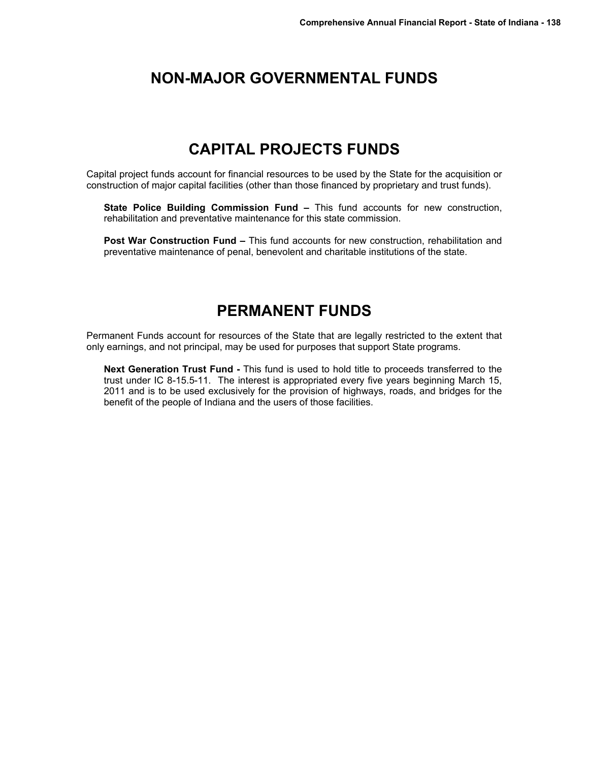# NON-MAJOR GOVERNMENTAL FUNDS

## CAPITAL PROJECTS FUNDS

Capital project funds account for financial resources to be used by the State for the acquisition or construction of major capital facilities (other than those financed by proprietary and trust funds).

**State Police Building Commission Fund –** This fund accounts for new construction, rehabilitation and preventative maintenance for this state commission.

**Post War Construction Fund –** This fund accounts for new construction, rehabilitation and preventative maintenance of penal, benevolent and charitable institutions of the state.

## PERMANENT FUNDS

Permanent Funds account for resources of the State that are legally restricted to the extent that only earnings, and not principal, may be used for purposes that support State programs.

**Next Generation Trust Fund -** This fund is used to hold title to proceeds transferred to the trust under IC 8-15.5-11. The interest is appropriated every five years beginning March 15, 2011 and is to be used exclusively for the provision of highways, roads, and bridges for the benefit of the people of Indiana and the users of those facilities.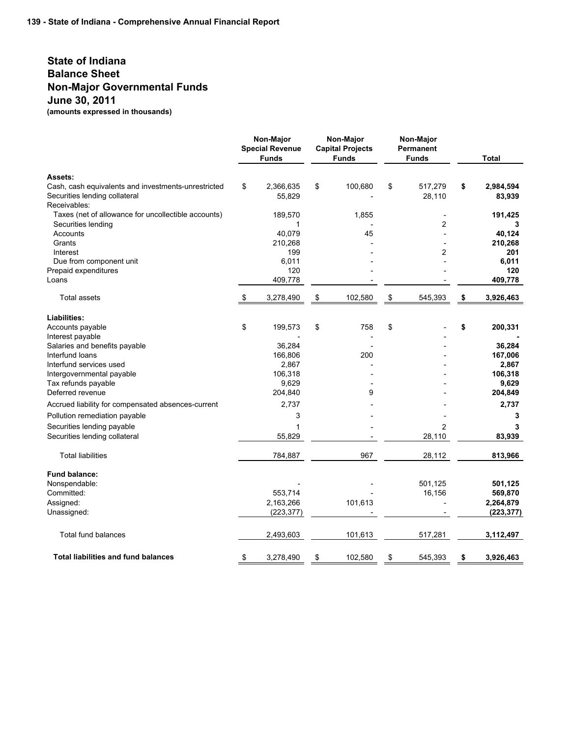# State of Indiana
# Balance Sheet
# Non-Major Governmental Funds
# June 30, 2011

**(amounts expressed in thousands)**

| | Non-Major Special Revenue Funds | Non-Major Capital Projects Funds | Non-Major Permanent Funds | Total |
|---|---|---|---|---|
| **Assets:** | | | | |
| Cash, cash equivalents and investments-unrestricted | $ 2,366,635 | $ 100,680 | $ 517,279 | **$ 2,984,594** |
| Securities lending collateral | 55,829 | - | 28,110 | **83,939** |
| Receivables: | | | | |
| Taxes (net of allowance for uncollectible accounts) | 189,570 | 1,855 | - | **191,425** |
| Securities lending | 1 | - | 2 | **3** |
| Accounts | 40,079 | 45 | - | **40,124** |
| Grants | 210,268 | - | - | **210,268** |
| Interest | 199 | - | 2 | **201** |
| Due from component unit | 6,011 | - | - | **6,011** |
| Prepaid expenditures | 120 | - | - | **120** |
| Loans | 409,778 | - | - | **409,778** |
| Total assets | $ 3,278,490 | $ 102,580 | $ 545,393 | **$ 3,926,463** |
| **Liabilities:** | | | | |
| Accounts payable | $ 199,573 | $ 758 | $ - | **$ 200,331** |
| Interest payable | - | - | - | **-** |
| Salaries and benefits payable | 36,284 | - | - | **36,284** |
| Interfund loans | 166,806 | 200 | - | **167,006** |
| Interfund services used | 2,867 | - | - | **2,867** |
| Intergovernmental payable | 106,318 | - | - | **106,318** |
| Tax refunds payable | 9,629 | - | - | **9,629** |
| Deferred revenue | 204,840 | 9 | - | **204,849** |
| Accrued liability for compensated absences-current | 2,737 | - | - | **2,737** |
| Pollution remediation payable | 3 | - | - | **3** |
| Securities lending payable | 1 | - | 2 | **3** |
| Securities lending collateral | 55,829 | - | 28,110 | **83,939** |
| Total liabilities | 784,887 | 967 | 28,112 | **813,966** |
| **Fund balance:** | | | | |
| Nonspendable: | - | - | 501,125 | **501,125** |
| Committed: | 553,714 | - | 16,156 | **569,870** |
| Assigned: | 2,163,266 | 101,613 | - | **2,264,879** |
| Unassigned: | (223,377) | - | - | **(223,377)** |
| Total fund balances | 2,493,603 | 101,613 | 517,281 | **3,112,497** |
| **Total liabilities and fund balances** | $ 3,278,490 | $ 102,580 | $ 545,393 | **$ 3,926,463** |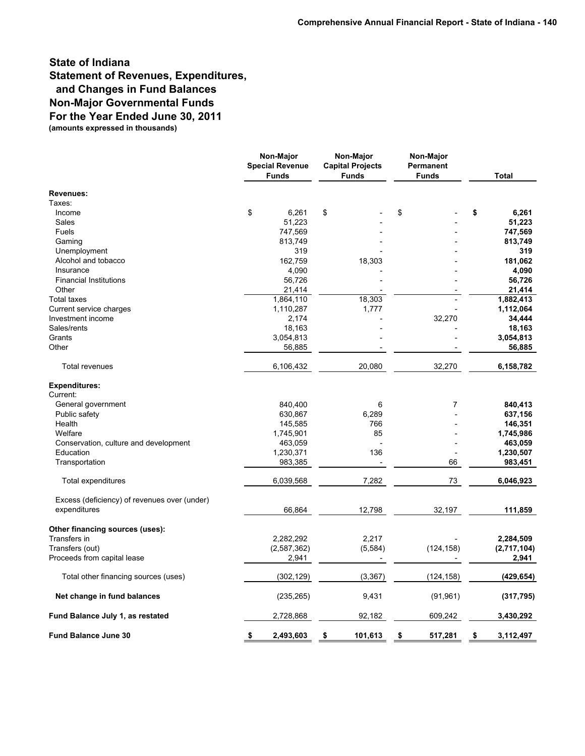# State of Indiana
## Statement of Revenues, Expenditures, and Changes in Fund Balances
## Non-Major Governmental Funds
## For the Year Ended June 30, 2011

**(amounts expressed in thousands)**

| | Non-Major Special Revenue Funds | Non-Major Capital Projects Funds | Non-Major Permanent Funds | Total |
|---|---|---|---|---|
| **Revenues:** | | | | |
| Taxes: | | | | |
| Income | $ 6,261 | $ - | $ - | **$ 6,261** |
| Sales | 51,223 | - | - | **51,223** |
| Fuels | 747,569 | - | - | **747,569** |
| Gaming | 813,749 | - | - | **813,749** |
| Unemployment | 319 | - | - | **319** |
| Alcohol and tobacco | 162,759 | 18,303 | - | **181,062** |
| Insurance | 4,090 | - | - | **4,090** |
| Financial Institutions | 56,726 | - | - | **56,726** |
| Other | 21,414 | - | - | **21,414** |
| Total taxes | 1,864,110 | 18,303 | - | **1,882,413** |
| Current service charges | 1,110,287 | 1,777 | - | **1,112,064** |
| Investment income | 2,174 | - | 32,270 | **34,444** |
| Sales/rents | 18,163 | - | - | **18,163** |
| Grants | 3,054,813 | - | - | **3,054,813** |
| Other | 56,885 | - | - | **56,885** |
| Total revenues | 6,106,432 | 20,080 | 32,270 | **6,158,782** |
| **Expenditures:** | | | | |
| Current: | | | | |
| General government | 840,400 | 6 | 7 | **840,413** |
| Public safety | 630,867 | 6,289 | - | **637,156** |
| Health | 145,585 | 766 | - | **146,351** |
| Welfare | 1,745,901 | 85 | - | **1,745,986** |
| Conservation, culture and development | 463,059 | - | - | **463,059** |
| Education | 1,230,371 | 136 | - | **1,230,507** |
| Transportation | 983,385 | - | 66 | **983,451** |
| Total expenditures | 6,039,568 | 7,282 | 73 | **6,046,923** |
| Excess (deficiency) of revenues over (under) expenditures | 66,864 | 12,798 | 32,197 | **111,859** |
| **Other financing sources (uses):** | | | | |
| Transfers in | 2,282,292 | 2,217 | - | **2,284,509** |
| Transfers (out) | (2,587,362) | (5,584) | (124,158) | **(2,717,104)** |
| Proceeds from capital lease | 2,941 | - | - | **2,941** |
| Total other financing sources (uses) | (302,129) | (3,367) | (124,158) | **(429,654)** |
| **Net change in fund balances** | (235,265) | 9,431 | (91,961) | **(317,795)** |
| **Fund Balance July 1, as restated** | 2,728,868 | 92,182 | 609,242 | **3,430,292** |
| **Fund Balance June 30** | **$ 2,493,603** | **$ 101,613** | **$ 517,281** | **$ 3,112,497** |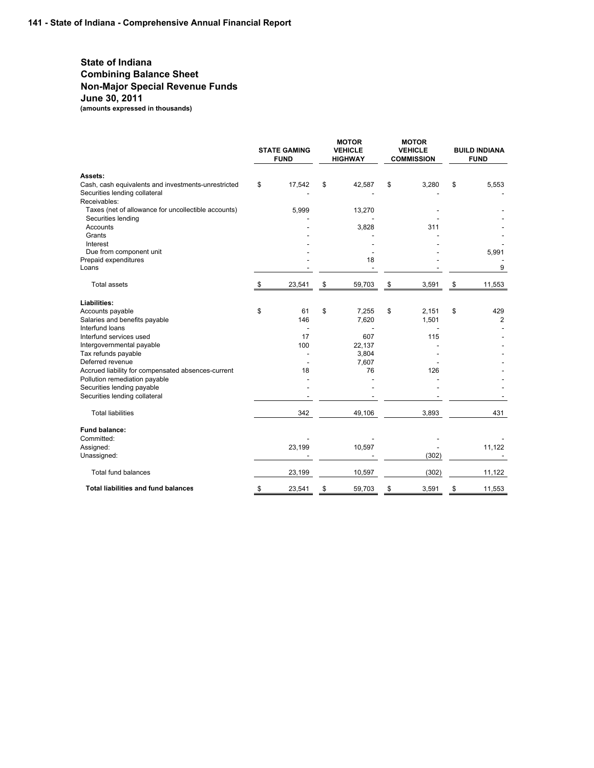# State of Indiana
## Combining Balance Sheet
## Non-Major Special Revenue Funds
## June 30, 2011
**(amounts expressed in thousands)**

| | STATE GAMING FUND | MOTOR VEHICLE HIGHWAY | MOTOR VEHICLE COMMISSION | BUILD INDIANA FUND |
|---|---|---|---|---|
| **Assets:** | | | | |
| Cash, cash equivalents and investments-unrestricted | $ 17,542 | $ 42,587 | $ 3,280 | $ 5,553 |
| Securities lending collateral | - | - | - | - |
| Receivables: | | | | |
| Taxes (net of allowance for uncollectible accounts) | 5,999 | 13,270 | - | - |
| Securities lending | - | - | - | - |
| Accounts | - | 3,828 | 311 | - |
| Grants | - | - | - | - |
| Interest | - | - | - | - |
| Due from component unit | - | - | - | 5,991 |
| Prepaid expenditures | - | 18 | - | - |
| Loans | - | - | - | 9 |
| Total assets | $ 23,541 | $ 59,703 | $ 3,591 | $ 11,553 |
| **Liabilities:** | | | | |
| Accounts payable | $ 61 | $ 7,255 | $ 2,151 | $ 429 |
| Salaries and benefits payable | 146 | 7,620 | 1,501 | 2 |
| Interfund loans | - | - | - | - |
| Interfund services used | 17 | 607 | 115 | - |
| Intergovernmental payable | 100 | 22,137 | - | - |
| Tax refunds payable | - | 3,804 | - | - |
| Deferred revenue | - | 7,607 | - | - |
| Accrued liability for compensated absences-current | 18 | 76 | 126 | - |
| Pollution remediation payable | - | - | - | - |
| Securities lending payable | - | - | - | - |
| Securities lending collateral | - | - | - | - |
| Total liabilities | 342 | 49,106 | 3,893 | 431 |
| **Fund balance:** | | | | |
| Committed: | - | - | - | - |
| Assigned: | 23,199 | 10,597 | - | 11,122 |
| Unassigned: | - | - | (302) | - |
| Total fund balances | 23,199 | 10,597 | (302) | 11,122 |
| **Total liabilities and fund balances** | $ 23,541 | $ 59,703 | $ 3,591 | $ 11,553 |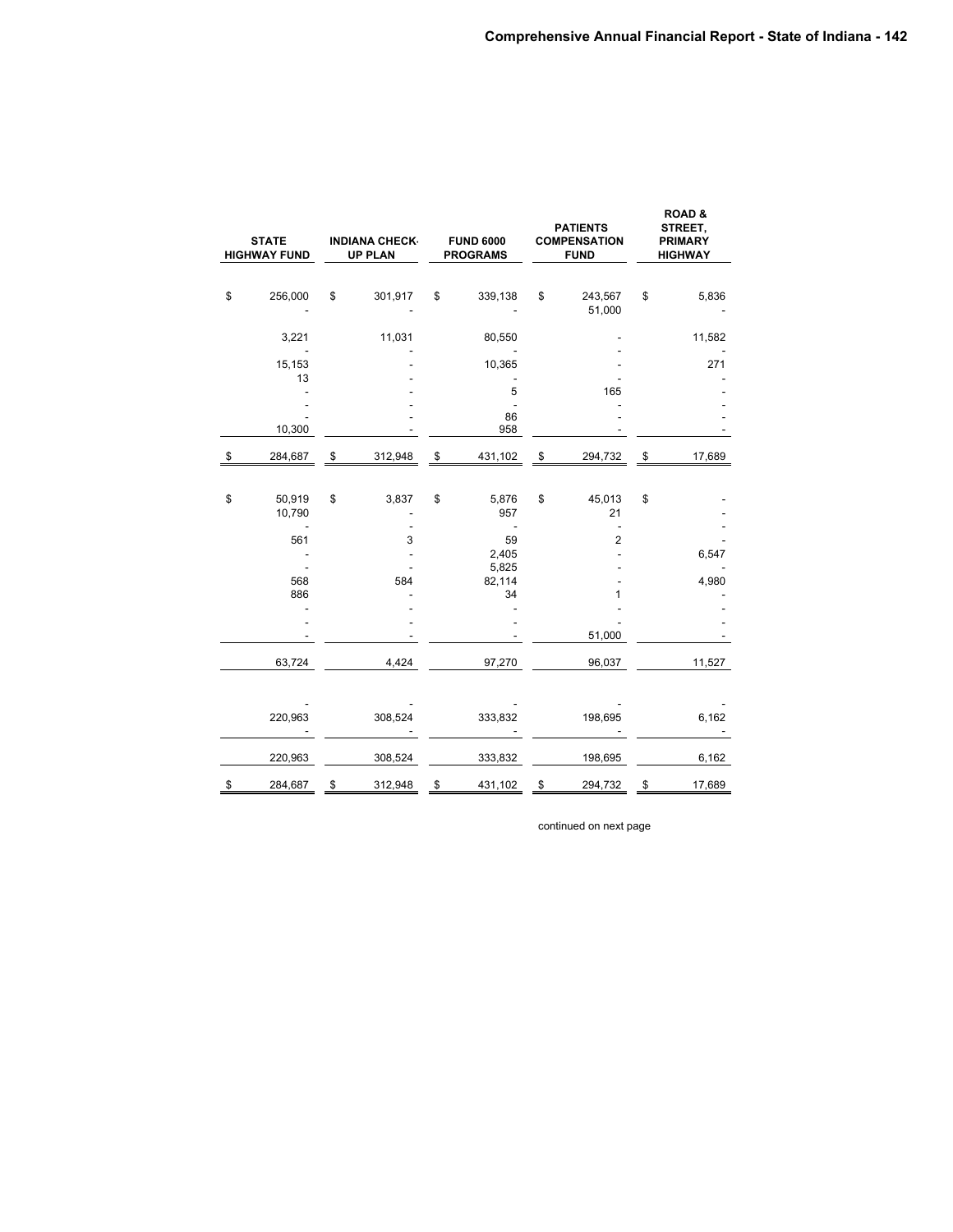| STATE HIGHWAY FUND | INDIANA CHECK-UP PLAN | FUND 6000 PROGRAMS | PATIENTS COMPENSATION FUND | ROAD & STREET, PRIMARY HIGHWAY |
|---|---|---|---|---|
| $ 256,000 | $ 301,917 | $ 339,138 | $ 243,567 | $ 5,836 |
| - | - | - | 51,000 | - |
| 3,221 | 11,031 | 80,550 | - | 11,582 |
| - | - | - | - | - |
| 15,153 | - | 10,365 | - | 271 |
| 13 | - | - | - | - |
| - | - | 5 | 165 | - |
| - | - | - | - | - |
| - | - | 86 | - | - |
| 10,300 | - | 958 | - | - |
| $ 284,687 | $ 312,948 | $ 431,102 | $ 294,732 | $ 17,689 |
| | | | | |
| $ 50,919 | $ 3,837 | $ 5,876 | $ 45,013 | $ - |
| 10,790 | - | 957 | 21 | - |
| - | - | - | - | - |
| 561 | 3 | 59 | 2 | - |
| - | - | 2,405 | - | 6,547 |
| - | - | 5,825 | - | - |
| 568 | 584 | 82,114 | - | 4,980 |
| 886 | - | 34 | 1 | - |
| - | - | - | - | - |
| - | - | - | - | - |
| - | - | - | 51,000 | - |
| 63,724 | 4,424 | 97,270 | 96,037 | 11,527 |
| | | | | |
| - | - | - | - | - |
| 220,963 | 308,524 | 333,832 | 198,695 | 6,162 |
| - | - | - | - | - |
| 220,963 | 308,524 | 333,832 | 198,695 | 6,162 |
| $ 284,687 | $ 312,948 | $ 431,102 | $ 294,732 | $ 17,689 |

continued on next page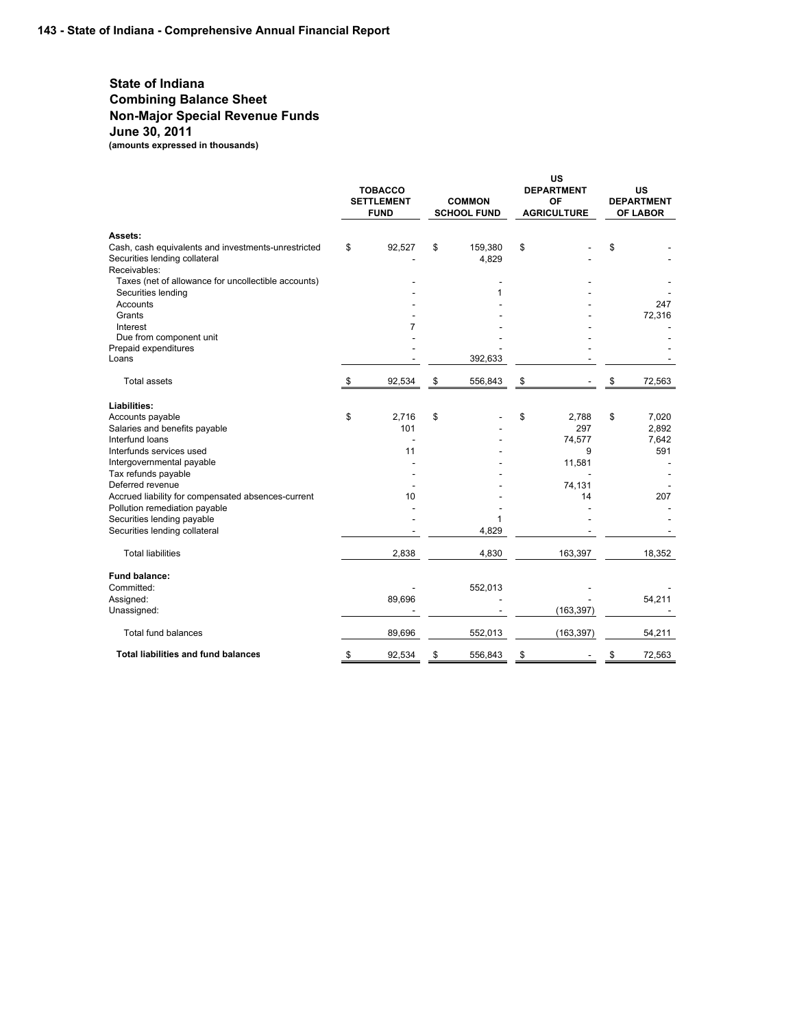# State of Indiana
## Combining Balance Sheet
## Non-Major Special Revenue Funds
## June 30, 2011
**(amounts expressed in thousands)**

| | TOBACCO SETTLEMENT FUND | COMMON SCHOOL FUND | US DEPARTMENT OF AGRICULTURE | US DEPARTMENT OF LABOR |
|---|---|---|---|---|
| **Assets:** | | | | |
| Cash, cash equivalents and investments-unrestricted | $ 92,527 | $ 159,380 | $ - | $ - |
| Securities lending collateral | - | 4,829 | - | - |
| Receivables: | | | | |
| Taxes (net of allowance for uncollectible accounts) | - | - | - | - |
| Securities lending | - | 1 | - | - |
| Accounts | - | - | - | 247 |
| Grants | - | - | - | 72,316 |
| Interest | 7 | - | - | - |
| Due from component unit | - | - | - | - |
| Prepaid expenditures | - | - | - | - |
| Loans | - | 392,633 | - | - |
| Total assets | $ 92,534 | $ 556,843 | $ - | $ 72,563 |
| **Liabilities:** | | | | |
| Accounts payable | $ 2,716 | $ - | $ 2,788 | $ 7,020 |
| Salaries and benefits payable | 101 | - | 297 | 2,892 |
| Interfund loans | - | - | 74,577 | 7,642 |
| Interfunds services used | 11 | - | 9 | 591 |
| Intergovernmental payable | - | - | 11,581 | - |
| Tax refunds payable | - | - | - | - |
| Deferred revenue | - | - | 74,131 | - |
| Accrued liability for compensated absences-current | 10 | - | 14 | 207 |
| Pollution remediation payable | - | - | - | - |
| Securities lending payable | - | 1 | - | - |
| Securities lending collateral | - | 4,829 | - | - |
| Total liabilities | 2,838 | 4,830 | 163,397 | 18,352 |
| **Fund balance:** | | | | |
| Committed: | - | 552,013 | - | - |
| Assigned: | 89,696 | - | - | 54,211 |
| Unassigned: | - | - | (163,397) | - |
| Total fund balances | 89,696 | 552,013 | (163,397) | 54,211 |
| **Total liabilities and fund balances** | $ 92,534 | $ 556,843 | $ - | $ 72,563 |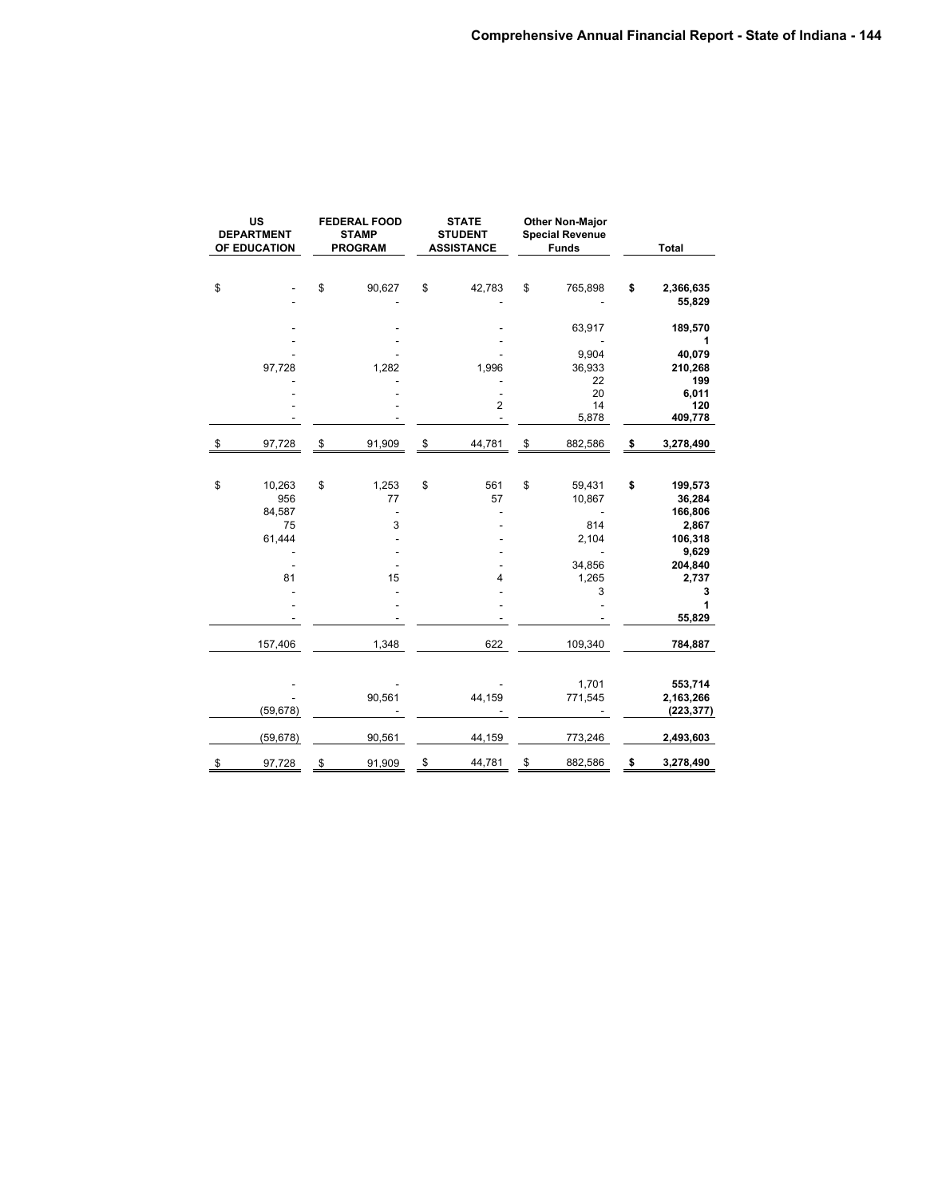| US DEPARTMENT OF EDUCATION | FEDERAL FOOD STAMP PROGRAM | STATE STUDENT ASSISTANCE | Other Non-Major Special Revenue Funds | Total |
|---|---|---|---|---|
| $ - | $ 90,627 | $ 42,783 | $ 765,898 | **$ 2,366,635** |
| - | - | - | - | **55,829** |
| | | | | |
| - | - | - | 63,917 | **189,570** |
| - | - | - | - | **1** |
| - | - | - | 9,904 | **40,079** |
| 97,728 | 1,282 | 1,996 | 36,933 | **210,268** |
| - | - | - | 22 | **199** |
| - | - | - | 20 | **6,011** |
| - | - | 2 | 14 | **120** |
| - | - | - | 5,878 | **409,778** |
| $ 97,728 | $ 91,909 | $ 44,781 | $ 882,586 | **$ 3,278,490** |
| | | | | |
| $ 10,263 | $ 1,253 | $ 561 | $ 59,431 | **$ 199,573** |
| 956 | 77 | 57 | 10,867 | **36,284** |
| 84,587 | - | - | - | **166,806** |
| 75 | 3 | - | 814 | **2,867** |
| 61,444 | - | - | 2,104 | **106,318** |
| - | - | - | - | **9,629** |
| - | - | - | 34,856 | **204,840** |
| 81 | 15 | 4 | 1,265 | **2,737** |
| - | - | - | 3 | **3** |
| - | - | - | - | **1** |
| - | - | - | - | **55,829** |
| 157,406 | 1,348 | 622 | 109,340 | **784,887** |
| | | | | |
| - | - | - | 1,701 | **553,714** |
| - | 90,561 | 44,159 | 771,545 | **2,163,266** |
| (59,678) | - | - | - | **(223,377)** |
| (59,678) | 90,561 | 44,159 | 773,246 | **2,493,603** |
| $ 97,728 | $ 91,909 | $ 44,781 | $ 882,586 | **$ 3,278,490** |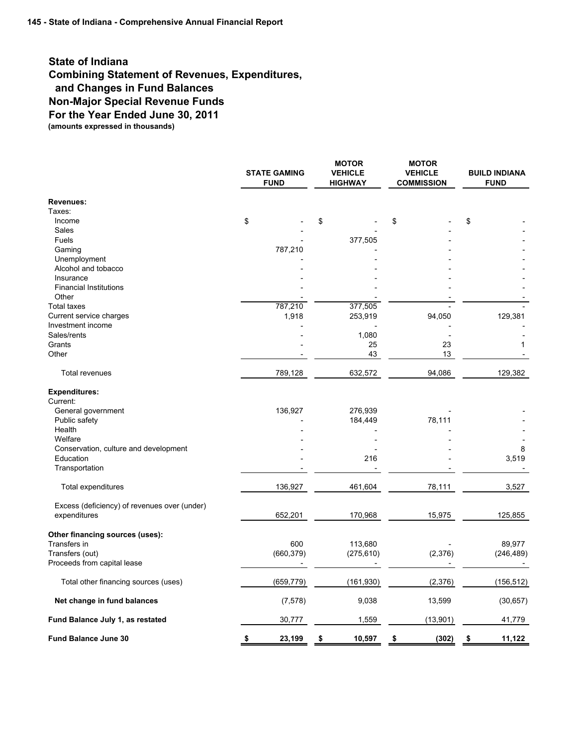# State of Indiana
## Combining Statement of Revenues, Expenditures, and Changes in Fund Balances
## Non-Major Special Revenue Funds
## For the Year Ended June 30, 2011
**(amounts expressed in thousands)**

| | STATE GAMING FUND | MOTOR VEHICLE HIGHWAY | MOTOR VEHICLE COMMISSION | BUILD INDIANA FUND |
|---|---|---|---|---|
| **Revenues:** | | | | |
| Taxes: | | | | |
| Income | $ - | $ - | $ - | $ - |
| Sales | - | - | - | - |
| Fuels | - | 377,505 | - | - |
| Gaming | 787,210 | - | - | - |
| Unemployment | - | - | - | - |
| Alcohol and tobacco | - | - | - | - |
| Insurance | - | - | - | - |
| Financial Institutions | - | - | - | - |
| Other | - | - | - | - |
| Total taxes | 787,210 | 377,505 | - | - |
| Current service charges | 1,918 | 253,919 | 94,050 | 129,381 |
| Investment income | - | - | - | - |
| Sales/rents | - | 1,080 | - | - |
| Grants | - | 25 | 23 | 1 |
| Other | - | 43 | 13 | - |
| Total revenues | 789,128 | 632,572 | 94,086 | 129,382 |
| **Expenditures:** | | | | |
| Current: | | | | |
| General government | 136,927 | 276,939 | - | - |
| Public safety | - | 184,449 | 78,111 | - |
| Health | - | - | - | - |
| Welfare | - | - | - | - |
| Conservation, culture and development | - | - | - | 8 |
| Education | - | 216 | - | 3,519 |
| Transportation | - | - | - | - |
| Total expenditures | 136,927 | 461,604 | 78,111 | 3,527 |
| Excess (deficiency) of revenues over (under) expenditures | 652,201 | 170,968 | 15,975 | 125,855 |
| **Other financing sources (uses):** | | | | |
| Transfers in | 600 | 113,680 | - | 89,977 |
| Transfers (out) | (660,379) | (275,610) | (2,376) | (246,489) |
| Proceeds from capital lease | - | - | - | - |
| Total other financing sources (uses) | (659,779) | (161,930) | (2,376) | (156,512) |
| **Net change in fund balances** | (7,578) | 9,038 | 13,599 | (30,657) |
| **Fund Balance July 1, as restated** | 30,777 | 1,559 | (13,901) | 41,779 |
| **Fund Balance June 30** | **$ 23,199** | **$ 10,597** | **$ (302)** | **$ 11,122** |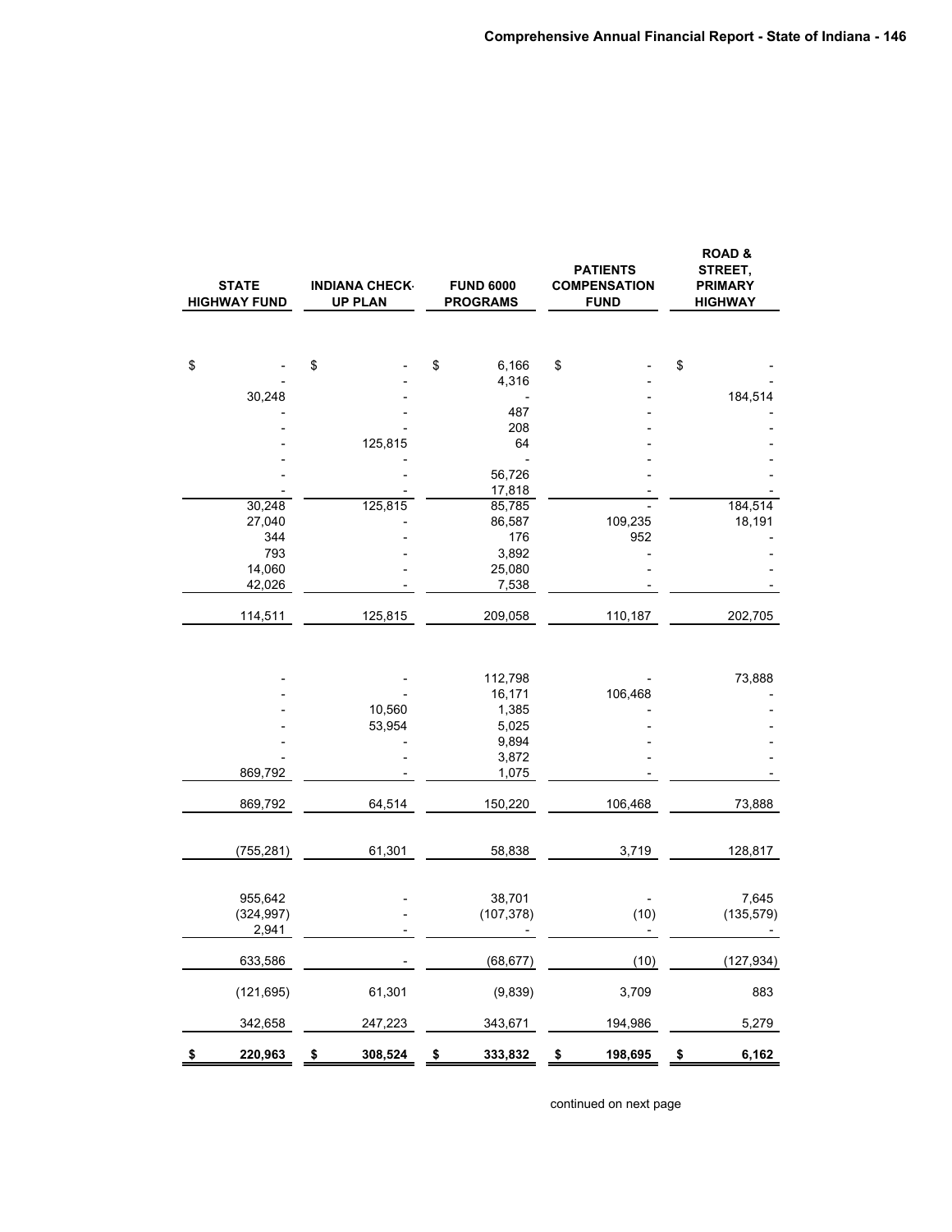| STATE HIGHWAY FUND | INDIANA CHECK-UP PLAN | FUND 6000 PROGRAMS | PATIENTS COMPENSATION FUND | ROAD & STREET, PRIMARY HIGHWAY |
|---|---|---|---|---|
| $ - | $ - | $ 6,166 | $ - | $ - |
| - | - | 4,316 | - | - |
| 30,248 | - | - | - | 184,514 |
| - | - | 487 | - | - |
| - | - | 208 | - | - |
| - | 125,815 | 64 | - | - |
| - | - | - | - | - |
| - | - | 56,726 | - | - |
| - | - | 17,818 | - | - |
| 30,248 | 125,815 | 85,785 | - | 184,514 |
| 27,040 | - | 86,587 | 109,235 | 18,191 |
| 344 | - | 176 | 952 | - |
| 793 | - | 3,892 | - | - |
| 14,060 | - | 25,080 | - | - |
| 42,026 | - | 7,538 | - | - |
| 114,511 | 125,815 | 209,058 | 110,187 | 202,705 |
| | | | | |
| - | - | 112,798 | - | 73,888 |
| - | - | 16,171 | 106,468 | - |
| - | 10,560 | 1,385 | - | - |
| - | 53,954 | 5,025 | - | - |
| - | - | 9,894 | - | - |
| - | - | 3,872 | - | - |
| 869,792 | - | 1,075 | - | - |
| 869,792 | 64,514 | 150,220 | 106,468 | 73,888 |
| | | | | |
| (755,281) | 61,301 | 58,838 | 3,719 | 128,817 |
| | | | | |
| 955,642 | - | 38,701 | - | 7,645 |
| (324,997) | - | (107,378) | (10) | (135,579) |
| 2,941 | - | - | - | - |
| 633,586 | - | (68,677) | (10) | (127,934) |
| (121,695) | 61,301 | (9,839) | 3,709 | 883 |
| 342,658 | 247,223 | 343,671 | 194,986 | 5,279 |
| $ 220,963 | $ 308,524 | $ 333,832 | $ 198,695 | $ 6,162 |

continued on next page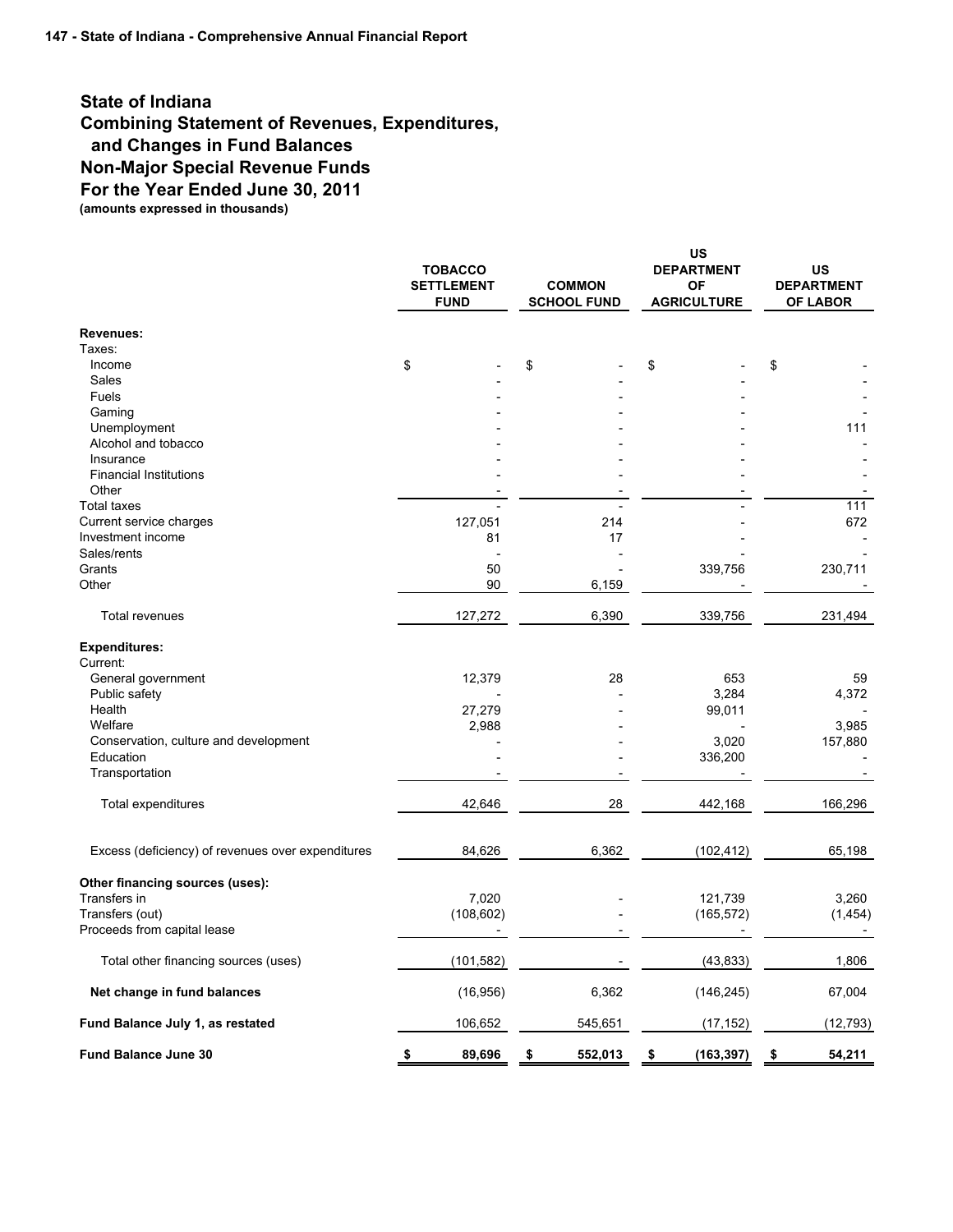# State of Indiana
## Combining Statement of Revenues, Expenditures, and Changes in Fund Balances
## Non-Major Special Revenue Funds
## For the Year Ended June 30, 2011

**(amounts expressed in thousands)**

| | TOBACCO SETTLEMENT FUND | COMMON SCHOOL FUND | US DEPARTMENT OF AGRICULTURE | US DEPARTMENT OF LABOR |
|---|---|---|---|---|
| **Revenues:** | | | | |
| Taxes: | | | | |
| Income | $ - | $ - | $ - | $ - |
| Sales | - | - | - | - |
| Fuels | - | - | - | - |
| Gaming | - | - | - | - |
| Unemployment | - | - | - | 111 |
| Alcohol and tobacco | - | - | - | - |
| Insurance | - | - | - | - |
| Financial Institutions | - | - | - | - |
| Other | - | - | - | - |
| Total taxes | - | - | - | 111 |
| Current service charges | 127,051 | 214 | - | 672 |
| Investment income | 81 | 17 | - | - |
| Sales/rents | - | - | - | - |
| Grants | 50 | - | 339,756 | 230,711 |
| Other | 90 | 6,159 | - | - |
| Total revenues | 127,272 | 6,390 | 339,756 | 231,494 |
| **Expenditures:** | | | | |
| Current: | | | | |
| General government | 12,379 | 28 | 653 | 59 |
| Public safety | - | - | 3,284 | 4,372 |
| Health | 27,279 | - | 99,011 | - |
| Welfare | 2,988 | - | - | 3,985 |
| Conservation, culture and development | - | - | 3,020 | 157,880 |
| Education | - | - | 336,200 | - |
| Transportation | - | - | - | - |
| Total expenditures | 42,646 | 28 | 442,168 | 166,296 |
| Excess (deficiency) of revenues over expenditures | 84,626 | 6,362 | (102,412) | 65,198 |
| **Other financing sources (uses):** | | | | |
| Transfers in | 7,020 | - | 121,739 | 3,260 |
| Transfers (out) | (108,602) | - | (165,572) | (1,454) |
| Proceeds from capital lease | - | - | - | - |
| Total other financing sources (uses) | (101,582) | - | (43,833) | 1,806 |
| **Net change in fund balances** | (16,956) | 6,362 | (146,245) | 67,004 |
| **Fund Balance July 1, as restated** | 106,652 | 545,651 | (17,152) | (12,793) |
| **Fund Balance June 30** | **$ 89,696** | **$ 552,013** | **$ (163,397)** | **$ 54,211** |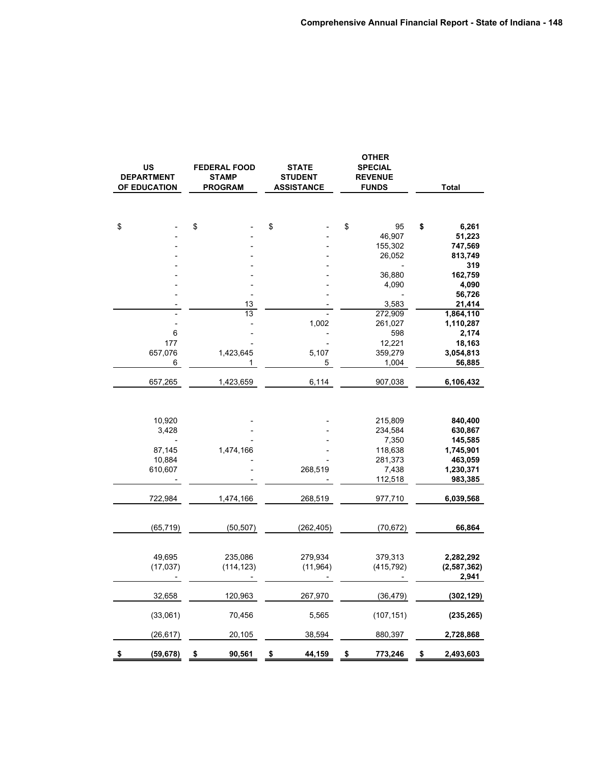| US DEPARTMENT OF EDUCATION | FEDERAL FOOD STAMP PROGRAM | STATE STUDENT ASSISTANCE | OTHER SPECIAL REVENUE FUNDS | Total |
|---|---|---|---|---|
| $ - | $ - | $ - | $ 95 | **$ 6,261** |
| - | - | - | 46,907 | **51,223** |
| - | - | - | 155,302 | **747,569** |
| - | - | - | 26,052 | **813,749** |
| - | - | - | - | **319** |
| - | - | - | 36,880 | **162,759** |
| - | - | - | 4,090 | **4,090** |
| - | - | - | - | **56,726** |
| - | 13 | - | 3,583 | **21,414** |
| - | 13 | - | 272,909 | **1,864,110** |
| - | - | 1,002 | 261,027 | **1,110,287** |
| 6 | - | - | 598 | **2,174** |
| 177 | - | - | 12,221 | **18,163** |
| 657,076 | 1,423,645 | 5,107 | 359,279 | **3,054,813** |
| 6 | 1 | 5 | 1,004 | **56,885** |
| 657,265 | 1,423,659 | 6,114 | 907,038 | **6,106,432** |
| | | | | |
| 10,920 | - | - | 215,809 | **840,400** |
| 3,428 | - | - | 234,584 | **630,867** |
| - | - | - | 7,350 | **145,585** |
| 87,145 | 1,474,166 | - | 118,638 | **1,745,901** |
| 10,884 | - | - | 281,373 | **463,059** |
| 610,607 | - | 268,519 | 7,438 | **1,230,371** |
| - | - | - | 112,518 | **983,385** |
| 722,984 | 1,474,166 | 268,519 | 977,710 | **6,039,568** |
| | | | | |
| (65,719) | (50,507) | (262,405) | (70,672) | **66,864** |
| | | | | |
| 49,695 | 235,086 | 279,934 | 379,313 | **2,282,292** |
| (17,037) | (114,123) | (11,964) | (415,792) | **(2,587,362)** |
| - | - | - | - | **2,941** |
| 32,658 | 120,963 | 267,970 | (36,479) | **(302,129)** |
| | | | | |
| (33,061) | 70,456 | 5,565 | (107,151) | **(235,265)** |
| | | | | |
| (26,617) | 20,105 | 38,594 | 880,397 | **2,728,868** |
| | | | | |
| **$ (59,678)** | **$ 90,561** | **$ 44,159** | **$ 773,246** | **$ 2,493,603** |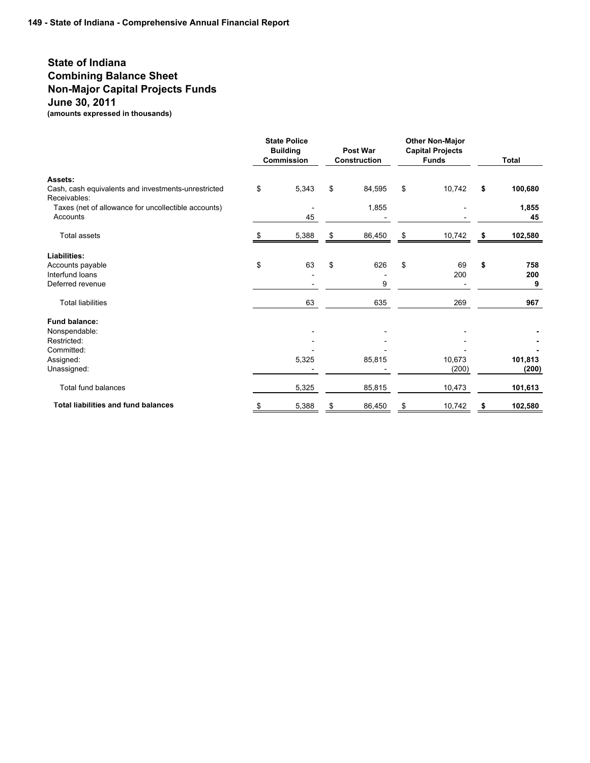# State of Indiana
# Combining Balance Sheet
# Non-Major Capital Projects Funds
# June 30, 2011

**(amounts expressed in thousands)**

| | State Police Building Commission | Post War Construction | Other Non-Major Capital Projects Funds | Total |
|---|---|---|---|---|
| **Assets:** | | | | |
| Cash, cash equivalents and investments-unrestricted | $ 5,343 | $ 84,595 | $ 10,742 | **$ 100,680** |
| Receivables: | | | | |
| Taxes (net of allowance for uncollectible accounts) | - | 1,855 | - | **1,855** |
| Accounts | 45 | - | - | **45** |
| Total assets | $ 5,388 | $ 86,450 | $ 10,742 | **$ 102,580** |
| **Liabilities:** | | | | |
| Accounts payable | $ 63 | $ 626 | $ 69 | **$ 758** |
| Interfund loans | - | - | 200 | **200** |
| Deferred revenue | - | 9 | - | **9** |
| Total liabilities | 63 | 635 | 269 | **967** |
| **Fund balance:** | | | | |
| Nonspendable: | - | - | - | **-** |
| Restricted: | - | - | - | **-** |
| Committed: | - | - | - | **-** |
| Assigned: | 5,325 | 85,815 | 10,673 | **101,813** |
| Unassigned: | - | - | (200) | **(200)** |
| Total fund balances | 5,325 | 85,815 | 10,473 | **101,613** |
| **Total liabilities and fund balances** | $ 5,388 | $ 86,450 | $ 10,742 | **$ 102,580** |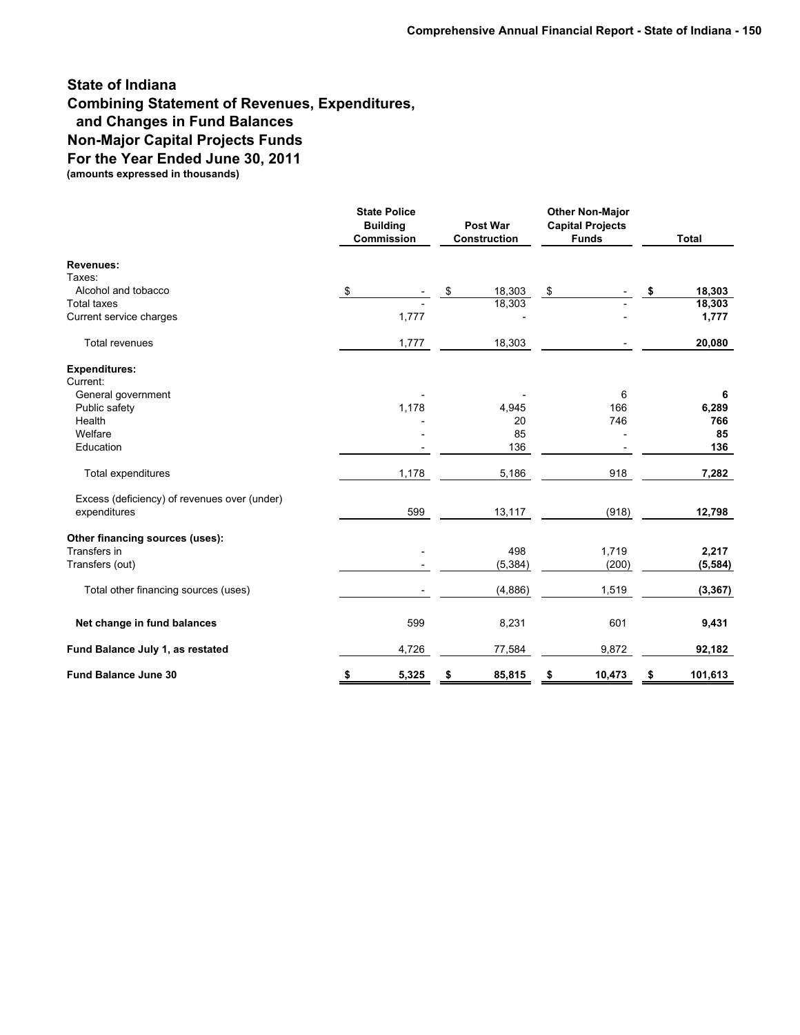# State of Indiana
## Combining Statement of Revenues, Expenditures, and Changes in Fund Balances
## Non-Major Capital Projects Funds
## For the Year Ended June 30, 2011
**(amounts expressed in thousands)**

| | State Police Building Commission | Post War Construction | Other Non-Major Capital Projects Funds | Total |
|---|---|---|---|---|
| **Revenues:** | | | | |
| Taxes: | | | | |
| Alcohol and tobacco | $ - | $ 18,303 | $ - | **$ 18,303** |
| Total taxes | - | 18,303 | - | **18,303** |
| Current service charges | 1,777 | - | - | **1,777** |
| Total revenues | 1,777 | 18,303 | - | **20,080** |
| **Expenditures:** | | | | |
| Current: | | | | |
| General government | - | - | 6 | **6** |
| Public safety | 1,178 | 4,945 | 166 | **6,289** |
| Health | - | 20 | 746 | **766** |
| Welfare | - | 85 | - | **85** |
| Education | - | 136 | - | **136** |
| Total expenditures | 1,178 | 5,186 | 918 | **7,282** |
| Excess (deficiency) of revenues over (under) expenditures | 599 | 13,117 | (918) | **12,798** |
| **Other financing sources (uses):** | | | | |
| Transfers in | - | 498 | 1,719 | **2,217** |
| Transfers (out) | - | (5,384) | (200) | **(5,584)** |
| Total other financing sources (uses) | - | (4,886) | 1,519 | **(3,367)** |
| **Net change in fund balances** | 599 | 8,231 | 601 | **9,431** |
| **Fund Balance July 1, as restated** | 4,726 | 77,584 | 9,872 | **92,182** |
| **Fund Balance June 30** | **$ 5,325** | **$ 85,815** | **$ 10,473** | **$ 101,613** |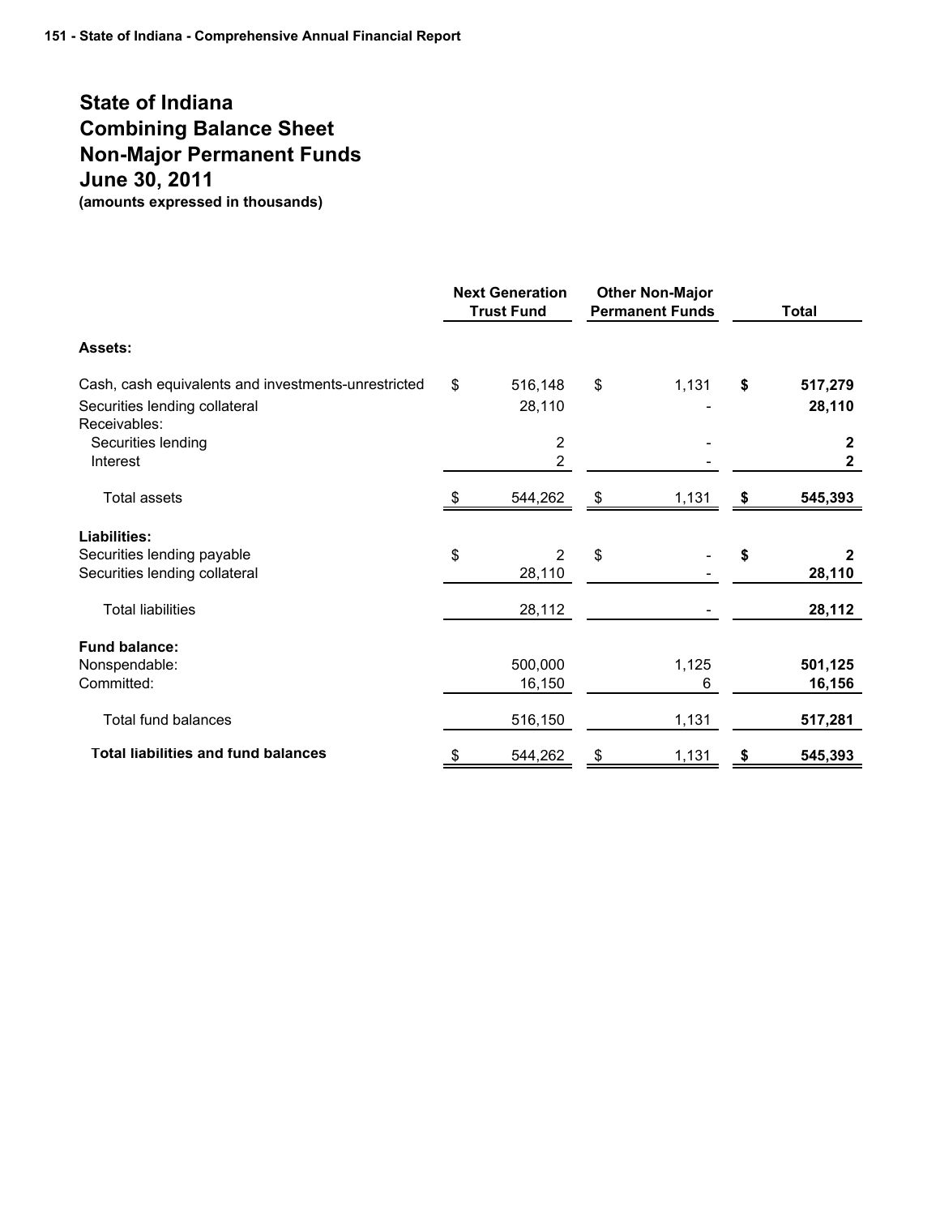# State of Indiana
# Combining Balance Sheet
# Non-Major Permanent Funds
# June 30, 2011
**(amounts expressed in thousands)**

| | Next Generation Trust Fund | Other Non-Major Permanent Funds | Total |
|---|---|---|---|
| **Assets:** | | | |
| Cash, cash equivalents and investments-unrestricted | $ 516,148 | $ 1,131 | **$ 517,279** |
| Securities lending collateral | 28,110 | - | **28,110** |
| Receivables: | | | |
| Securities lending | 2 | - | **2** |
| Interest | 2 | - | **2** |
| Total assets | $ 544,262 | $ 1,131 | **$ 545,393** |
| **Liabilities:** | | | |
| Securities lending payable | $ 2 | $ - | **$ 2** |
| Securities lending collateral | 28,110 | - | **28,110** |
| Total liabilities | 28,112 | - | **28,112** |
| **Fund balance:** | | | |
| Nonspendable: | 500,000 | 1,125 | **501,125** |
| Committed: | 16,150 | 6 | **16,156** |
| Total fund balances | 516,150 | 1,131 | **517,281** |
| **Total liabilities and fund balances** | $ 544,262 | $ 1,131 | **$ 545,393** |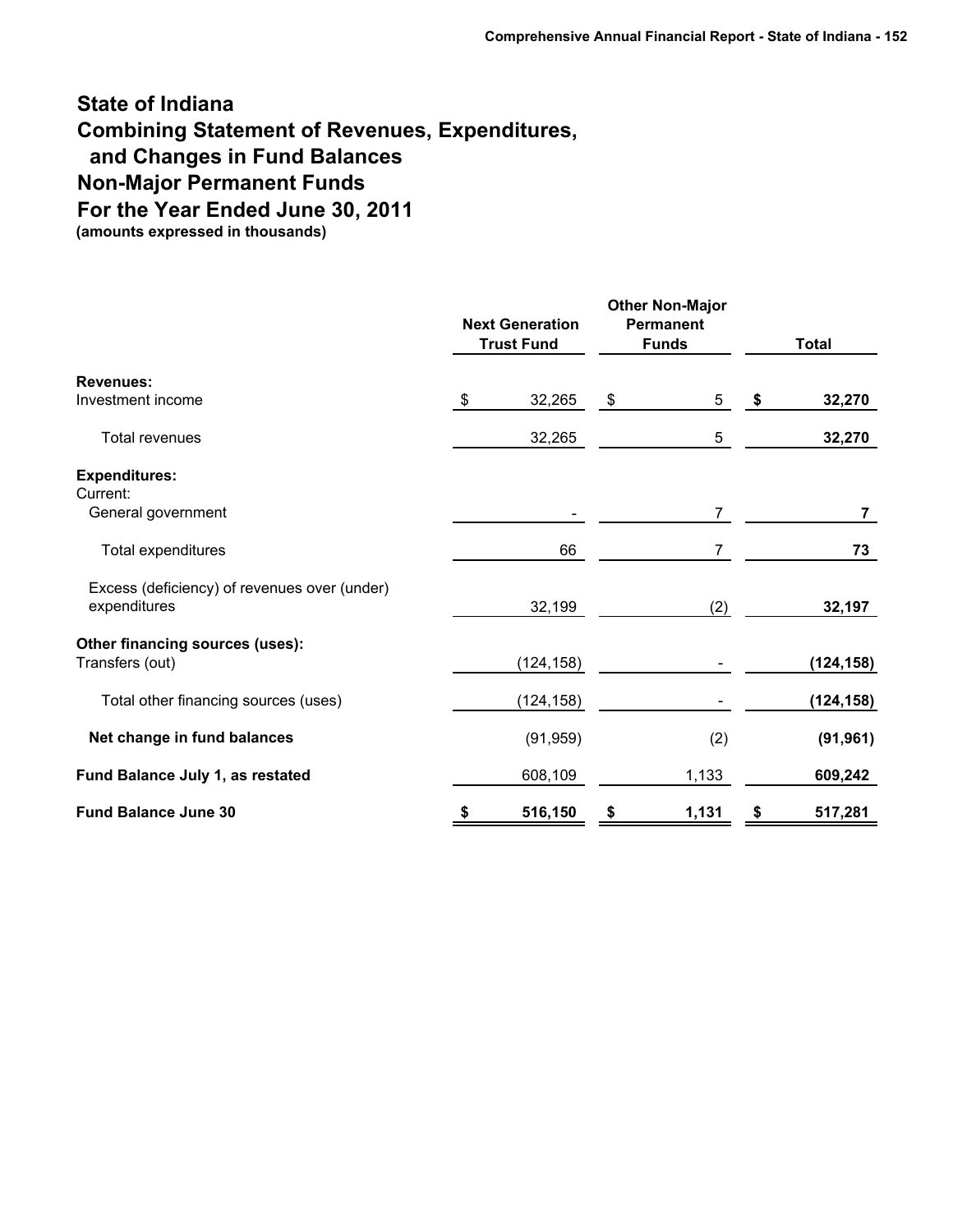# State of Indiana
# Combining Statement of Revenues, Expenditures, and Changes in Fund Balances
# Non-Major Permanent Funds
# For the Year Ended June 30, 2011

**(amounts expressed in thousands)**

| | Next Generation Trust Fund | Other Non-Major Permanent Funds | Total |
|---|---|---|---|
| **Revenues:** | | | |
| Investment income | $ 32,265 | $ 5 | **$ 32,270** |
| Total revenues | 32,265 | 5 | **32,270** |
| **Expenditures:** | | | |
| Current: | | | |
| General government | - | 7 | **7** |
| Total expenditures | 66 | 7 | **73** |
| Excess (deficiency) of revenues over (under) expenditures | 32,199 | (2) | **32,197** |
| **Other financing sources (uses):** | | | |
| Transfers (out) | (124,158) | - | **(124,158)** |
| Total other financing sources (uses) | (124,158) | - | **(124,158)** |
| **Net change in fund balances** | (91,959) | (2) | **(91,961)** |
| **Fund Balance July 1, as restated** | 608,109 | 1,133 | **609,242** |
| **Fund Balance June 30** | **$ 516,150** | **$ 1,131** | **$ 517,281** |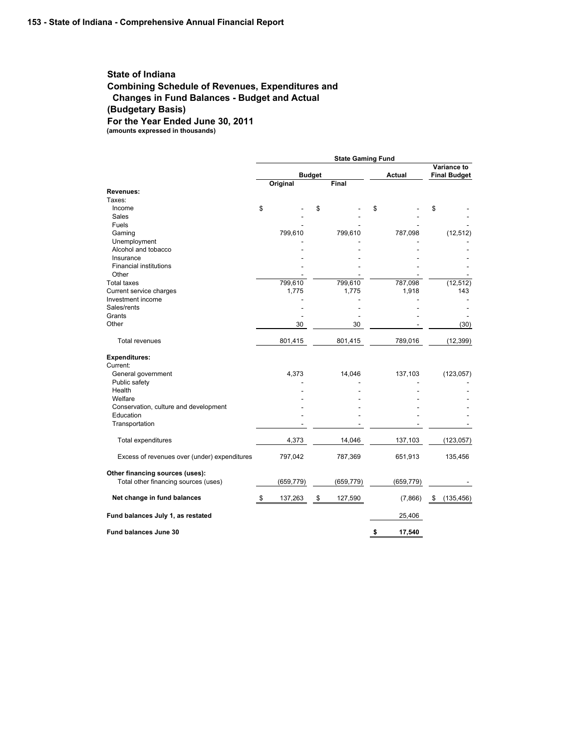## State of Indiana
## Combining Schedule of Revenues, Expenditures and Changes in Fund Balances - Budget and Actual
## (Budgetary Basis)
## For the Year Ended June 30, 2011
**(amounts expressed in thousands)**

| | State Gaming Fund | | | |
|---|---|---|---|---|
| | Budget | | Actual | Variance to Final Budget |
| | Original | Final | | |
| **Revenues:** | | | | |
| Taxes: | | | | |
| Income | $ - | $ - | $ - | $ - |
| Sales | - | - | - | - |
| Fuels | - | - | - | - |
| Gaming | 799,610 | 799,610 | 787,098 | (12,512) |
| Unemployment | - | - | - | - |
| Alcohol and tobacco | - | - | - | - |
| Insurance | - | - | - | - |
| Financial institutions | - | - | - | - |
| Other | - | - | - | - |
| Total taxes | 799,610 | 799,610 | 787,098 | (12,512) |
| Current service charges | 1,775 | 1,775 | 1,918 | 143 |
| Investment income | - | - | - | - |
| Sales/rents | - | - | - | - |
| Grants | - | - | - | - |
| Other | 30 | 30 | - | (30) |
| Total revenues | 801,415 | 801,415 | 789,016 | (12,399) |
| **Expenditures:** | | | | |
| Current: | | | | |
| General government | 4,373 | 14,046 | 137,103 | (123,057) |
| Public safety | - | - | - | - |
| Health | - | - | - | - |
| Welfare | - | - | - | - |
| Conservation, culture and development | - | - | - | - |
| Education | - | - | - | - |
| Transportation | - | - | - | - |
| Total expenditures | 4,373 | 14,046 | 137,103 | (123,057) |
| Excess of revenues over (under) expenditures | 797,042 | 787,369 | 651,913 | 135,456 |
| **Other financing sources (uses):** | | | | |
| Total other financing sources (uses) | (659,779) | (659,779) | (659,779) | - |
| **Net change in fund balances** | $ 137,263 | $ 127,590 | (7,866) | $ (135,456) |
| **Fund balances July 1, as restated** | | | 25,406 | |
| **Fund balances June 30** | | | $ 17,540 | |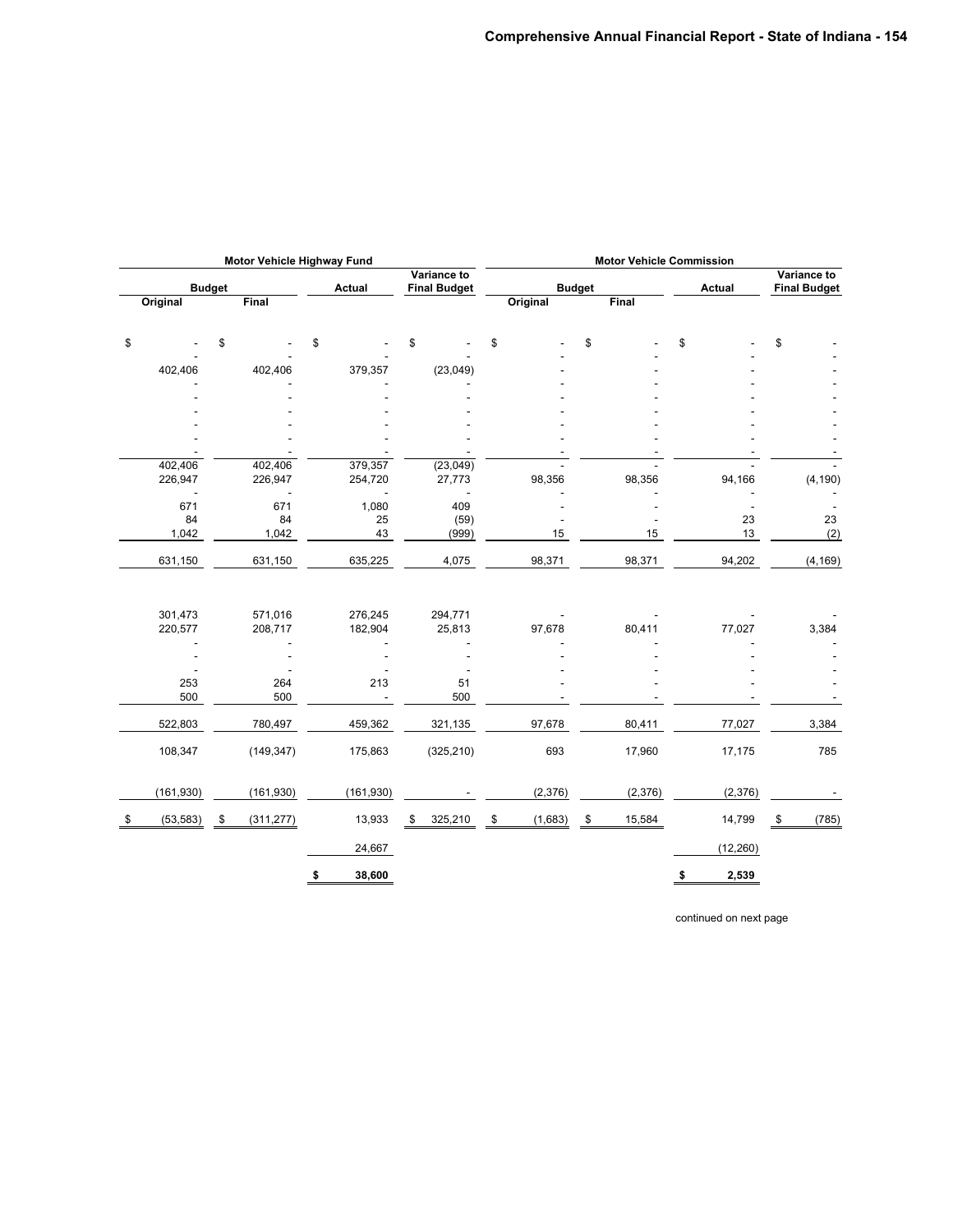| Motor Vehicle Highway Fund | | | | Motor Vehicle Commission | | | |
|---|---|---|---|---|---|---|---|
| Budget | | Actual | Variance to Final Budget | Budget | | Actual | Variance to Final Budget |
| Original | Final | | | Original | Final | | |
| $ - | $ - | $ - | $ - | $ - | $ - | $ - | $ - |
| - | - | - | - | - | - | - | - |
| 402,406 | 402,406 | 379,357 | (23,049) | - | - | - | - |
| - | - | - | - | - | - | - | - |
| - | - | - | - | - | - | - | - |
| - | - | - | - | - | - | - | - |
| - | - | - | - | - | - | - | - |
| - | - | - | - | - | - | - | - |
| - | - | - | - | - | - | - | - |
| 402,406 | 402,406 | 379,357 | (23,049) | - | - | - | - |
| 226,947 | 226,947 | 254,720 | 27,773 | 98,356 | 98,356 | 94,166 | (4,190) |
| - | - | - | - | - | - | - | - |
| 671 | 671 | 1,080 | 409 | - | - | - | - |
| 84 | 84 | 25 | (59) | - | - | 23 | 23 |
| 1,042 | 1,042 | 43 | (999) | 15 | 15 | 13 | (2) |
| 631,150 | 631,150 | 635,225 | 4,075 | 98,371 | 98,371 | 94,202 | (4,169) |
| | | | | | | | |
| 301,473 | 571,016 | 276,245 | 294,771 | - | - | - | - |
| 220,577 | 208,717 | 182,904 | 25,813 | 97,678 | 80,411 | 77,027 | 3,384 |
| - | - | - | - | - | - | - | - |
| - | - | - | - | - | - | - | - |
| - | - | - | - | - | - | - | - |
| 253 | 264 | 213 | 51 | - | - | - | - |
| 500 | 500 | - | 500 | - | - | - | - |
| 522,803 | 780,497 | 459,362 | 321,135 | 97,678 | 80,411 | 77,027 | 3,384 |
| 108,347 | (149,347) | 175,863 | (325,210) | 693 | 17,960 | 17,175 | 785 |
| (161,930) | (161,930) | (161,930) | - | (2,376) | (2,376) | (2,376) | - |
| $ (53,583) | $ (311,277) | 13,933 | $ 325,210 | $ (1,683) | $ 15,584 | 14,799 | $ (785) |
| | | 24,667 | | | | (12,260) | |
| | | **$ 38,600** | | | | **$ 2,539** | |

continued on next page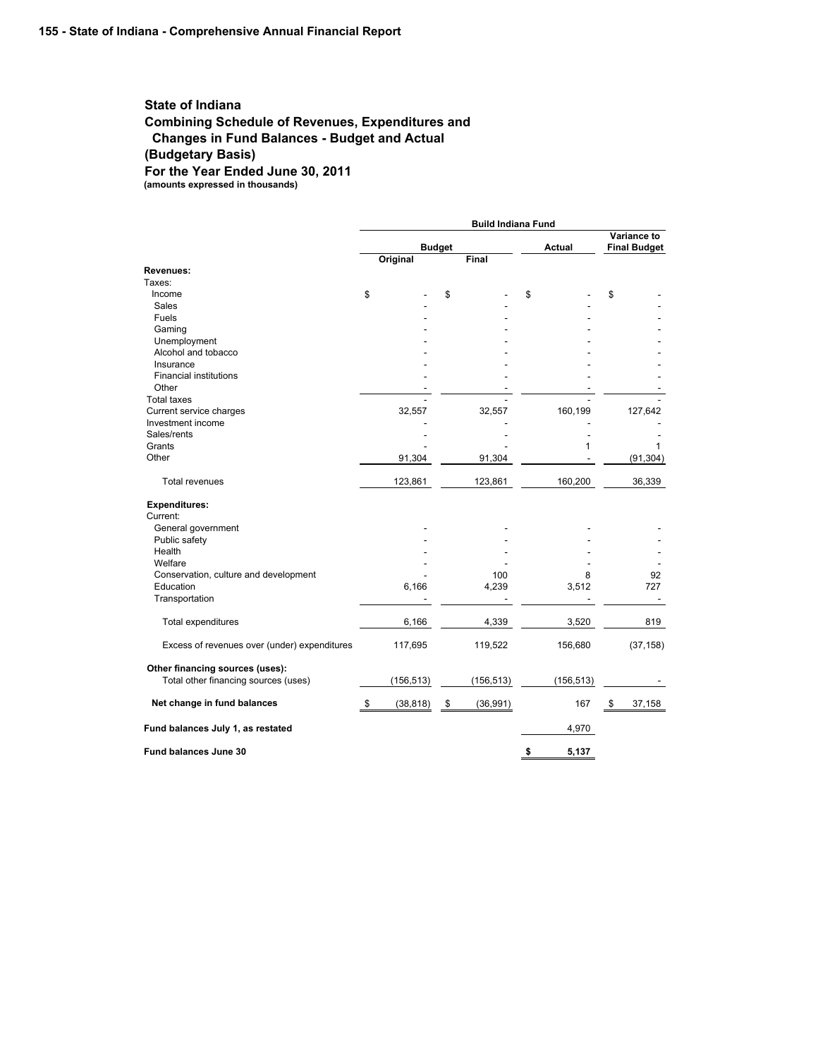## State of Indiana
## Combining Schedule of Revenues, Expenditures and Changes in Fund Balances - Budget and Actual
## (Budgetary Basis)
## For the Year Ended June 30, 2011

**(amounts expressed in thousands)**

| | Build Indiana Fund | | | |
|---|---|---|---|---|
| | Budget | | Actual | Variance to Final Budget |
| | Original | Final | | |
| **Revenues:** | | | | |
| Taxes: | | | | |
| Income | $ - | $ - | $ - | $ - |
| Sales | - | - | - | - |
| Fuels | - | - | - | - |
| Gaming | - | - | - | - |
| Unemployment | - | - | - | - |
| Alcohol and tobacco | - | - | - | - |
| Insurance | - | - | - | - |
| Financial institutions | - | - | - | - |
| Other | - | - | - | - |
| Total taxes | - | - | - | - |
| Current service charges | 32,557 | 32,557 | 160,199 | 127,642 |
| Investment income | - | - | - | - |
| Sales/rents | - | - | - | - |
| Grants | - | - | 1 | 1 |
| Other | 91,304 | 91,304 | - | (91,304) |
| Total revenues | 123,861 | 123,861 | 160,200 | 36,339 |
| **Expenditures:** | | | | |
| Current: | | | | |
| General government | - | - | - | - |
| Public safety | - | - | - | - |
| Health | - | - | - | - |
| Welfare | - | - | - | - |
| Conservation, culture and development | - | 100 | 8 | 92 |
| Education | 6,166 | 4,239 | 3,512 | 727 |
| Transportation | - | - | - | - |
| Total expenditures | 6,166 | 4,339 | 3,520 | 819 |
| Excess of revenues over (under) expenditures | 117,695 | 119,522 | 156,680 | (37,158) |
| **Other financing sources (uses):** | | | | |
| Total other financing sources (uses) | (156,513) | (156,513) | (156,513) | - |
| **Net change in fund balances** | $ (38,818) | $ (36,991) | 167 | $ 37,158 |
| **Fund balances July 1, as restated** | | | 4,970 | |
| **Fund balances June 30** | | | $ 5,137 | |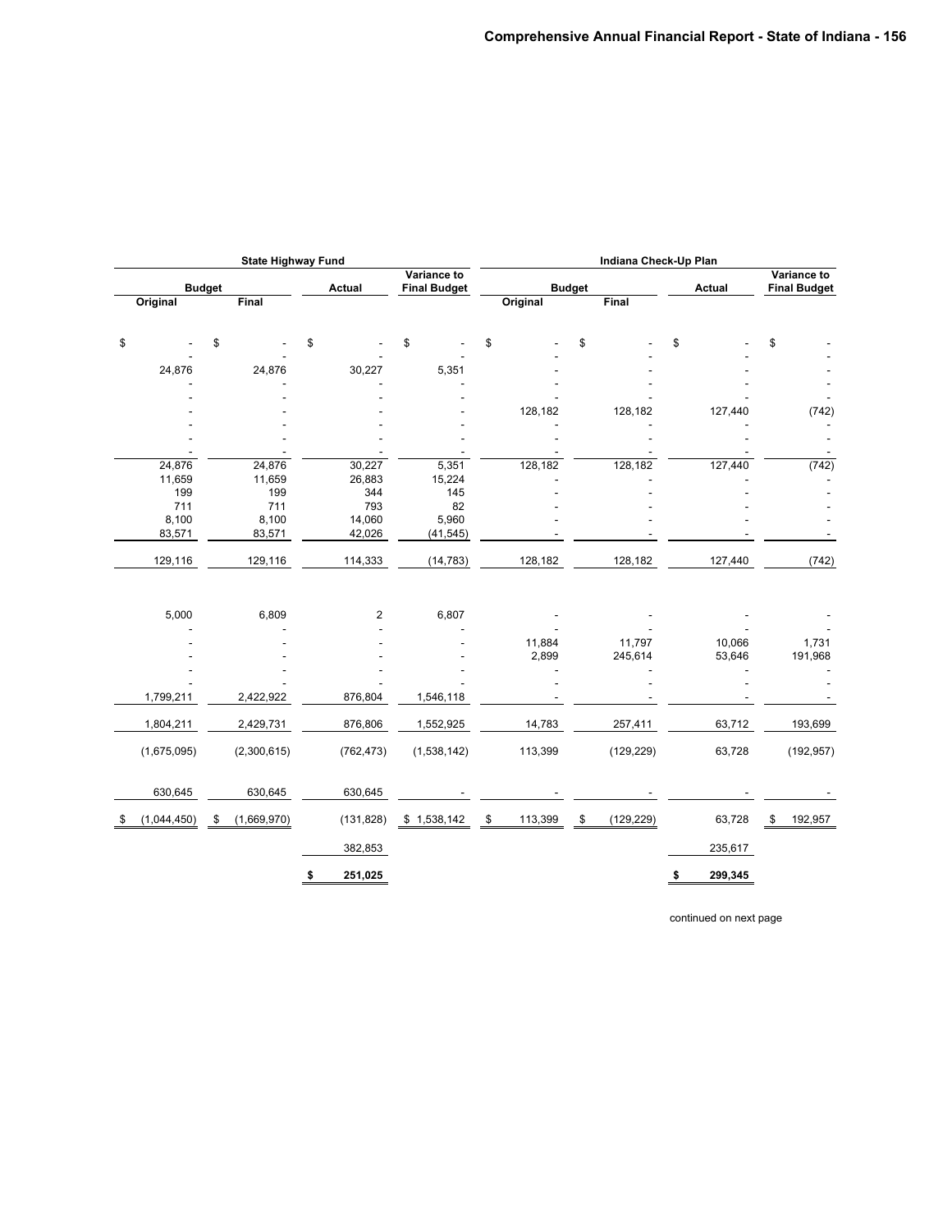| State Highway Fund | | | | Indiana Check-Up Plan | | | |
|---|---|---|---|---|---|---|---|
| Budget | | Actual | Variance to Final Budget | Budget | | Actual | Variance to Final Budget |
| Original | Final | | | Original | Final | | |
| $ - | $ - | $ - | $ - | $ - | $ - | $ - | $ - |
| - | - | - | - | - | - | - | - |
| 24,876 | 24,876 | 30,227 | 5,351 | - | - | - | - |
| - | - | - | - | - | - | - | - |
| - | - | - | - | - | - | - | - |
| - | - | - | - | 128,182 | 128,182 | 127,440 | (742) |
| - | - | - | - | - | - | - | - |
| - | - | - | - | - | - | - | - |
| - | - | - | - | - | - | - | - |
| 24,876 | 24,876 | 30,227 | 5,351 | 128,182 | 128,182 | 127,440 | (742) |
| 11,659 | 11,659 | 26,883 | 15,224 | - | - | - | - |
| 199 | 199 | 344 | 145 | - | - | - | - |
| 711 | 711 | 793 | 82 | - | - | - | - |
| 8,100 | 8,100 | 14,060 | 5,960 | - | - | - | - |
| 83,571 | 83,571 | 42,026 | (41,545) | - | - | - | - |
| 129,116 | 129,116 | 114,333 | (14,783) | 128,182 | 128,182 | 127,440 | (742) |
| | | | | | | | |
| 5,000 | 6,809 | 2 | 6,807 | - | - | - | - |
| - | - | - | - | - | - | - | - |
| - | - | - | - | 11,884 | 11,797 | 10,066 | 1,731 |
| - | - | - | - | 2,899 | 245,614 | 53,646 | 191,968 |
| - | - | - | - | - | - | - | - |
| - | - | - | - | - | - | - | - |
| 1,799,211 | 2,422,922 | 876,804 | 1,546,118 | - | - | - | - |
| 1,804,211 | 2,429,731 | 876,806 | 1,552,925 | 14,783 | 257,411 | 63,712 | 193,699 |
| (1,675,095) | (2,300,615) | (762,473) | (1,538,142) | 113,399 | (129,229) | 63,728 | (192,957) |
| 630,645 | 630,645 | 630,645 | - | - | - | - | - |
| $ (1,044,450) | $ (1,669,970) | (131,828) | $ 1,538,142 | $ 113,399 | $ (129,229) | 63,728 | $ 192,957 |
| | | 382,853 | | | | 235,617 | |
| | | $ 251,025 | | | | $ 299,345 | |

continued on next page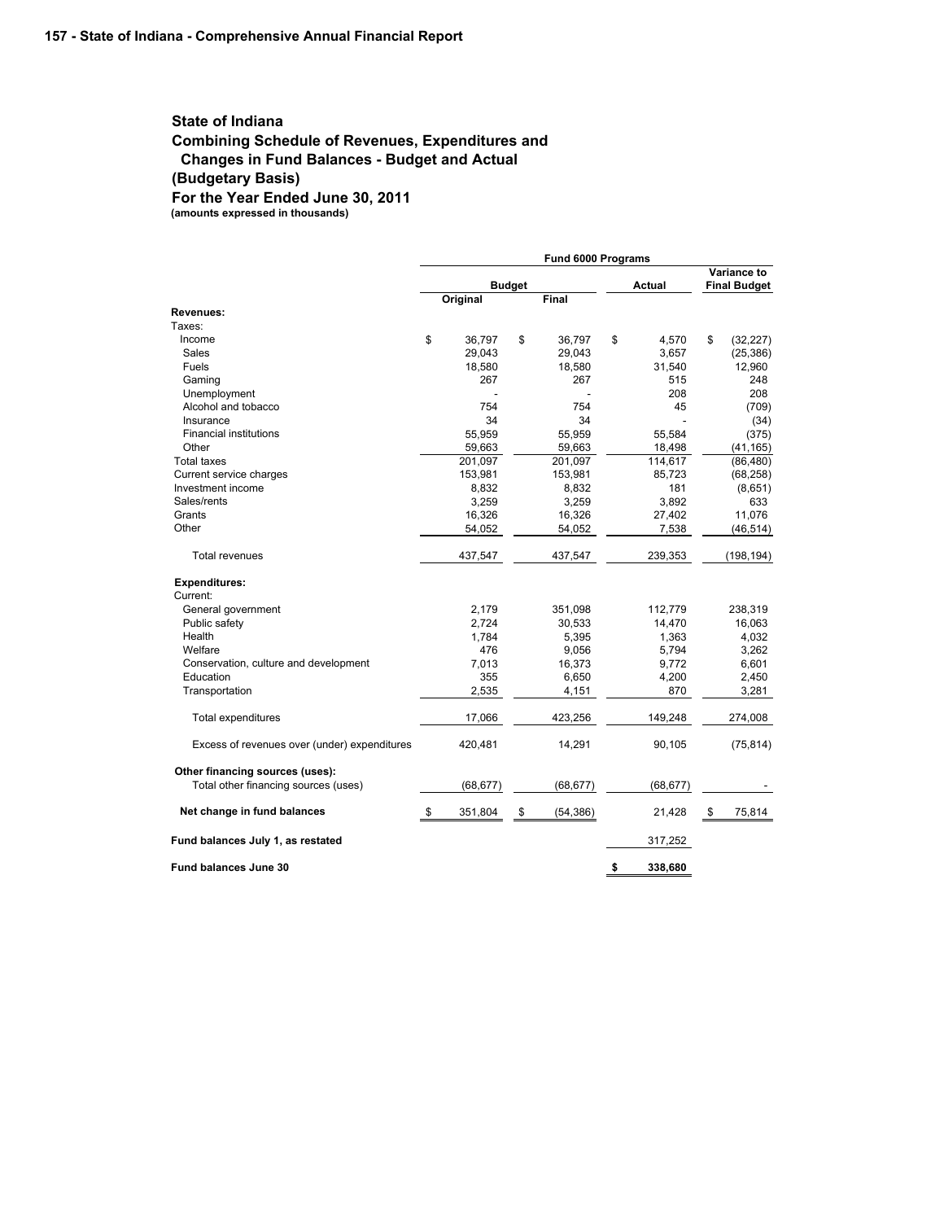## State of Indiana
## Combining Schedule of Revenues, Expenditures and Changes in Fund Balances - Budget and Actual (Budgetary Basis)
## For the Year Ended June 30, 2011
**(amounts expressed in thousands)**

| | Fund 6000 Programs | | | |
|---|---|---|---|---|
| | Budget | | Actual | Variance to Final Budget |
| | Original | Final | | |
| **Revenues:** | | | | |
| Taxes: | | | | |
| Income | $ 36,797 | $ 36,797 | $ 4,570 | $ (32,227) |
| Sales | 29,043 | 29,043 | 3,657 | (25,386) |
| Fuels | 18,580 | 18,580 | 31,540 | 12,960 |
| Gaming | 267 | 267 | 515 | 248 |
| Unemployment | - | - | 208 | 208 |
| Alcohol and tobacco | 754 | 754 | 45 | (709) |
| Insurance | 34 | 34 | - | (34) |
| Financial institutions | 55,959 | 55,959 | 55,584 | (375) |
| Other | 59,663 | 59,663 | 18,498 | (41,165) |
| Total taxes | 201,097 | 201,097 | 114,617 | (86,480) |
| Current service charges | 153,981 | 153,981 | 85,723 | (68,258) |
| Investment income | 8,832 | 8,832 | 181 | (8,651) |
| Sales/rents | 3,259 | 3,259 | 3,892 | 633 |
| Grants | 16,326 | 16,326 | 27,402 | 11,076 |
| Other | 54,052 | 54,052 | 7,538 | (46,514) |
| Total revenues | 437,547 | 437,547 | 239,353 | (198,194) |
| **Expenditures:** | | | | |
| Current: | | | | |
| General government | 2,179 | 351,098 | 112,779 | 238,319 |
| Public safety | 2,724 | 30,533 | 14,470 | 16,063 |
| Health | 1,784 | 5,395 | 1,363 | 4,032 |
| Welfare | 476 | 9,056 | 5,794 | 3,262 |
| Conservation, culture and development | 7,013 | 16,373 | 9,772 | 6,601 |
| Education | 355 | 6,650 | 4,200 | 2,450 |
| Transportation | 2,535 | 4,151 | 870 | 3,281 |
| Total expenditures | 17,066 | 423,256 | 149,248 | 274,008 |
| Excess of revenues over (under) expenditures | 420,481 | 14,291 | 90,105 | (75,814) |
| **Other financing sources (uses):** | | | | |
| Total other financing sources (uses) | (68,677) | (68,677) | (68,677) | - |
| **Net change in fund balances** | $ 351,804 | $ (54,386) | 21,428 | $ 75,814 |
| **Fund balances July 1, as restated** | | | 317,252 | |
| **Fund balances June 30** | | | $ 338,680 | |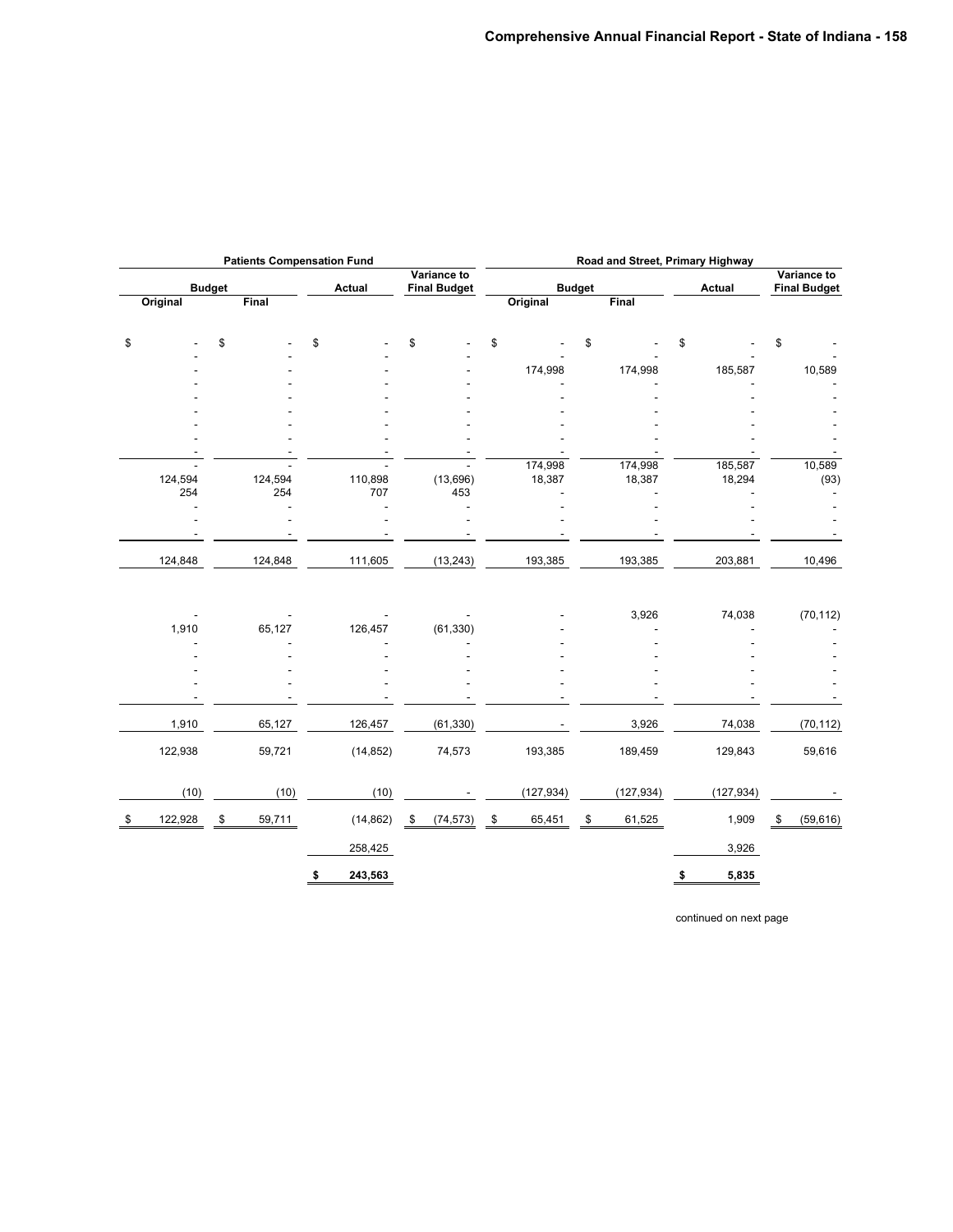| Patients Compensation Fund | | | | Road and Street, Primary Highway | | | |
|---|---|---|---|---|---|---|---|
| Budget | | Actual | Variance to Final Budget | Budget | | Actual | Variance to Final Budget |
| Original | Final | | | Original | Final | | |
| $ - | $ - | $ - | $ - | $ - | $ - | $ - | $ - |
| - | - | - | - | - | - | - | - |
| - | - | - | - | 174,998 | 174,998 | 185,587 | 10,589 |
| - | - | - | - | - | - | - | - |
| - | - | - | - | - | - | - | - |
| - | - | - | - | - | - | - | - |
| - | - | - | - | - | - | - | - |
| - | - | - | - | - | - | - | - |
| - | - | - | - | - | - | - | - |
| - | - | - | - | 174,998 | 174,998 | 185,587 | 10,589 |
| 124,594 | 124,594 | 110,898 | (13,696) | 18,387 | 18,387 | 18,294 | (93) |
| 254 | 254 | 707 | 453 | - | - | - | - |
| - | - | - | - | - | - | - | - |
| - | - | - | - | - | - | - | - |
| - | - | - | - | - | - | - | - |
| 124,848 | 124,848 | 111,605 | (13,243) | 193,385 | 193,385 | 203,881 | 10,496 |
| - | - | - | - | - | 3,926 | 74,038 | (70,112) |
| 1,910 | 65,127 | 126,457 | (61,330) | - | - | - | - |
| - | - | - | - | - | - | - | - |
| - | - | - | - | - | - | - | - |
| - | - | - | - | - | - | - | - |
| - | - | - | - | - | - | - | - |
| - | - | - | - | - | - | - | - |
| 1,910 | 65,127 | 126,457 | (61,330) | - | 3,926 | 74,038 | (70,112) |
| 122,938 | 59,721 | (14,852) | 74,573 | 193,385 | 189,459 | 129,843 | 59,616 |
| (10) | (10) | (10) | - | (127,934) | (127,934) | (127,934) | - |
| $ 122,928 | $ 59,711 | (14,862) | $ (74,573) | $ 65,451 | $ 61,525 | 1,909 | $ (59,616) |
| | | 258,425 | | | | 3,926 | |
| | | $ 243,563 | | | | $ 5,835 | |

continued on next page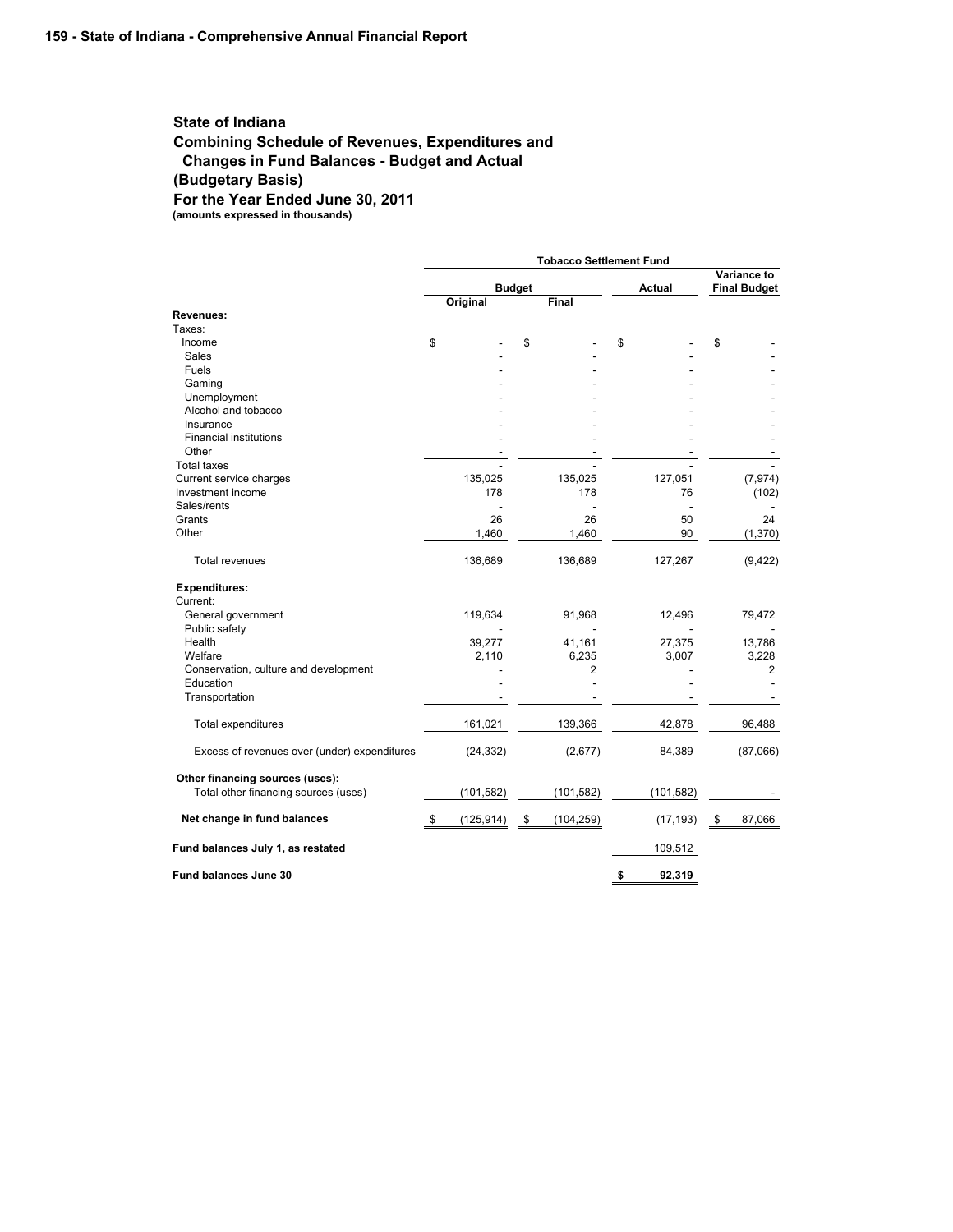## State of Indiana
## Combining Schedule of Revenues, Expenditures and Changes in Fund Balances - Budget and Actual
## (Budgetary Basis)
## For the Year Ended June 30, 2011
**(amounts expressed in thousands)**

| | Tobacco Settlement Fund | | | |
|---|---|---|---|---|
| | Budget | | Actual | Variance to Final Budget |
| | Original | Final | | |
| **Revenues:** | | | | |
| Taxes: | | | | |
| Income | $ - | $ - | $ - | $ - |
| Sales | - | - | - | - |
| Fuels | - | - | - | - |
| Gaming | - | - | - | - |
| Unemployment | - | - | - | - |
| Alcohol and tobacco | - | - | - | - |
| Insurance | - | - | - | - |
| Financial institutions | - | - | - | - |
| Other | - | - | - | - |
| Total taxes | - | - | - | - |
| Current service charges | 135,025 | 135,025 | 127,051 | (7,974) |
| Investment income | 178 | 178 | 76 | (102) |
| Sales/rents | - | - | - | - |
| Grants | 26 | 26 | 50 | 24 |
| Other | 1,460 | 1,460 | 90 | (1,370) |
| Total revenues | 136,689 | 136,689 | 127,267 | (9,422) |
| **Expenditures:** | | | | |
| Current: | | | | |
| General government | 119,634 | 91,968 | 12,496 | 79,472 |
| Public safety | - | - | - | - |
| Health | 39,277 | 41,161 | 27,375 | 13,786 |
| Welfare | 2,110 | 6,235 | 3,007 | 3,228 |
| Conservation, culture and development | - | 2 | - | 2 |
| Education | - | - | - | - |
| Transportation | - | - | - | - |
| Total expenditures | 161,021 | 139,366 | 42,878 | 96,488 |
| Excess of revenues over (under) expenditures | (24,332) | (2,677) | 84,389 | (87,066) |
| **Other financing sources (uses):** | | | | |
| Total other financing sources (uses) | (101,582) | (101,582) | (101,582) | - |
| **Net change in fund balances** | $ (125,914) | $ (104,259) | (17,193) | $ 87,066 |
| **Fund balances July 1, as restated** | | | 109,512 | |
| **Fund balances June 30** | | | **$ 92,319** | |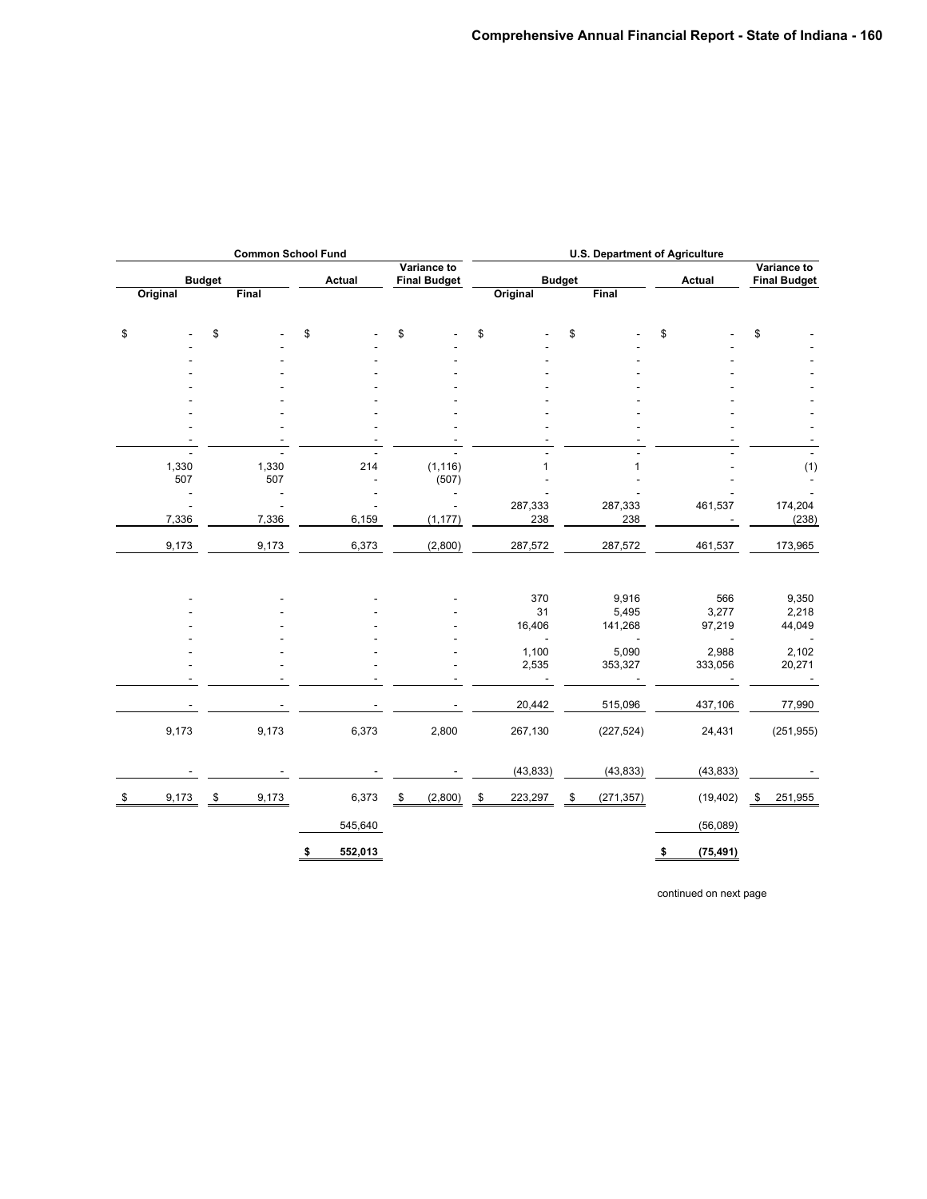| Common School Fund | | | | U.S. Department of Agriculture | | | |
|---|---|---|---|---|---|---|---|
| Budget | | Actual | Variance to Final Budget | Budget | | Actual | Variance to Final Budget |
| Original | Final | | | Original | Final | | |
| $ - | $ - | $ - | $ - | $ - | $ - | $ - | $ - |
| - | - | - | - | - | - | - | - |
| - | - | - | - | - | - | - | - |
| - | - | - | - | - | - | - | - |
| - | - | - | - | - | - | - | - |
| - | - | - | - | - | - | - | - |
| - | - | - | - | - | - | - | - |
| - | - | - | - | - | - | - | - |
| - | - | - | - | - | - | - | - |
| - | - | - | - | - | - | - | - |
| 1,330 | 1,330 | 214 | (1,116) | 1 | 1 | - | (1) |
| 507 | 507 | - | (507) | - | - | - | - |
| - | - | - | - | - | - | - | - |
| - | - | - | - | 287,333 | 287,333 | 461,537 | 174,204 |
| 7,336 | 7,336 | 6,159 | (1,177) | 238 | 238 | - | (238) |
| 9,173 | 9,173 | 6,373 | (2,800) | 287,572 | 287,572 | 461,537 | 173,965 |
| - | - | - | - | 370 | 9,916 | 566 | 9,350 |
| - | - | - | - | 31 | 5,495 | 3,277 | 2,218 |
| - | - | - | - | 16,406 | 141,268 | 97,219 | 44,049 |
| - | - | - | - | - | - | - | - |
| - | - | - | - | 1,100 | 5,090 | 2,988 | 2,102 |
| - | - | - | - | 2,535 | 353,327 | 333,056 | 20,271 |
| - | - | - | - | - | - | - | - |
| - | - | - | - | 20,442 | 515,096 | 437,106 | 77,990 |
| 9,173 | 9,173 | 6,373 | 2,800 | 267,130 | (227,524) | 24,431 | (251,955) |
| - | - | - | - | (43,833) | (43,833) | (43,833) | - |
| $ 9,173 | $ 9,173 | 6,373 | $ (2,800) | $ 223,297 | $ (271,357) | (19,402) | $ 251,955 |
| | | 545,640 | | | | (56,089) | |
| | | $ 552,013 | | | | $ (75,491) | |

continued on next page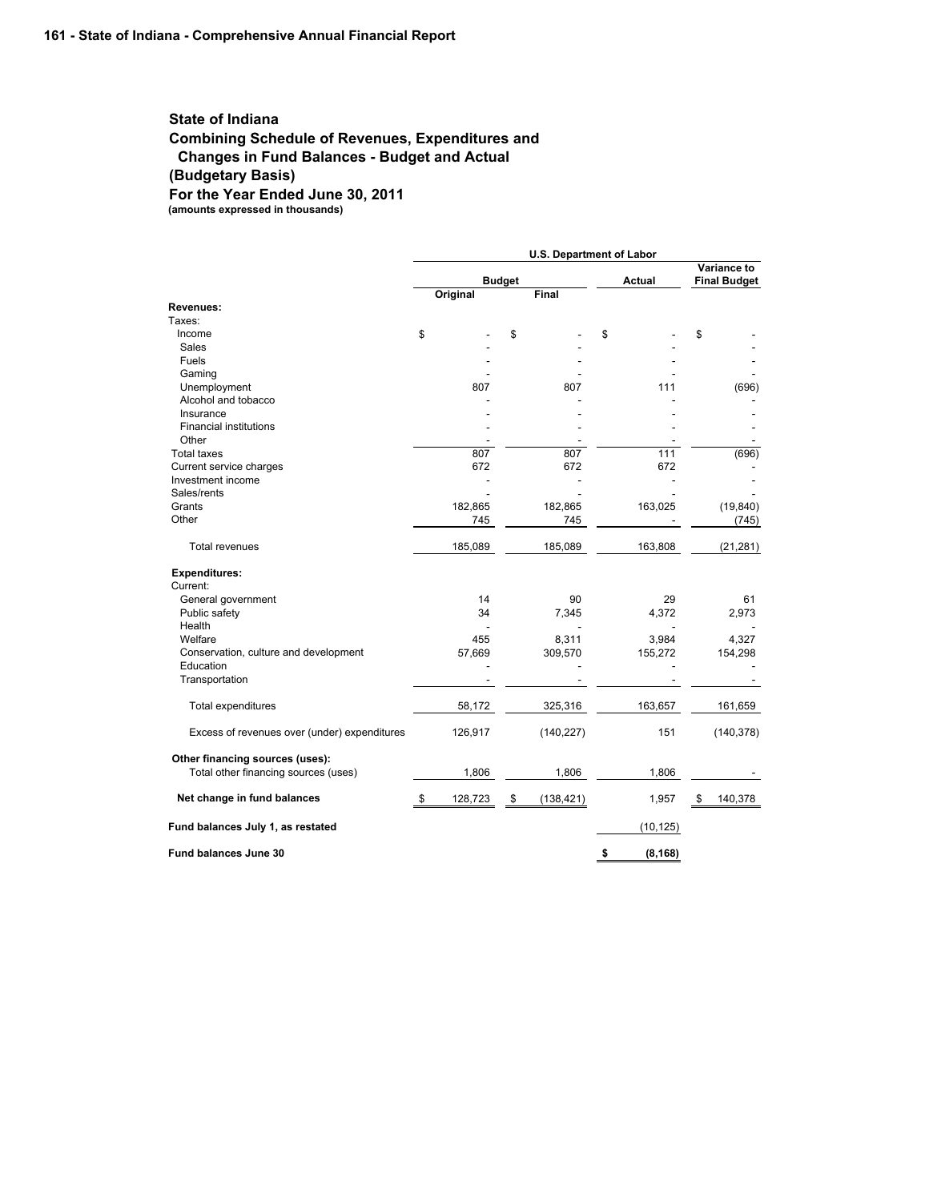## State of Indiana
## Combining Schedule of Revenues, Expenditures and Changes in Fund Balances - Budget and Actual
## (Budgetary Basis)
## For the Year Ended June 30, 2011
**(amounts expressed in thousands)**

| | U.S. Department of Labor | | | |
|---|---|---|---|---|
| | Budget | | Actual | Variance to Final Budget |
| | Original | Final | | |
| **Revenues:** | | | | |
| Taxes: | | | | |
| Income | $ - | $ - | $ - | $ - |
| Sales | - | - | - | - |
| Fuels | - | - | - | - |
| Gaming | - | - | - | - |
| Unemployment | 807 | 807 | 111 | (696) |
| Alcohol and tobacco | - | - | - | - |
| Insurance | - | - | - | - |
| Financial institutions | - | - | - | - |
| Other | - | - | - | - |
| Total taxes | 807 | 807 | 111 | (696) |
| Current service charges | 672 | 672 | 672 | - |
| Investment income | - | - | - | - |
| Sales/rents | - | - | - | - |
| Grants | 182,865 | 182,865 | 163,025 | (19,840) |
| Other | 745 | 745 | - | (745) |
| Total revenues | 185,089 | 185,089 | 163,808 | (21,281) |
| **Expenditures:** | | | | |
| Current: | | | | |
| General government | 14 | 90 | 29 | 61 |
| Public safety | 34 | 7,345 | 4,372 | 2,973 |
| Health | - | - | - | - |
| Welfare | 455 | 8,311 | 3,984 | 4,327 |
| Conservation, culture and development | 57,669 | 309,570 | 155,272 | 154,298 |
| Education | - | - | - | - |
| Transportation | - | - | - | - |
| Total expenditures | 58,172 | 325,316 | 163,657 | 161,659 |
| Excess of revenues over (under) expenditures | 126,917 | (140,227) | 151 | (140,378) |
| **Other financing sources (uses):** | | | | |
| Total other financing sources (uses) | 1,806 | 1,806 | 1,806 | - |
| **Net change in fund balances** | $ 128,723 | $ (138,421) | 1,957 | $ 140,378 |
| **Fund balances July 1, as restated** | | | (10,125) | |
| **Fund balances June 30** | | | **$ (8,168)** | |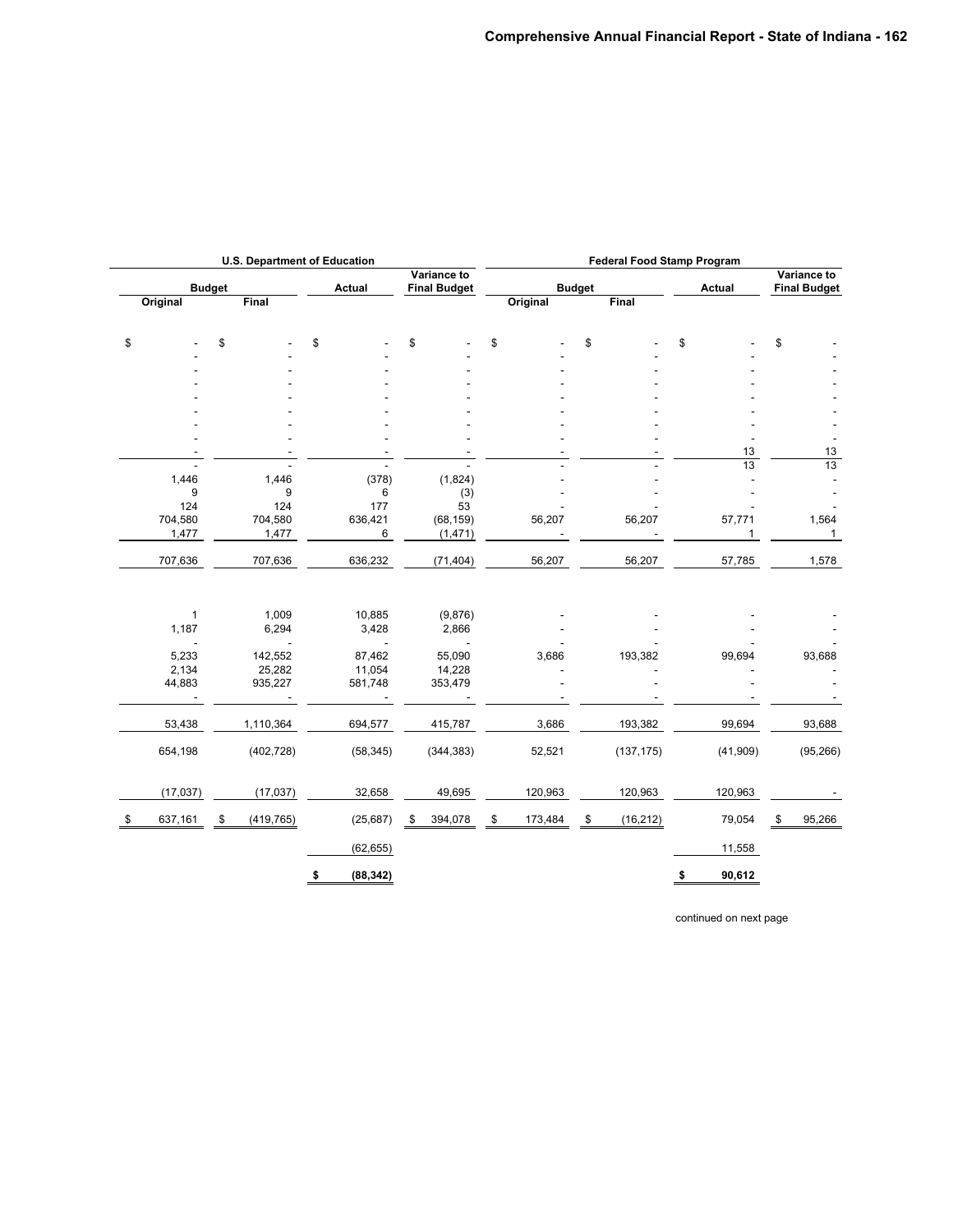| U.S. Department of Education | | | | Federal Food Stamp Program | | | |
|---|---|---|---|---|---|---|---|
| Budget | | Actual | Variance to Final Budget | Budget | | Actual | Variance to Final Budget |
| Original | Final | | | Original | Final | | |
| $ - | $ - | $ - | $ - | $ - | $ - | $ - | $ - |
| - | - | - | - | - | - | - | - |
| - | - | - | - | - | - | - | - |
| - | - | - | - | - | - | - | - |
| - | - | - | - | - | - | - | - |
| - | - | - | - | - | - | - | - |
| - | - | - | - | - | - | - | - |
| - | - | - | - | - | - | - | - |
| - | - | - | - | - | - | 13 | 13 |
| - | - | - | - | - | - | 13 | 13 |
| 1,446 | 1,446 | (378) | (1,824) | - | - | - | - |
| 9 | 9 | 6 | (3) | - | - | - | - |
| 124 | 124 | 177 | 53 | - | - | - | - |
| 704,580 | 704,580 | 636,421 | (68,159) | 56,207 | 56,207 | 57,771 | 1,564 |
| 1,477 | 1,477 | 6 | (1,471) | - | - | 1 | 1 |
| 707,636 | 707,636 | 636,232 | (71,404) | 56,207 | 56,207 | 57,785 | 1,578 |
| | | | | | | | |
| 1 | 1,009 | 10,885 | (9,876) | - | - | - | - |
| 1,187 | 6,294 | 3,428 | 2,866 | - | - | - | - |
| - | - | - | - | - | - | - | - |
| 5,233 | 142,552 | 87,462 | 55,090 | 3,686 | 193,382 | 99,694 | 93,688 |
| 2,134 | 25,282 | 11,054 | 14,228 | - | - | - | - |
| 44,883 | 935,227 | 581,748 | 353,479 | - | - | - | - |
| - | - | - | - | - | - | - | - |
| 53,438 | 1,110,364 | 694,577 | 415,787 | 3,686 | 193,382 | 99,694 | 93,688 |
| 654,198 | (402,728) | (58,345) | (344,383) | 52,521 | (137,175) | (41,909) | (95,266) |
| (17,037) | (17,037) | 32,658 | 49,695 | 120,963 | 120,963 | 120,963 | - |
| $ 637,161 | $ (419,765) | (25,687) | $ 394,078 | $ 173,484 | $ (16,212) | 79,054 | $ 95,266 |
| | | (62,655) | | | | 11,558 | |
| | | **$ (88,342)** | | | | **$ 90,612** | |

continued on next page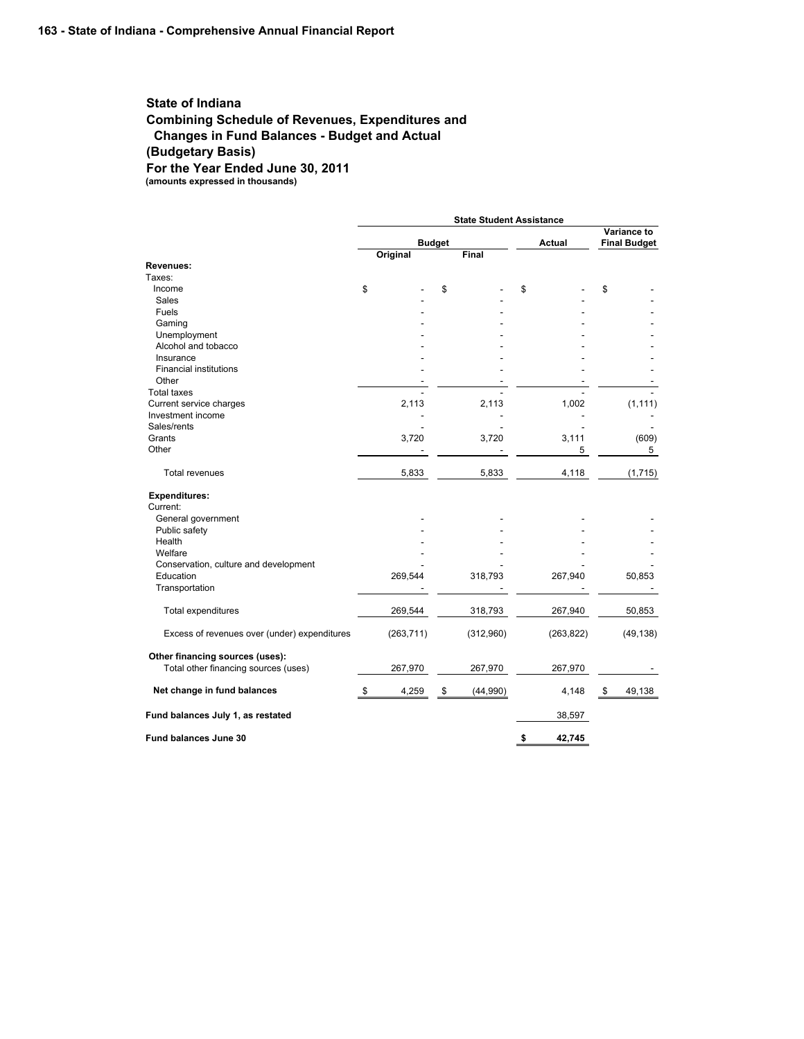# State of Indiana

## Combining Schedule of Revenues, Expenditures and Changes in Fund Balances - Budget and Actual (Budgetary Basis)

### For the Year Ended June 30, 2011

**(amounts expressed in thousands)**

| | State Student Assistance | | | |
|---|---|---|---|---|
| | Budget | | Actual | Variance to Final Budget |
| | Original | Final | | |
| **Revenues:** | | | | |
| Taxes: | | | | |
| Income | $ - | $ - | $ - | $ - |
| Sales | - | - | - | - |
| Fuels | - | - | - | - |
| Gaming | - | - | - | - |
| Unemployment | - | - | - | - |
| Alcohol and tobacco | - | - | - | - |
| Insurance | - | - | - | - |
| Financial institutions | - | - | - | - |
| Other | - | - | - | - |
| Total taxes | - | - | - | - |
| Current service charges | 2,113 | 2,113 | 1,002 | (1,111) |
| Investment income | - | - | - | - |
| Sales/rents | - | - | - | - |
| Grants | 3,720 | 3,720 | 3,111 | (609) |
| Other | - | - | 5 | 5 |
| Total revenues | 5,833 | 5,833 | 4,118 | (1,715) |
| **Expenditures:** | | | | |
| Current: | | | | |
| General government | - | - | - | - |
| Public safety | - | - | - | - |
| Health | - | - | - | - |
| Welfare | - | - | - | - |
| Conservation, culture and development | - | - | - | - |
| Education | 269,544 | 318,793 | 267,940 | 50,853 |
| Transportation | - | - | - | - |
| Total expenditures | 269,544 | 318,793 | 267,940 | 50,853 |
| Excess of revenues over (under) expenditures | (263,711) | (312,960) | (263,822) | (49,138) |
| **Other financing sources (uses):** | | | | |
| Total other financing sources (uses) | 267,970 | 267,970 | 267,970 | - |
| **Net change in fund balances** | $ 4,259 | $ (44,990) | 4,148 | $ 49,138 |
| **Fund balances July 1, as restated** | | | 38,597 | |
| **Fund balances June 30** | | | **$ 42,745** | |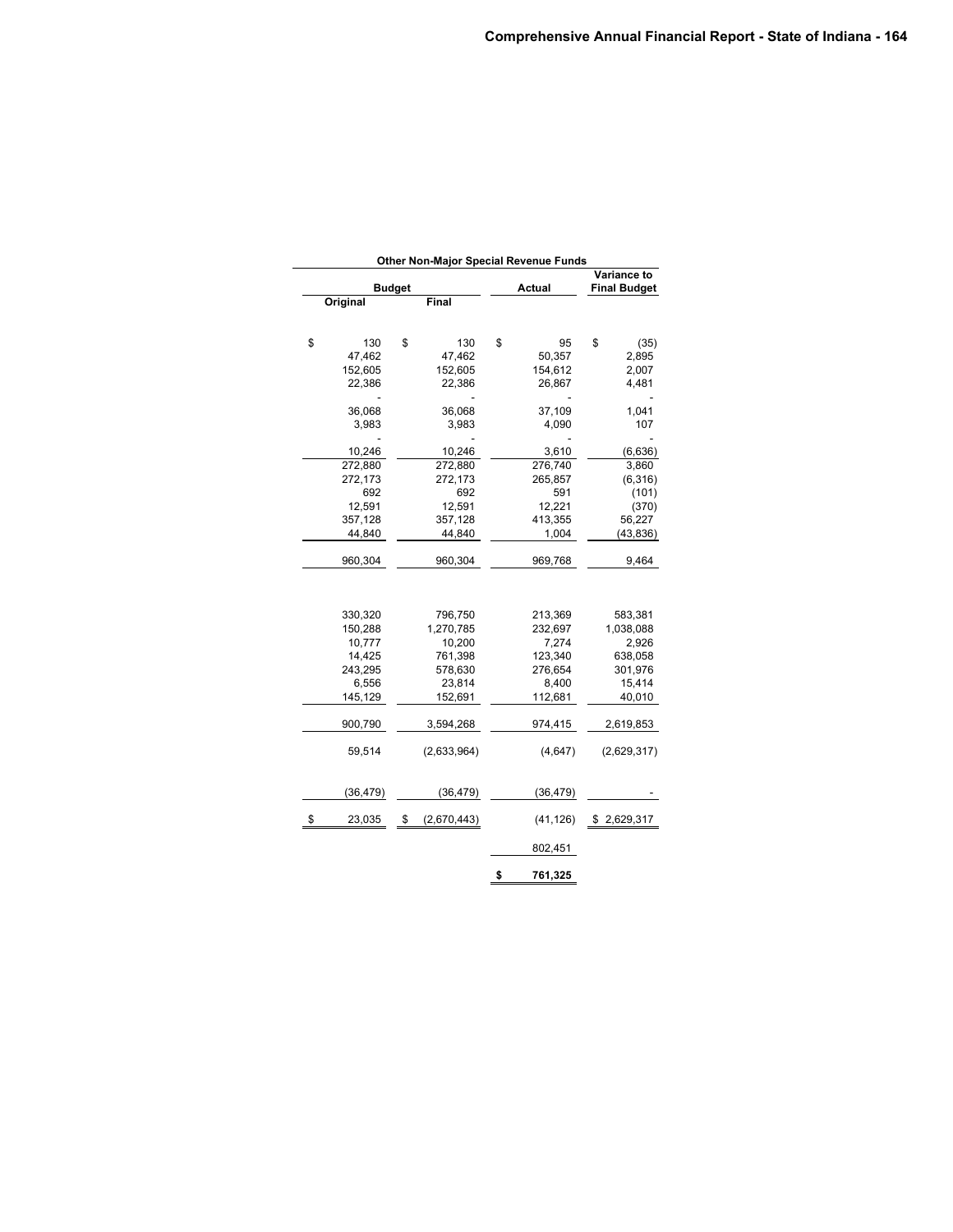| Other Non-Major Special Revenue Funds | | | |
|---|---|---|---|
| Budget | | Actual | Variance to Final Budget |
| Original | Final | | |
| $ 130 | $ 130 | $ 95 | $ (35) |
| 47,462 | 47,462 | 50,357 | 2,895 |
| 152,605 | 152,605 | 154,612 | 2,007 |
| 22,386 | 22,386 | 26,867 | 4,481 |
| - | - | - | - |
| 36,068 | 36,068 | 37,109 | 1,041 |
| 3,983 | 3,983 | 4,090 | 107 |
| - | - | - | - |
| 10,246 | 10,246 | 3,610 | (6,636) |
| 272,880 | 272,880 | 276,740 | 3,860 |
| 272,173 | 272,173 | 265,857 | (6,316) |
| 692 | 692 | 591 | (101) |
| 12,591 | 12,591 | 12,221 | (370) |
| 357,128 | 357,128 | 413,355 | 56,227 |
| 44,840 | 44,840 | 1,004 | (43,836) |
| 960,304 | 960,304 | 969,768 | 9,464 |
| | | | |
| 330,320 | 796,750 | 213,369 | 583,381 |
| 150,288 | 1,270,785 | 232,697 | 1,038,088 |
| 10,777 | 10,200 | 7,274 | 2,926 |
| 14,425 | 761,398 | 123,340 | 638,058 |
| 243,295 | 578,630 | 276,654 | 301,976 |
| 6,556 | 23,814 | 8,400 | 15,414 |
| 145,129 | 152,691 | 112,681 | 40,010 |
| 900,790 | 3,594,268 | 974,415 | 2,619,853 |
| 59,514 | (2,633,964) | (4,647) | (2,629,317) |
| | | | |
| (36,479) | (36,479) | (36,479) | - |
| $ 23,035 | $ (2,670,443) | (41,126) | $ 2,629,317 |
| | | 802,451 | |
| | | **$ 761,325** | |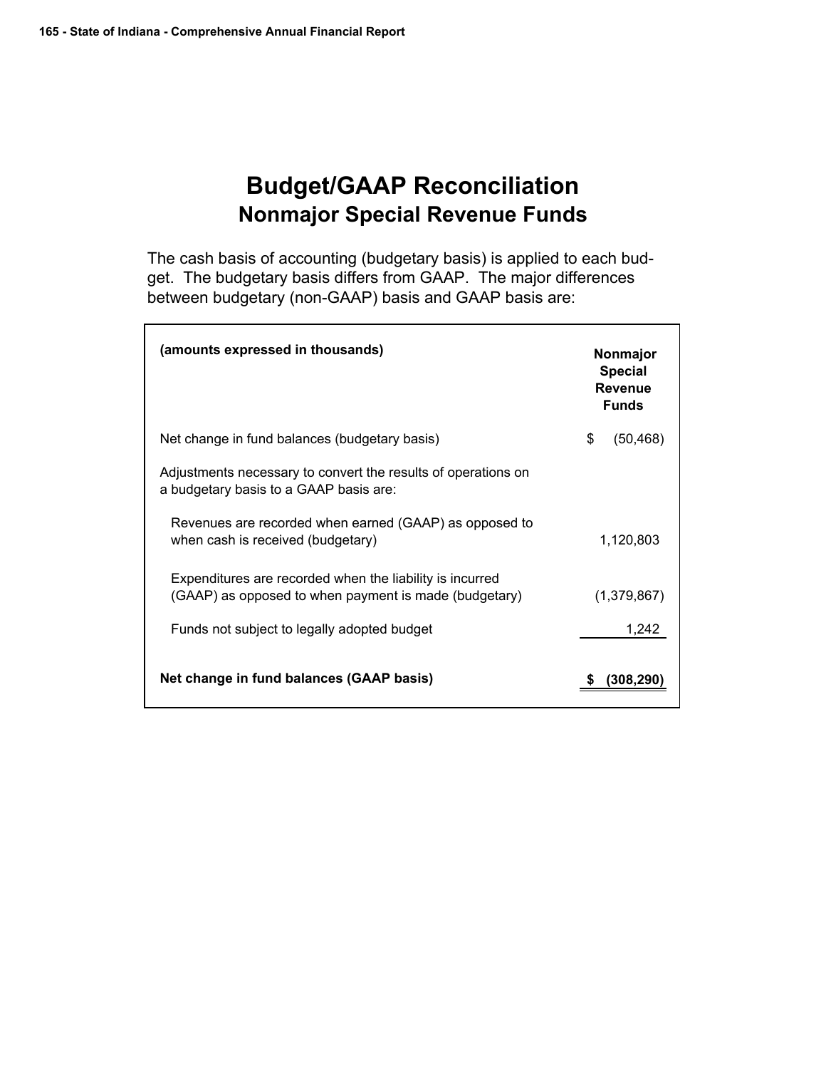# Budget/GAAP Reconciliation
## Nonmajor Special Revenue Funds

The cash basis of accounting (budgetary basis) is applied to each budget. The budgetary basis differs from GAAP. The major differences between budgetary (non-GAAP) basis and GAAP basis are:

| (amounts expressed in thousands) | Nonmajor Special Revenue Funds |
|---|---|
| Net change in fund balances (budgetary basis) | $ (50,468) |
| Adjustments necessary to convert the results of operations on a budgetary basis to a GAAP basis are: | |
| Revenues are recorded when earned (GAAP) as opposed to when cash is received (budgetary) | 1,120,803 |
| Expenditures are recorded when the liability is incurred (GAAP) as opposed to when payment is made (budgetary) | (1,379,867) |
| Funds not subject to legally adopted budget | 1,242 |
| **Net change in fund balances (GAAP basis)** | **$ (308,290)** |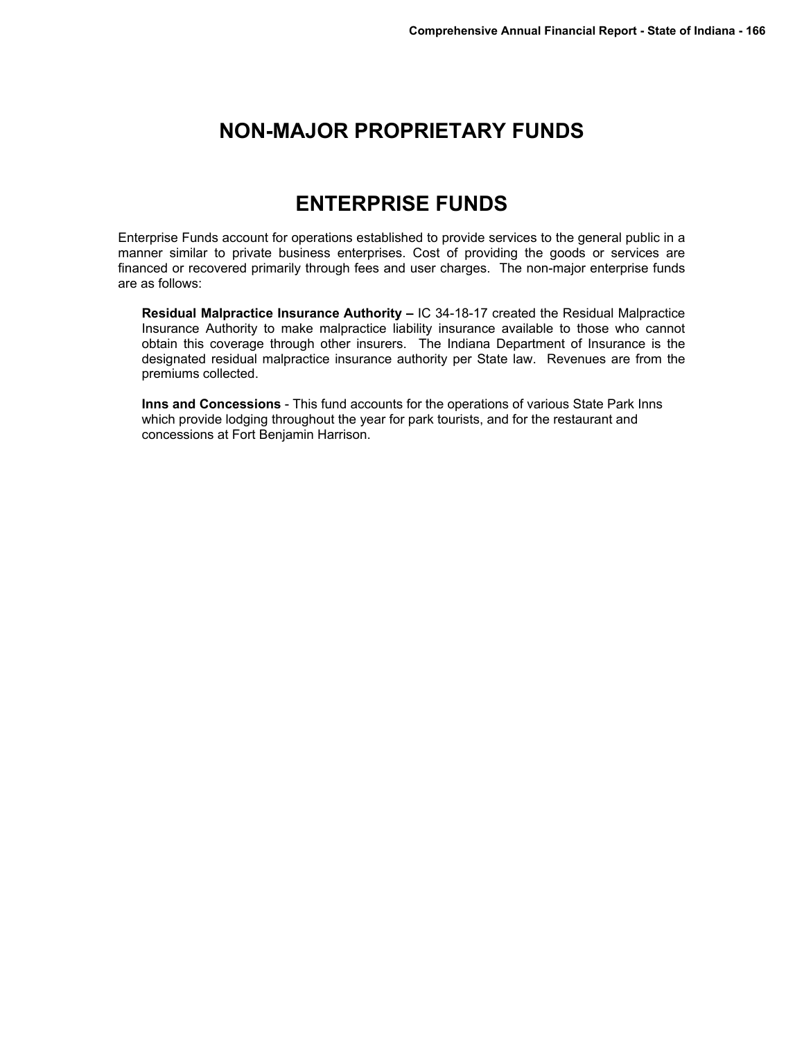# NON-MAJOR PROPRIETARY FUNDS

# ENTERPRISE FUNDS

Enterprise Funds account for operations established to provide services to the general public in a manner similar to private business enterprises. Cost of providing the goods or services are financed or recovered primarily through fees and user charges. The non-major enterprise funds are as follows:

**Residual Malpractice Insurance Authority –** IC 34-18-17 created the Residual Malpractice Insurance Authority to make malpractice liability insurance available to those who cannot obtain this coverage through other insurers. The Indiana Department of Insurance is the designated residual malpractice insurance authority per State law. Revenues are from the premiums collected.

**Inns and Concessions** - This fund accounts for the operations of various State Park Inns which provide lodging throughout the year for park tourists, and for the restaurant and concessions at Fort Benjamin Harrison.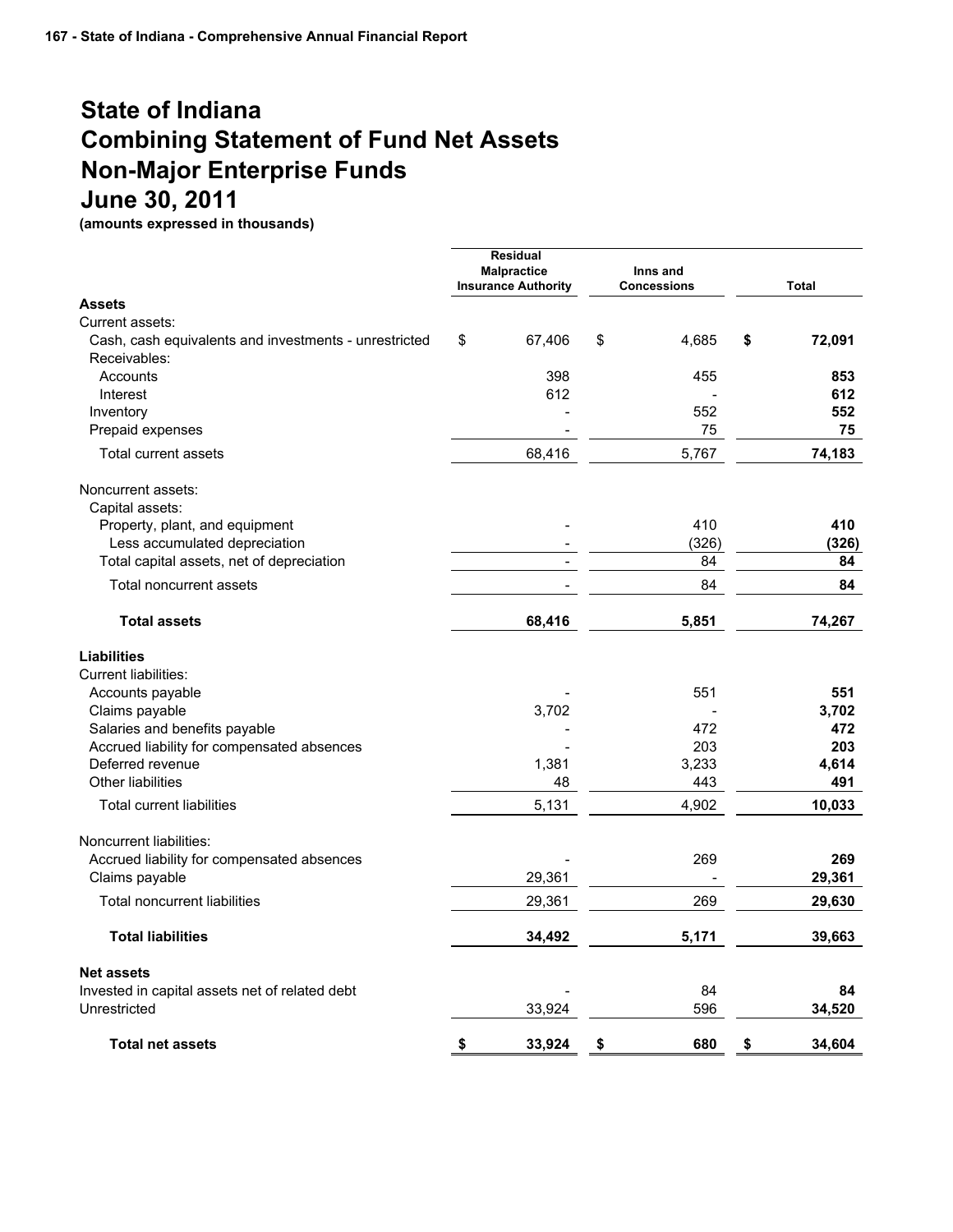# State of Indiana
# Combining Statement of Fund Net Assets
# Non-Major Enterprise Funds
# June 30, 2011

**(amounts expressed in thousands)**

| | Residual Malpractice Insurance Authority | Inns and Concessions | Total |
|---|---|---|---|
| **Assets** | | | |
| Current assets: | | | |
| Cash, cash equivalents and investments - unrestricted | $ 67,406 | $ 4,685 | **$ 72,091** |
| Receivables: | | | |
| Accounts | 398 | 455 | **853** |
| Interest | 612 | - | **612** |
| Inventory | - | 552 | **552** |
| Prepaid expenses | - | 75 | **75** |
| Total current assets | 68,416 | 5,767 | **74,183** |
| Noncurrent assets: | | | |
| Capital assets: | | | |
| Property, plant, and equipment | - | 410 | **410** |
| Less accumulated depreciation | - | (326) | **(326)** |
| Total capital assets, net of depreciation | - | 84 | **84** |
| Total noncurrent assets | - | 84 | **84** |
| **Total assets** | **68,416** | **5,851** | **74,267** |
| **Liabilities** | | | |
| Current liabilities: | | | |
| Accounts payable | - | 551 | **551** |
| Claims payable | 3,702 | - | **3,702** |
| Salaries and benefits payable | - | 472 | **472** |
| Accrued liability for compensated absences | - | 203 | **203** |
| Deferred revenue | 1,381 | 3,233 | **4,614** |
| Other liabilities | 48 | 443 | **491** |
| Total current liabilities | 5,131 | 4,902 | **10,033** |
| Noncurrent liabilities: | | | |
| Accrued liability for compensated absences | - | 269 | **269** |
| Claims payable | 29,361 | - | **29,361** |
| Total noncurrent liabilities | 29,361 | 269 | **29,630** |
| **Total liabilities** | **34,492** | **5,171** | **39,663** |
| **Net assets** | | | |
| Invested in capital assets net of related debt | - | 84 | **84** |
| Unrestricted | 33,924 | 596 | **34,520** |
| **Total net assets** | **$ 33,924** | **$ 680** | **$ 34,604** |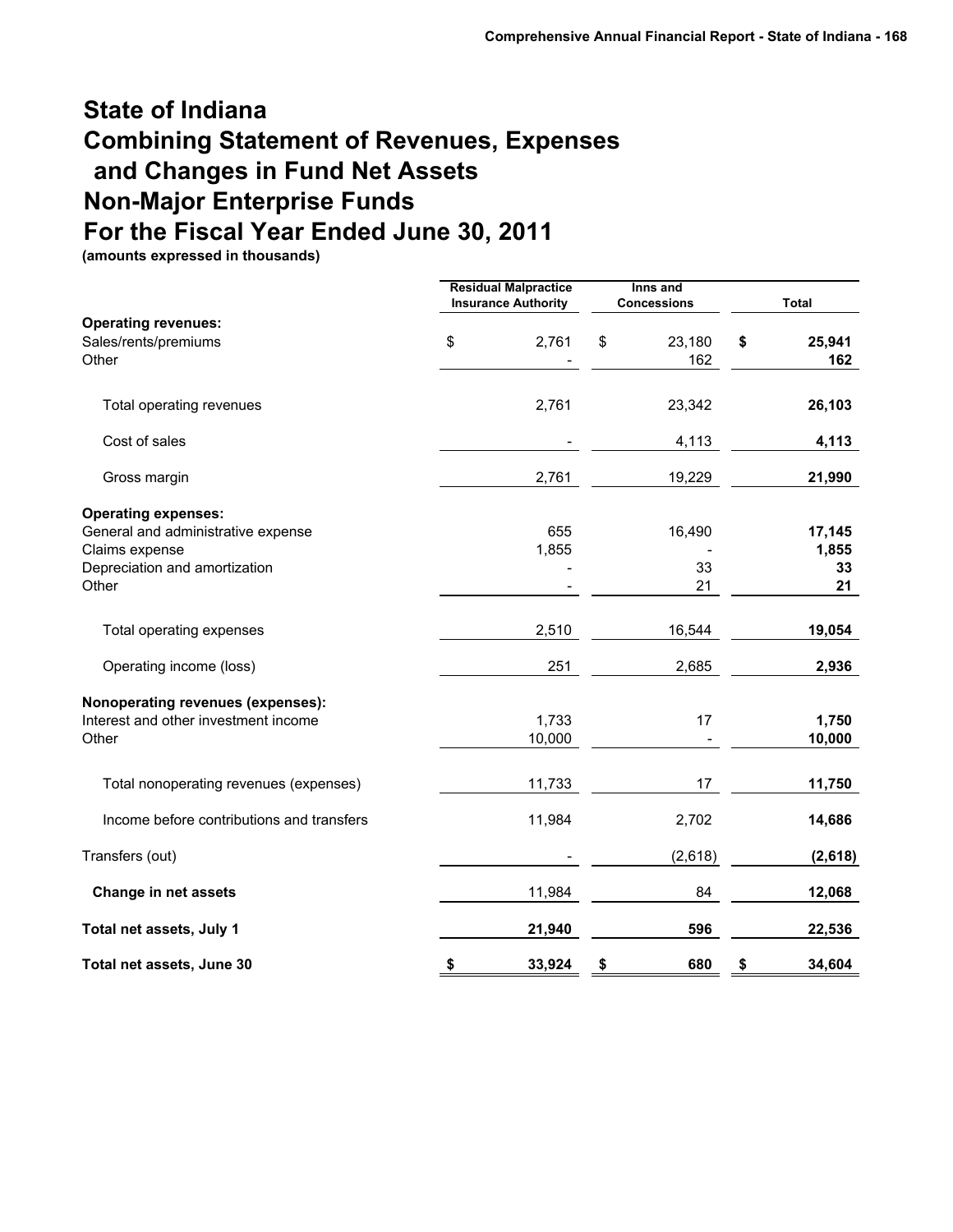# State of Indiana
# Combining Statement of Revenues, Expenses and Changes in Fund Net Assets
# Non-Major Enterprise Funds
# For the Fiscal Year Ended June 30, 2011

**(amounts expressed in thousands)**

| | Residual Malpractice Insurance Authority | Inns and Concessions | Total |
|---|---|---|---|
| **Operating revenues:** | | | |
| Sales/rents/premiums | $ 2,761 | $ 23,180 | **$ 25,941** |
| Other | - | 162 | **162** |
| Total operating revenues | 2,761 | 23,342 | **26,103** |
| Cost of sales | - | 4,113 | **4,113** |
| Gross margin | 2,761 | 19,229 | **21,990** |
| **Operating expenses:** | | | |
| General and administrative expense | 655 | 16,490 | **17,145** |
| Claims expense | 1,855 | - | **1,855** |
| Depreciation and amortization | - | 33 | **33** |
| Other | - | 21 | **21** |
| Total operating expenses | 2,510 | 16,544 | **19,054** |
| Operating income (loss) | 251 | 2,685 | **2,936** |
| **Nonoperating revenues (expenses):** | | | |
| Interest and other investment income | 1,733 | 17 | **1,750** |
| Other | 10,000 | - | **10,000** |
| Total nonoperating revenues (expenses) | 11,733 | 17 | **11,750** |
| Income before contributions and transfers | 11,984 | 2,702 | **14,686** |
| Transfers (out) | - | (2,618) | **(2,618)** |
| **Change in net assets** | 11,984 | 84 | **12,068** |
| **Total net assets, July 1** | **21,940** | **596** | **22,536** |
| **Total net assets, June 30** | **$ 33,924** | **$ 680** | **$ 34,604** |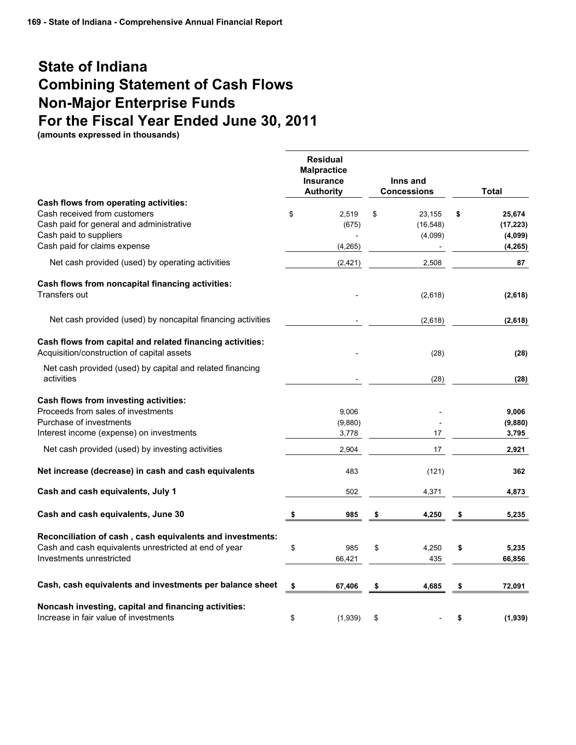# State of Indiana
# Combining Statement of Cash Flows
# Non-Major Enterprise Funds
# For the Fiscal Year Ended June 30, 2011

**(amounts expressed in thousands)**

| | Residual Malpractice Insurance Authority | Inns and Concessions | Total |
|---|---|---|---|
| **Cash flows from operating activities:** | | | |
| Cash received from customers | $ 2,519 | $ 23,155 | **$ 25,674** |
| Cash paid for general and administrative | (675) | (16,548) | **(17,223)** |
| Cash paid to suppliers | - | (4,099) | **(4,099)** |
| Cash paid for claims expense | (4,265) | - | **(4,265)** |
| Net cash provided (used) by operating activities | (2,421) | 2,508 | **87** |
| **Cash flows from noncapital financing activities:** | | | |
| Transfers out | - | (2,618) | **(2,618)** |
| Net cash provided (used) by noncapital financing activities | - | (2,618) | **(2,618)** |
| **Cash flows from capital and related financing activities:** | | | |
| Acquisition/construction of capital assets | - | (28) | **(28)** |
| Net cash provided (used) by capital and related financing activities | - | (28) | **(28)** |
| **Cash flows from investing activities:** | | | |
| Proceeds from sales of investments | 9,006 | - | **9,006** |
| Purchase of investments | (9,880) | - | **(9,880)** |
| Interest income (expense) on investments | 3,778 | 17 | **3,795** |
| Net cash provided (used) by investing activities | 2,904 | 17 | **2,921** |
| **Net increase (decrease) in cash and cash equivalents** | 483 | (121) | **362** |
| **Cash and cash equivalents, July 1** | 502 | 4,371 | **4,873** |
| **Cash and cash equivalents, June 30** | **$ 985** | **$ 4,250** | **$ 5,235** |
| **Reconciliation of cash , cash equivalents and investments:** | | | |
| Cash and cash equivalents unrestricted at end of year | $ 985 | $ 4,250 | **$ 5,235** |
| Investments unrestricted | 66,421 | 435 | **66,856** |
| **Cash, cash equivalents and investments per balance sheet** | **$ 67,406** | **$ 4,685** | **$ 72,091** |
| **Noncash investing, capital and financing activities:** | | | |
| Increase in fair value of investments | $ (1,939) | $ - | **$ (1,939)** |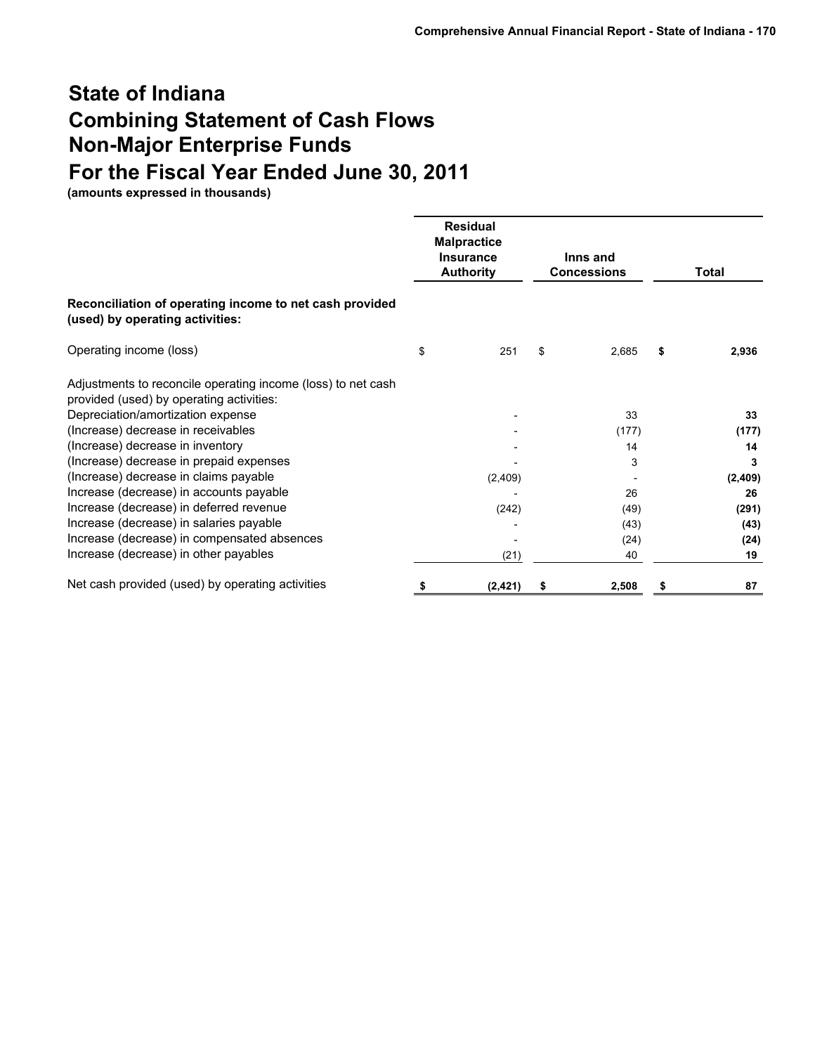# State of Indiana
# Combining Statement of Cash Flows
# Non-Major Enterprise Funds
# For the Fiscal Year Ended June 30, 2011

**(amounts expressed in thousands)**

| | Residual Malpractice Insurance Authority | Inns and Concessions | Total |
|---|---|---|---|
| **Reconciliation of operating income to net cash provided (used) by operating activities:** | | | |
| Operating income (loss) | $ 251 | $ 2,685 | **$ 2,936** |
| Adjustments to reconcile operating income (loss) to net cash provided (used) by operating activities: | | | |
| Depreciation/amortization expense | - | 33 | **33** |
| (Increase) decrease in receivables | - | (177) | **(177)** |
| (Increase) decrease in inventory | - | 14 | **14** |
| (Increase) decrease in prepaid expenses | - | 3 | **3** |
| (Increase) decrease in claims payable | (2,409) | - | **(2,409)** |
| Increase (decrease) in accounts payable | - | 26 | **26** |
| Increase (decrease) in deferred revenue | (242) | (49) | **(291)** |
| Increase (decrease) in salaries payable | - | (43) | **(43)** |
| Increase (decrease) in compensated absences | - | (24) | **(24)** |
| Increase (decrease) in other payables | (21) | 40 | **19** |
| Net cash provided (used) by operating activities | **$ (2,421)** | **$ 2,508** | **$ 87** |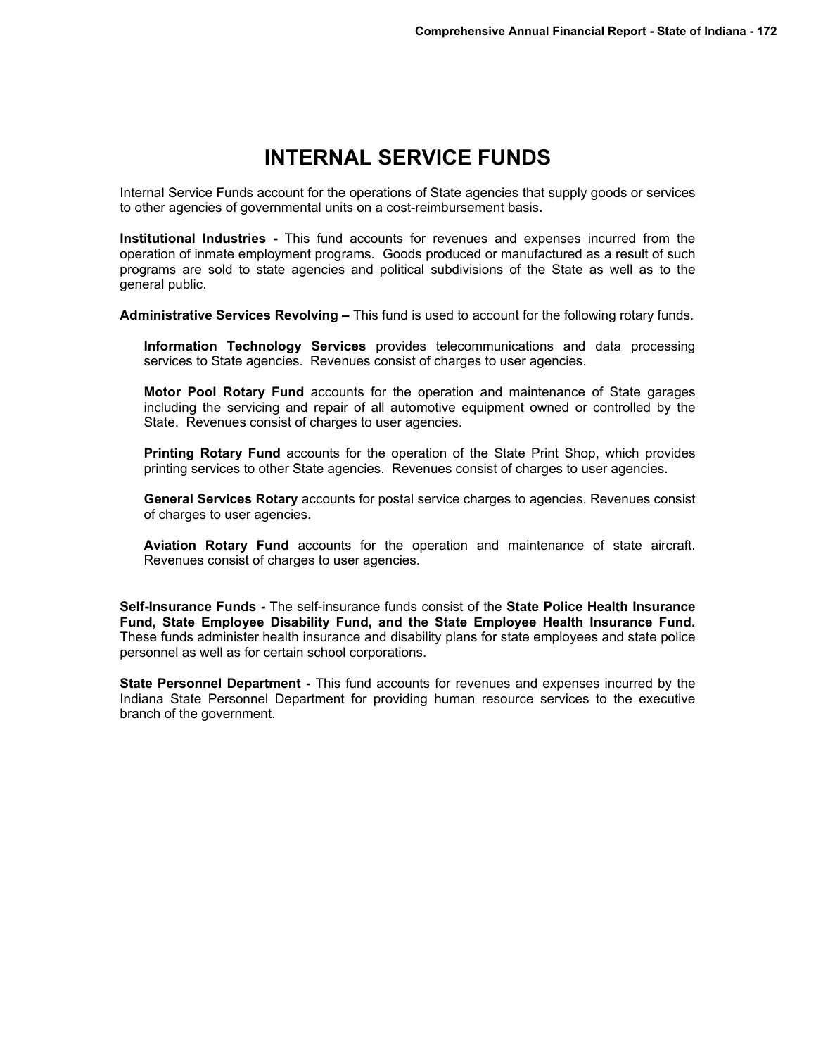# INTERNAL SERVICE FUNDS

Internal Service Funds account for the operations of State agencies that supply goods or services to other agencies of governmental units on a cost-reimbursement basis.

**Institutional Industries -** This fund accounts for revenues and expenses incurred from the operation of inmate employment programs. Goods produced or manufactured as a result of such programs are sold to state agencies and political subdivisions of the State as well as to the general public.

**Administrative Services Revolving –** This fund is used to account for the following rotary funds.

> **Information Technology Services** provides telecommunications and data processing services to State agencies. Revenues consist of charges to user agencies.
>
> **Motor Pool Rotary Fund** accounts for the operation and maintenance of State garages including the servicing and repair of all automotive equipment owned or controlled by the State. Revenues consist of charges to user agencies.
>
> **Printing Rotary Fund** accounts for the operation of the State Print Shop, which provides printing services to other State agencies. Revenues consist of charges to user agencies.
>
> **General Services Rotary** accounts for postal service charges to agencies. Revenues consist of charges to user agencies.
>
> **Aviation Rotary Fund** accounts for the operation and maintenance of state aircraft. Revenues consist of charges to user agencies.

**Self-Insurance Funds -** The self-insurance funds consist of the **State Police Health Insurance Fund, State Employee Disability Fund, and the State Employee Health Insurance Fund.** These funds administer health insurance and disability plans for state employees and state police personnel as well as for certain school corporations.

**State Personnel Department -** This fund accounts for revenues and expenses incurred by the Indiana State Personnel Department for providing human resource services to the executive branch of the government.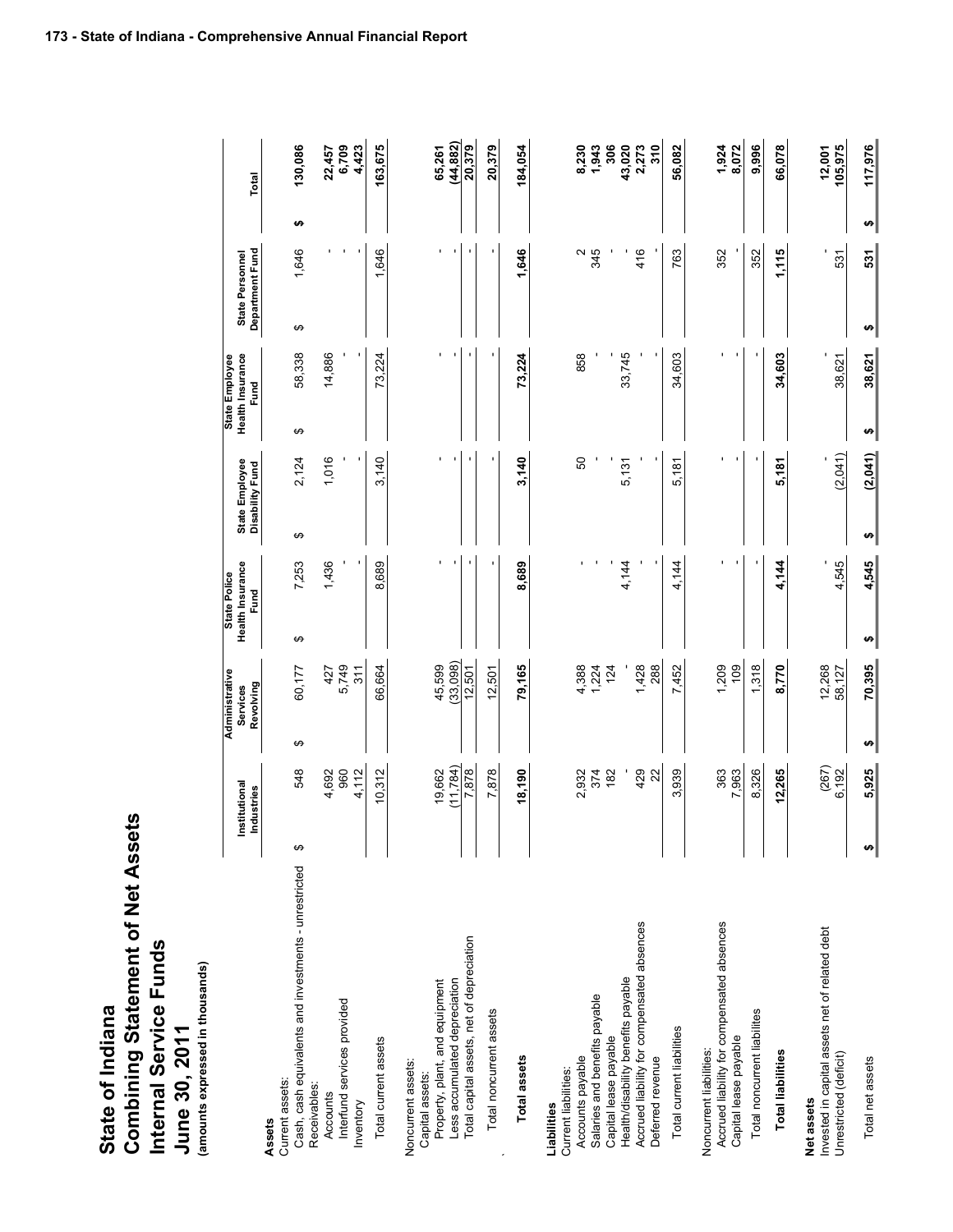# State of Indiana
## Combining Statement of Net Assets
## Internal Service Funds
## June 30, 2011
(amounts expressed in thousands)

| | Institutional Industries | Administrative Services Revolving | State Police Health Insurance Fund | State Employee Disability Fund | State Employee Health Insurance Fund | State Personnel Department Fund | Total |
|---|---|---|---|---|---|---|---|
| **Assets** | | | | | | | |
| Current assets: | | | | | | | |
| Cash, cash equivalents and investments - unrestricted | $ 548 | $ 60,177 | $ 7,253 | $ 2,124 | $ 58,338 | $ 1,646 | $ 130,086 |
| Receivables: | | | | | | | |
| Accounts | 4,692 | 427 | 1,436 | 1,016 | 14,886 | - | 22,457 |
| Interfund services provided | 960 | 5,749 | - | - | - | - | 6,709 |
| Inventory | 4,112 | 311 | - | - | - | - | 4,423 |
| Total current assets | 10,312 | 66,664 | 8,689 | 3,140 | 73,224 | 1,646 | 163,675 |
| Noncurrent assets: | | | | | | | |
| Capital assets: | | | | | | | |
| Property, plant, and equipment | 19,662 | 45,599 | - | - | - | - | 65,261 |
| Less accumulated depreciation | (11,784) | (33,098) | - | - | - | - | (44,882) |
| Total capital assets, net of depreciation | 7,878 | 12,501 | - | - | - | - | 20,379 |
| Total noncurrent assets | 7,878 | 12,501 | - | - | - | - | 20,379 |
| **Total assets** | **18,190** | **79,165** | **8,689** | **3,140** | **73,224** | **1,646** | **184,054** |
| **Liabilities** | | | | | | | |
| Current liabilities: | | | | | | | |
| Accounts payable | 2,932 | 4,388 | - | 50 | 858 | 2 | 8,230 |
| Salaries and benefits payable | 374 | 1,224 | - | - | - | 345 | 1,943 |
| Capital lease payable | 182 | 124 | - | - | - | - | 306 |
| Health/disability benefits payable | - | - | 4,144 | 5,131 | 33,745 | - | 43,020 |
| Accrued liability for compensated absences | 429 | 1,428 | - | - | - | 416 | 2,273 |
| Deferred revenue | 22 | 288 | - | - | - | - | 310 |
| Total current liabilities | 3,939 | 7,452 | 4,144 | 5,181 | 34,603 | 763 | 56,082 |
| Noncurrent liabilities: | | | | | | | |
| Accrued liability for compensated absences | 363 | 1,209 | - | - | - | 352 | 1,924 |
| Capital lease payable | 7,963 | 109 | - | - | - | - | 8,072 |
| Total noncurrent liabilities | 8,326 | 1,318 | - | - | - | 352 | 9,996 |
| **Total liabilities** | **12,265** | **8,770** | **4,144** | **5,181** | **34,603** | **1,115** | **66,078** |
| **Net assets** | | | | | | | |
| Invested in capital assets net of related debt | (267) | 12,268 | - | - | - | - | 12,001 |
| Unrestricted (deficit) | 6,192 | 58,127 | 4,545 | (2,041) | 38,621 | 531 | 105,975 |
| Total net assets | **$ 5,925** | **$ 70,395** | **$ 4,545** | **$ (2,041)** | **$ 38,621** | **$ 531** | **$ 117,976** |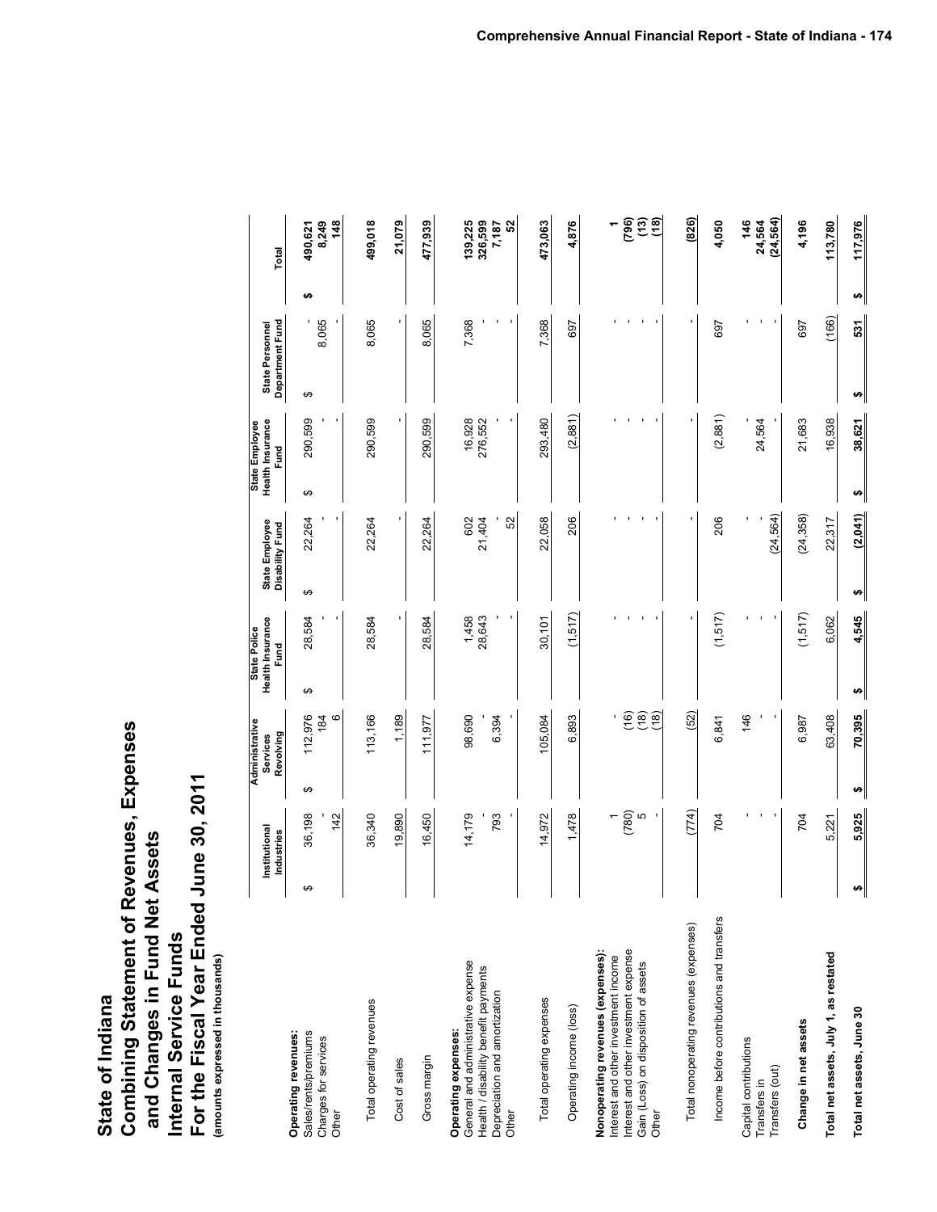# State of Indiana

## Combining Statement of Revenues, Expenses and Changes in Fund Net Assets

## Internal Service Funds

## For the Fiscal Year Ended June 30, 2011

**(amounts expressed in thousands)**

| | Institutional Industries | Administrative Services Revolving | State Police Health Insurance Fund | State Employee Disability Fund | State Employee Health Insurance Fund | State Personnel Department Fund | Total |
|---|---|---|---|---|---|---|---|
| **Operating revenues:** | | | | | | | |
| Sales/rents/premiums | $ 36,198 | $ 112,976 | $ 28,584 | $ 22,264 | $ 290,599 | $ - | $ 490,621 |
| Charges for services | - | 184 | - | - | - | 8,065 | 8,249 |
| Other | 142 | 6 | - | - | - | - | 148 |
| Total operating revenues | 36,340 | 113,166 | 28,584 | 22,264 | 290,599 | 8,065 | 499,018 |
| Cost of sales | 19,890 | 1,189 | - | - | - | - | 21,079 |
| Gross margin | 16,450 | 111,977 | 28,584 | 22,264 | 290,599 | 8,065 | 477,939 |
| **Operating expenses:** | | | | | | | |
| General and administrative expense | 14,179 | 98,690 | 1,458 | 602 | 16,928 | 7,368 | 139,225 |
| Health / disability benefit payments | - | - | 28,643 | 21,404 | 276,552 | - | 326,599 |
| Depreciation and amortization | 793 | 6,394 | - | - | - | - | 7,187 |
| Other | - | - | - | 52 | - | - | 52 |
| Total operating expenses | 14,972 | 105,084 | 30,101 | 22,058 | 293,480 | 7,368 | 473,063 |
| Operating income (loss) | 1,478 | 6,893 | (1,517) | 206 | (2,881) | 697 | 4,876 |
| **Nonoperating revenues (expenses):** | | | | | | | |
| Interest and other investment income | 1 | - | - | - | - | - | 1 |
| Interest and other investment expense | (780) | (16) | - | - | - | - | (796) |
| Gain (Loss) on disposition of assets | 5 | (18) | - | - | - | - | (13) |
| Other | - | (18) | - | - | - | - | (18) |
| Total nonoperating revenues (expenses) | (774) | (52) | - | - | - | - | (826) |
| Income before contributions and transfers | 704 | 6,841 | (1,517) | 206 | (2,881) | 697 | 4,050 |
| Capital contributions | - | 146 | - | - | - | - | 146 |
| Transfers in | - | - | - | - | 24,564 | - | 24,564 |
| Transfers (out) | - | - | - | (24,564) | - | - | (24,564) |
| **Change in net assets** | 704 | 6,987 | (1,517) | (24,358) | 21,683 | 697 | 4,196 |
| **Total net assets, July 1, as restated** | 5,221 | 63,408 | 6,062 | 22,317 | 16,938 | (166) | 113,780 |
| **Total net assets, June 30** | $ 5,925 | $ 70,395 | $ 4,545 | $ (2,041) | $ 38,621 | $ 531 | $ 117,976 |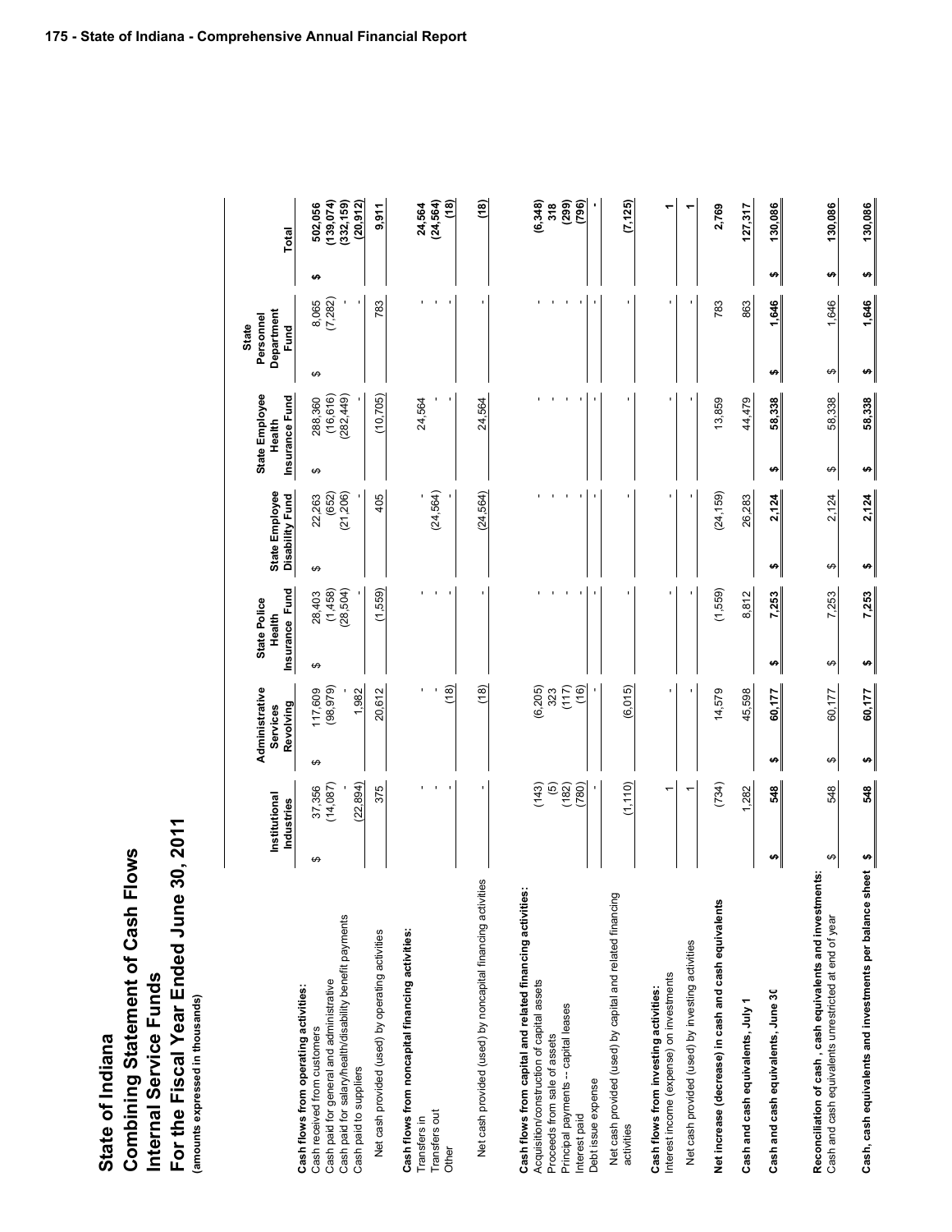# State of Indiana
## Combining Statement of Cash Flows
## Internal Service Funds
## For the Fiscal Year Ended June 30, 2011
(amounts expressed in thousands)

| | Institutional Industries | Administrative Services Revolving | State Police Health Insurance Fund | State Employee Disability Fund | State Employee Health Insurance Fund | State Personnel Department Fund | Total |
|---|---|---|---|---|---|---|---|
| **Cash flows from operating activities:** | | | | | | | |
| Cash received from customers | $ 37,356 | $ 117,609 | $ 28,403 | $ 22,263 | $ 288,360 | $ 8,065 | $ 502,056 |
| Cash paid for general and administrative | (14,087) | (98,979) | (1,458) | (652) | (16,616) | (7,282) | (139,074) |
| Cash paid for salary/health/disability benefit payments | - | - | (28,504) | (21,206) | (282,449) | - | (332,159) |
| Cash paid to suppliers | (22,894) | 1,982 | - | - | - | - | (20,912) |
| Net cash provided (used) by operating activities | 375 | 20,612 | (1,559) | 405 | (10,705) | 783 | 9,911 |
| **Cash flows from noncapital financing activities:** | | | | | | | |
| Transfers in | - | - | - | - | 24,564 | - | 24,564 |
| Transfers out | - | - | - | (24,564) | - | - | (24,564) |
| Other | - | (18) | - | - | - | - | (18) |
| Net cash provided (used) by noncapital financing activities | - | (18) | - | (24,564) | 24,564 | - | (18) |
| **Cash flows from capital and related financing activities:** | | | | | | | |
| Acquisition/construction of capital assets | (143) | (6,205) | - | - | - | - | (6,348) |
| Proceeds from sale of assets | (5) | 323 | - | - | - | - | 318 |
| Principal payments -- capital leases | (182) | (117) | - | - | - | - | (299) |
| Interest paid | (780) | (16) | - | - | - | - | (796) |
| Debt issue expense | - | - | - | - | - | - | - |
| Net cash provided (used) by capital and related financing activities | (1,110) | (6,015) | - | - | - | - | (7,125) |
| **Cash flows from investing activities:** | | | | | | | |
| Interest income (expense) on investments | 1 | - | - | - | - | - | 1 |
| Net cash provided (used) by investing activities | 1 | - | - | - | - | - | 1 |
| **Net increase (decrease) in cash and cash equivalents** | (734) | 14,579 | (1,559) | (24,159) | 13,859 | 783 | 2,769 |
| **Cash and cash equivalents, July 1** | 1,282 | 45,598 | 8,812 | 26,283 | 44,479 | 863 | 127,317 |
| **Cash and cash equivalents, June 3(** | $ 548 | $ 60,177 | $ 7,253 | $ 2,124 | $ 58,338 | $ 1,646 | $ 130,086 |
| **Reconciliation of cash , cash equivalents and investments:** | | | | | | | |
| Cash and cash equivalents unrestricted at end of year | $ 548 | $ 60,177 | $ 7,253 | $ 2,124 | $ 58,338 | $ 1,646 | $ 130,086 |
| **Cash, cash equivalents and investments per balance sheet** | $ 548 | $ 60,177 | $ 7,253 | $ 2,124 | $ 58,338 | $ 1,646 | $ 130,086 |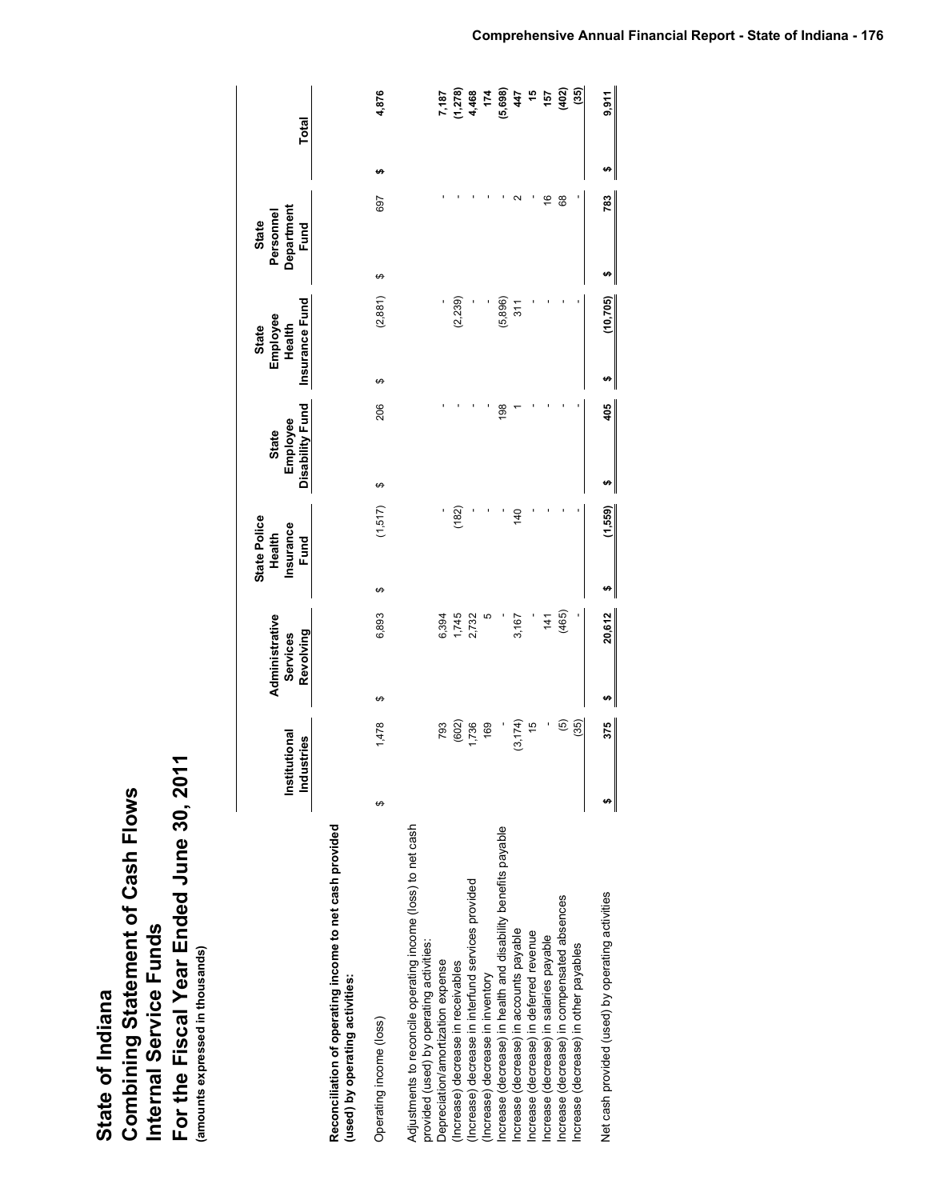# State of Indiana
# Combining Statement of Cash Flows
# Internal Service Funds
# For the Fiscal Year Ended June 30, 2011
(amounts expressed in thousands)

| | Institutional Industries | Administrative Services Revolving | State Police Health Insurance Fund | State Employee Disability Fund | State Employee Health Insurance Fund | State Personnel Department Fund | Total |
|---|---|---|---|---|---|---|---|
| **Reconciliation of operating income to net cash provided (used) by operating activities:** | | | | | | | |
| Operating income (loss) | $ 1,478 | $ 6,893 | $ (1,517) | $ 206 | $ (2,881) | $ 697 | $ 4,876 |
| Adjustments to reconcile operating income (loss) to net cash provided (used) by operating activities: | | | | | | | |
| Depreciation/amortization expense | 793 | 6,394 | - | - | - | - | 7,187 |
| (Increase) decrease in receivables | (602) | 1,745 | (182) | - | (2,239) | - | (1,278) |
| (Increase) decrease in interfund services provided | 1,736 | 2,732 | - | - | - | - | 4,468 |
| (Increase) decrease in inventory | 169 | 5 | - | - | - | - | 174 |
| Increase (decrease) in health and disability benefits payable | - | - | - | 198 | (5,896) | - | (5,698) |
| Increase (decrease) in accounts payable | (3,174) | 3,167 | 140 | 1 | 311 | 2 | 447 |
| Increase (decrease) in deferred revenue | 15 | - | - | - | - | - | 15 |
| Increase (decrease) in salaries payable | - | 141 | - | - | - | 16 | 157 |
| Increase (decrease) in compensated absences | (5) | (465) | - | - | - | 68 | (402) |
| Increase (decrease) in other payables | (35) | - | - | - | - | - | (35) |
| Net cash provided (used) by operating activities | $ 375 | $ 20,612 | $ (1,559) | $ 405 | $ (10,705) | $ 783 | $ 9,911 |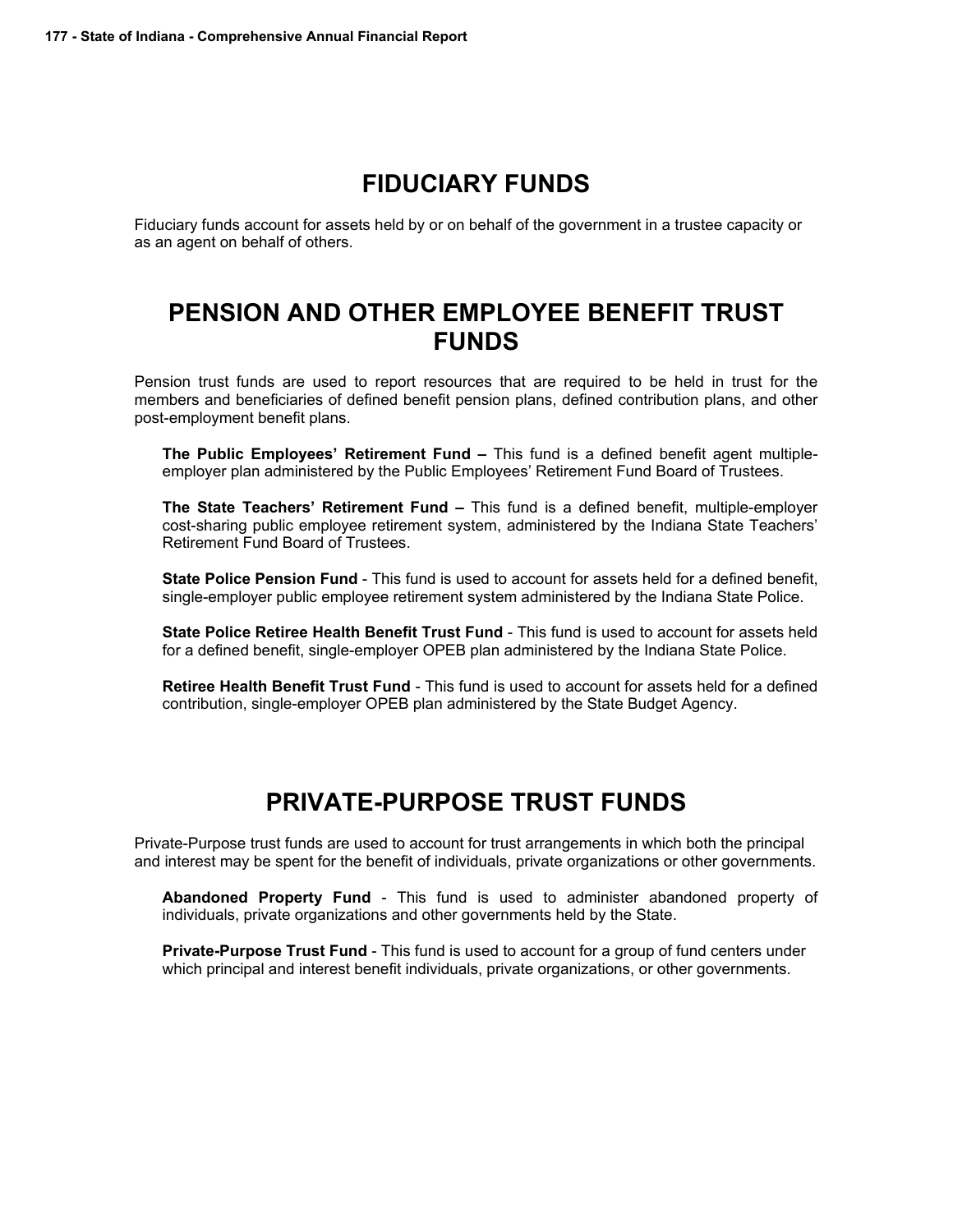# FIDUCIARY FUNDS

Fiduciary funds account for assets held by or on behalf of the government in a trustee capacity or as an agent on behalf of others.

# PENSION AND OTHER EMPLOYEE BENEFIT TRUST FUNDS

Pension trust funds are used to report resources that are required to be held in trust for the members and beneficiaries of defined benefit pension plans, defined contribution plans, and other post-employment benefit plans.

**The Public Employees' Retirement Fund –** This fund is a defined benefit agent multiple-employer plan administered by the Public Employees' Retirement Fund Board of Trustees.

**The State Teachers' Retirement Fund –** This fund is a defined benefit, multiple-employer cost-sharing public employee retirement system, administered by the Indiana State Teachers' Retirement Fund Board of Trustees.

**State Police Pension Fund** - This fund is used to account for assets held for a defined benefit, single-employer public employee retirement system administered by the Indiana State Police.

**State Police Retiree Health Benefit Trust Fund** - This fund is used to account for assets held for a defined benefit, single-employer OPEB plan administered by the Indiana State Police.

**Retiree Health Benefit Trust Fund** - This fund is used to account for assets held for a defined contribution, single-employer OPEB plan administered by the State Budget Agency.

# PRIVATE-PURPOSE TRUST FUNDS

Private-Purpose trust funds are used to account for trust arrangements in which both the principal and interest may be spent for the benefit of individuals, private organizations or other governments.

**Abandoned Property Fund** - This fund is used to administer abandoned property of individuals, private organizations and other governments held by the State.

**Private-Purpose Trust Fund** - This fund is used to account for a group of fund centers under which principal and interest benefit individuals, private organizations, or other governments.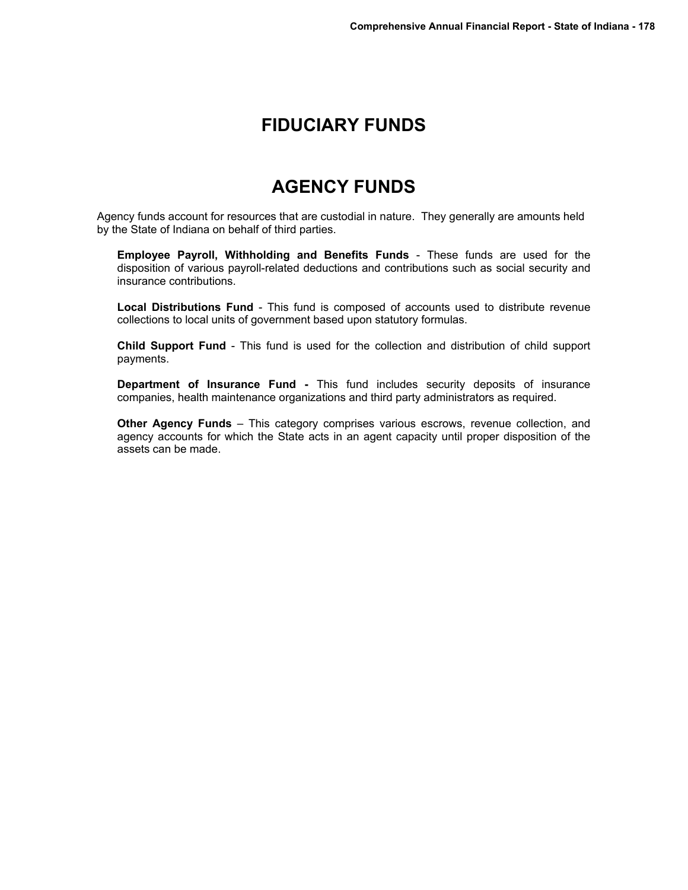# FIDUCIARY FUNDS

# AGENCY FUNDS

Agency funds account for resources that are custodial in nature. They generally are amounts held by the State of Indiana on behalf of third parties.

**Employee Payroll, Withholding and Benefits Funds** - These funds are used for the disposition of various payroll-related deductions and contributions such as social security and insurance contributions.

**Local Distributions Fund** - This fund is composed of accounts used to distribute revenue collections to local units of government based upon statutory formulas.

**Child Support Fund** - This fund is used for the collection and distribution of child support payments.

**Department of Insurance Fund -** This fund includes security deposits of insurance companies, health maintenance organizations and third party administrators as required.

**Other Agency Funds** – This category comprises various escrows, revenue collection, and agency accounts for which the State acts in an agent capacity until proper disposition of the assets can be made.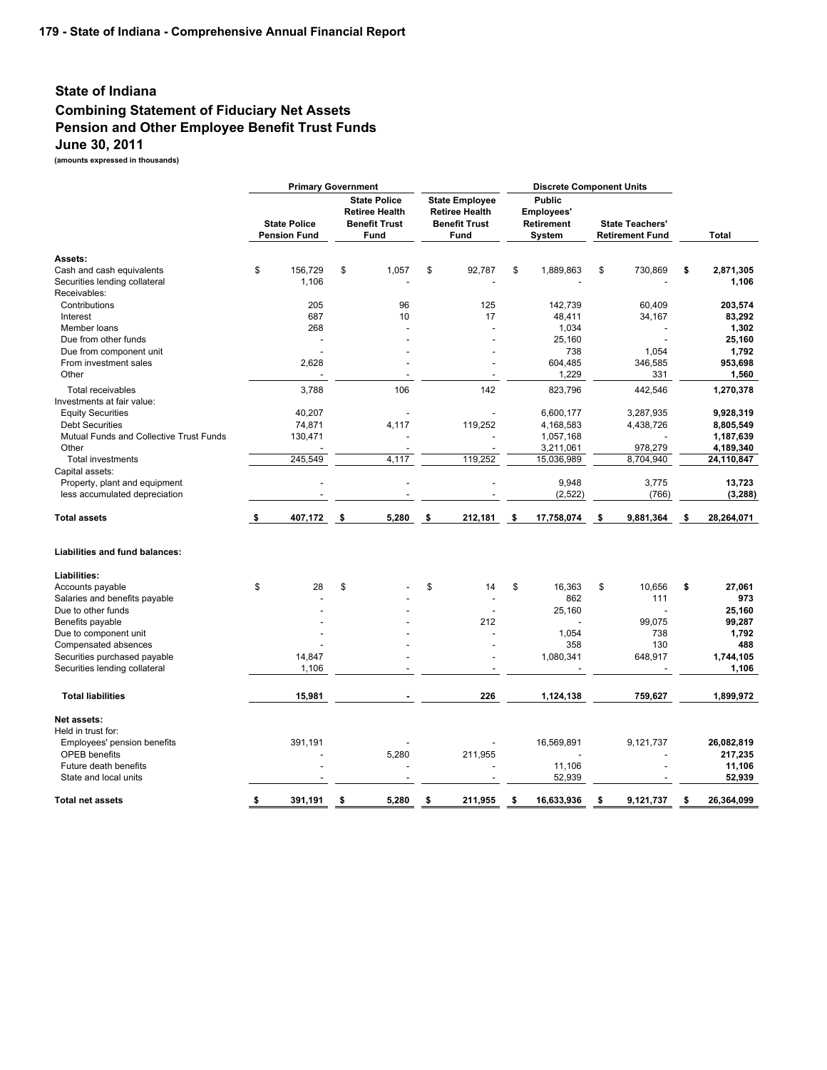# State of Indiana

## Combining Statement of Fiduciary Net Assets

## Pension and Other Employee Benefit Trust Funds

## June 30, 2011

**(amounts expressed in thousands)**

| | Primary Government | | | Discrete Component Units | | |
|---|---|---|---|---|---|---|
| | State Police Pension Fund | State Police Retiree Health Benefit Trust Fund | State Employee Retiree Health Benefit Trust Fund | Public Employees' Retirement System | State Teachers' Retirement Fund | Total |
| **Assets:** | | | | | | |
| Cash and cash equivalents | $ 156,729 | $ 1,057 | $ 92,787 | $ 1,889,863 | $ 730,869 | **$ 2,871,305** |
| Securities lending collateral | 1,106 | - | - | - | - | **1,106** |
| Receivables: | | | | | | |
| Contributions | 205 | 96 | 125 | 142,739 | 60,409 | **203,574** |
| Interest | 687 | 10 | 17 | 48,411 | 34,167 | **83,292** |
| Member loans | 268 | - | - | 1,034 | - | **1,302** |
| Due from other funds | - | - | - | 25,160 | - | **25,160** |
| Due from component unit | - | - | - | 738 | 1,054 | **1,792** |
| From investment sales | 2,628 | - | - | 604,485 | 346,585 | **953,698** |
| Other | - | - | - | 1,229 | 331 | **1,560** |
| Total receivables | 3,788 | 106 | 142 | 823,796 | 442,546 | **1,270,378** |
| Investments at fair value: | | | | | | |
| Equity Securities | 40,207 | - | - | 6,600,177 | 3,287,935 | **9,928,319** |
| Debt Securities | 74,871 | 4,117 | 119,252 | 4,168,583 | 4,438,726 | **8,805,549** |
| Mutual Funds and Collective Trust Funds | 130,471 | - | - | 1,057,168 | - | **1,187,639** |
| Other | - | - | - | 3,211,061 | 978,279 | **4,189,340** |
| Total investments | 245,549 | 4,117 | 119,252 | 15,036,989 | 8,704,940 | **24,110,847** |
| Capital assets: | | | | | | |
| Property, plant and equipment | - | - | - | 9,948 | 3,775 | **13,723** |
| less accumulated depreciation | - | - | - | (2,522) | (766) | **(3,288)** |
| **Total assets** | **$ 407,172** | **$ 5,280** | **$ 212,181** | **$ 17,758,074** | **$ 9,881,364** | **$ 28,264,071** |
| **Liabilities and fund balances:** | | | | | | |
| **Liabilities:** | | | | | | |
| Accounts payable | $ 28 | $ - | $ 14 | $ 16,363 | $ 10,656 | **$ 27,061** |
| Salaries and benefits payable | - | - | - | 862 | 111 | **973** |
| Due to other funds | - | - | - | 25,160 | - | **25,160** |
| Benefits payable | - | - | 212 | - | 99,075 | **99,287** |
| Due to component unit | - | - | - | 1,054 | 738 | **1,792** |
| Compensated absences | - | - | - | 358 | 130 | **488** |
| Securities purchased payable | 14,847 | - | - | 1,080,341 | 648,917 | **1,744,105** |
| Securities lending collateral | 1,106 | - | - | - | - | **1,106** |
| **Total liabilities** | **15,981** | **-** | **226** | **1,124,138** | **759,627** | **1,899,972** |
| **Net assets:** | | | | | | |
| Held in trust for: | | | | | | |
| Employees' pension benefits | 391,191 | - | - | 16,569,891 | 9,121,737 | **26,082,819** |
| OPEB benefits | - | 5,280 | 211,955 | - | - | **217,235** |
| Future death benefits | - | - | - | 11,106 | - | **11,106** |
| State and local units | - | - | - | 52,939 | - | **52,939** |
| **Total net assets** | **$ 391,191** | **$ 5,280** | **$ 211,955** | **$ 16,633,936** | **$ 9,121,737** | **$ 26,364,099** |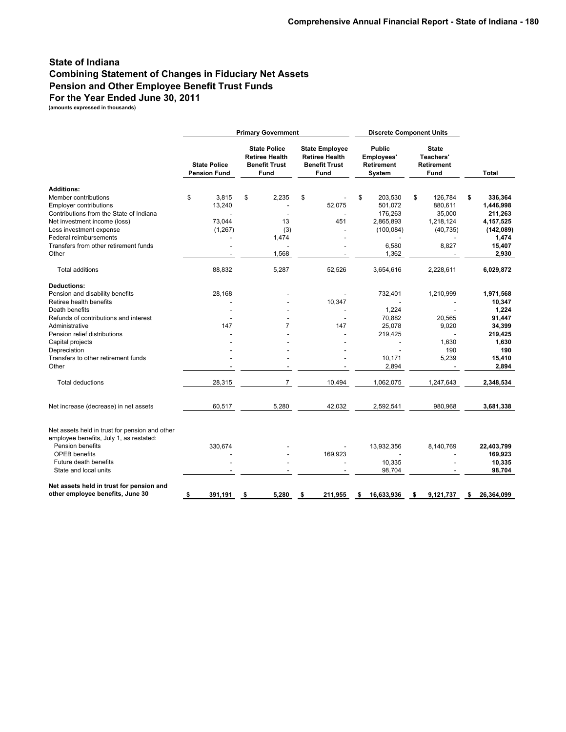# State of Indiana
## Combining Statement of Changes in Fiduciary Net Assets
## Pension and Other Employee Benefit Trust Funds
## For the Year Ended June 30, 2011
**(amounts expressed in thousands)**

| | Primary Government | | | Discrete Component Units | | |
|---|---|---|---|---|---|---|
| | State Police Pension Fund | State Police Retiree Health Benefit Trust Fund | State Employee Retiree Health Benefit Trust Fund | Public Employees' Retirement System | State Teachers' Retirement Fund | Total |
| **Additions:** | | | | | | |
| Member contributions | $ 3,815 | $ 2,235 | $ - | $ 203,530 | $ 126,784 | **$ 336,364** |
| Employer contributions | 13,240 | - | 52,075 | 501,072 | 880,611 | **1,446,998** |
| Contributions from the State of Indiana | - | - | - | 176,263 | 35,000 | **211,263** |
| Net investment income (loss) | 73,044 | 13 | 451 | 2,865,893 | 1,218,124 | **4,157,525** |
| Less investment expense | (1,267) | (3) | - | (100,084) | (40,735) | **(142,089)** |
| Federal reimbursements | - | 1,474 | - | - | - | **1,474** |
| Transfers from other retirement funds | - | - | - | 6,580 | 8,827 | **15,407** |
| Other | - | 1,568 | - | 1,362 | - | **2,930** |
| Total additions | 88,832 | 5,287 | 52,526 | 3,654,616 | 2,228,611 | **6,029,872** |
| **Deductions:** | | | | | | |
| Pension and disability benefits | 28,168 | - | - | 732,401 | 1,210,999 | **1,971,568** |
| Retiree health benefits | - | - | 10,347 | - | - | **10,347** |
| Death benefits | - | - | - | 1,224 | - | **1,224** |
| Refunds of contributions and interest | - | - | - | 70,882 | 20,565 | **91,447** |
| Administrative | 147 | 7 | 147 | 25,078 | 9,020 | **34,399** |
| Pension relief distributions | - | - | - | 219,425 | - | **219,425** |
| Capital projects | - | - | - | - | 1,630 | **1,630** |
| Depreciation | - | - | - | - | 190 | **190** |
| Transfers to other retirement funds | - | - | - | 10,171 | 5,239 | **15,410** |
| Other | - | - | - | 2,894 | - | **2,894** |
| Total deductions | 28,315 | 7 | 10,494 | 1,062,075 | 1,247,643 | **2,348,534** |
| Net increase (decrease) in net assets | 60,517 | 5,280 | 42,032 | 2,592,541 | 980,968 | **3,681,338** |
| Net assets held in trust for pension and other employee benefits, July 1, as restated: | | | | | | |
| Pension benefits | 330,674 | - | - | 13,932,356 | 8,140,769 | **22,403,799** |
| OPEB benefits | - | - | 169,923 | - | - | **169,923** |
| Future death benefits | - | - | - | 10,335 | - | **10,335** |
| State and local units | - | - | - | 98,704 | - | **98,704** |
| **Net assets held in trust for pension and other employee benefits, June 30** | **$ 391,191** | **$ 5,280** | **$ 211,955** | **$ 16,633,936** | **$ 9,121,737** | **$ 26,364,099** |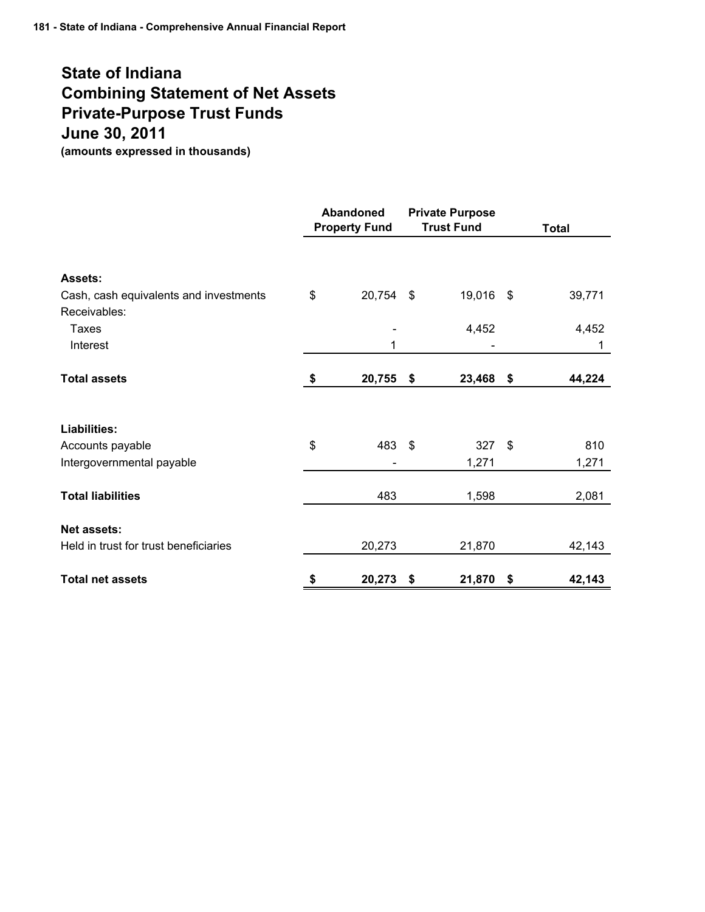# State of Indiana
# Combining Statement of Net Assets
# Private-Purpose Trust Funds
# June 30, 2011

**(amounts expressed in thousands)**

| | Abandoned Property Fund | Private Purpose Trust Fund | Total |
|---|---|---|---|
| **Assets:** | | | |
| Cash, cash equivalents and investments | $ 20,754 | $ 19,016 | $ 39,771 |
| Receivables: | | | |
| Taxes | - | 4,452 | 4,452 |
| Interest | 1 | - | 1 |
| **Total assets** | **$ 20,755** | **$ 23,468** | **$ 44,224** |
| **Liabilities:** | | | |
| Accounts payable | $ 483 | $ 327 | $ 810 |
| Intergovernmental payable | - | 1,271 | 1,271 |
| **Total liabilities** | 483 | 1,598 | 2,081 |
| **Net assets:** | | | |
| Held in trust for trust beneficiaries | 20,273 | 21,870 | 42,143 |
| **Total net assets** | **$ 20,273** | **$ 21,870** | **$ 42,143** |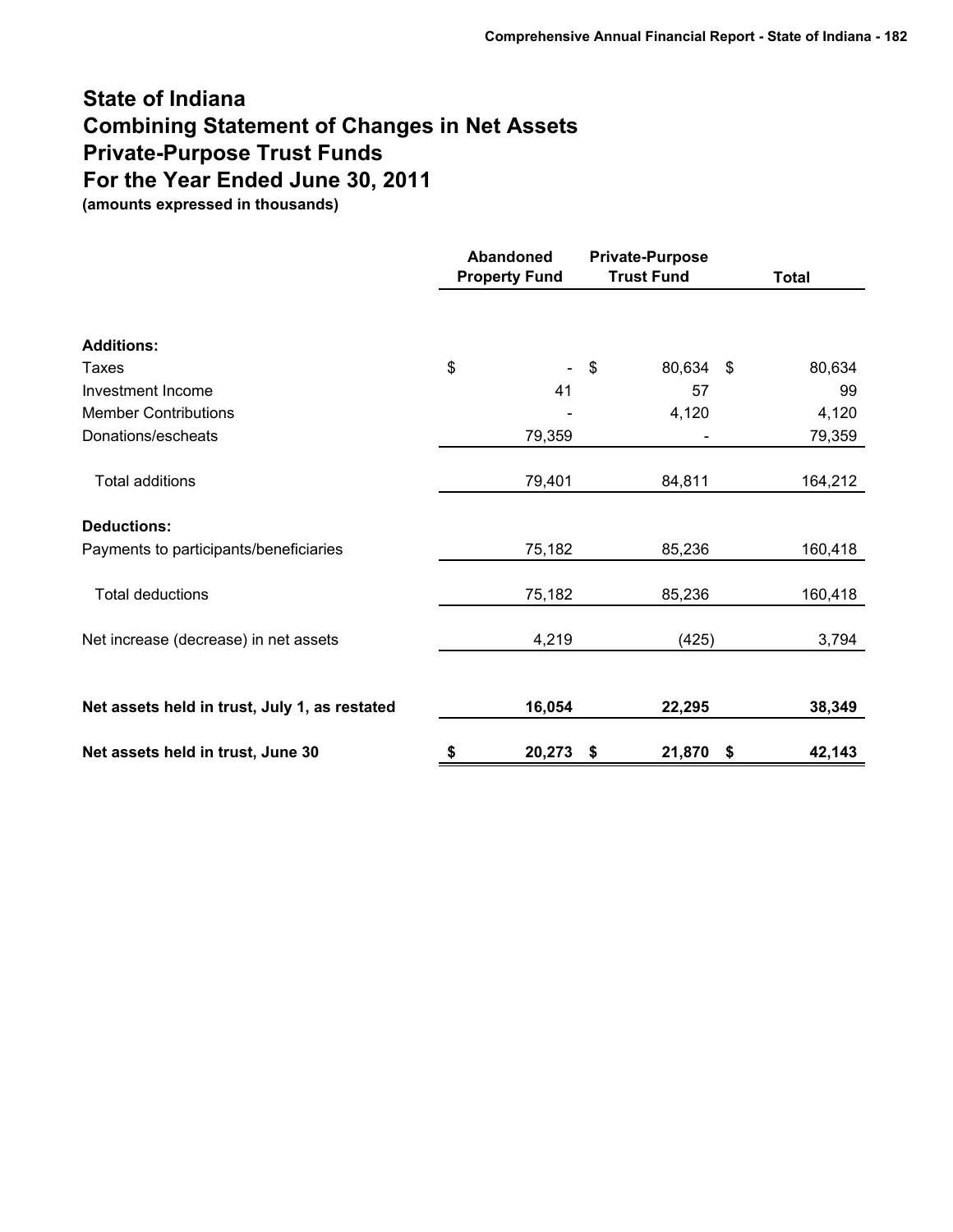# State of Indiana
# Combining Statement of Changes in Net Assets
# Private-Purpose Trust Funds
# For the Year Ended June 30, 2011

**(amounts expressed in thousands)**

| | Abandoned Property Fund | Private-Purpose Trust Fund | Total |
|---|---|---|---|
| **Additions:** | | | |
| Taxes | $ - | $ 80,634 | $ 80,634 |
| Investment Income | 41 | 57 | 99 |
| Member Contributions | - | 4,120 | 4,120 |
| Donations/escheats | 79,359 | - | 79,359 |
| Total additions | 79,401 | 84,811 | 164,212 |
| **Deductions:** | | | |
| Payments to participants/beneficiaries | 75,182 | 85,236 | 160,418 |
| Total deductions | 75,182 | 85,236 | 160,418 |
| Net increase (decrease) in net assets | 4,219 | (425) | 3,794 |
| **Net assets held in trust, July 1, as restated** | **16,054** | **22,295** | **38,349** |
| **Net assets held in trust, June 30** | **$ 20,273** | **$ 21,870** | **$ 42,143** |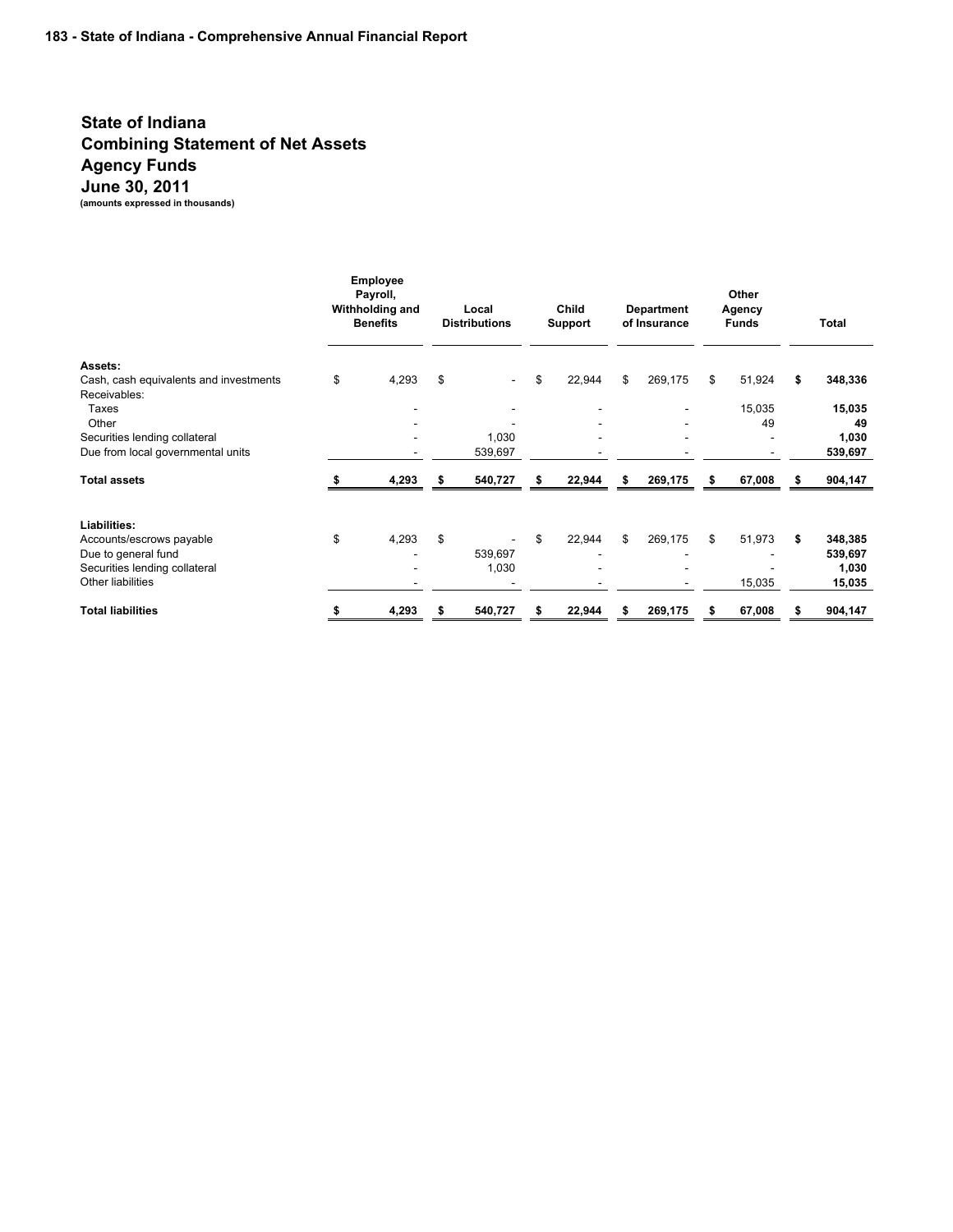# State of Indiana
# Combining Statement of Net Assets
# Agency Funds
# June 30, 2011

**(amounts expressed in thousands)**

| | Employee Payroll, Withholding and Benefits | Local Distributions | Child Support | Department of Insurance | Other Agency Funds | Total |
|---|---|---|---|---|---|---|
| **Assets:** | | | | | | |
| Cash, cash equivalents and investments | $ 4,293 | $ - | $ 22,944 | $ 269,175 | $ 51,924 | **$ 348,336** |
| Receivables: | | | | | | |
| Taxes | - | - | - | - | 15,035 | **15,035** |
| Other | - | - | - | - | 49 | **49** |
| Securities lending collateral | - | 1,030 | - | - | - | **1,030** |
| Due from local governmental units | - | 539,697 | - | - | - | **539,697** |
| **Total assets** | **$ 4,293** | **$ 540,727** | **$ 22,944** | **$ 269,175** | **$ 67,008** | **$ 904,147** |
| **Liabilities:** | | | | | | |
| Accounts/escrows payable | $ 4,293 | $ - | $ 22,944 | $ 269,175 | $ 51,973 | **$ 348,385** |
| Due to general fund | - | 539,697 | - | - | - | **539,697** |
| Securities lending collateral | - | 1,030 | - | - | - | **1,030** |
| Other liabilities | - | - | - | - | 15,035 | **15,035** |
| **Total liabilities** | **$ 4,293** | **$ 540,727** | **$ 22,944** | **$ 269,175** | **$ 67,008** | **$ 904,147** |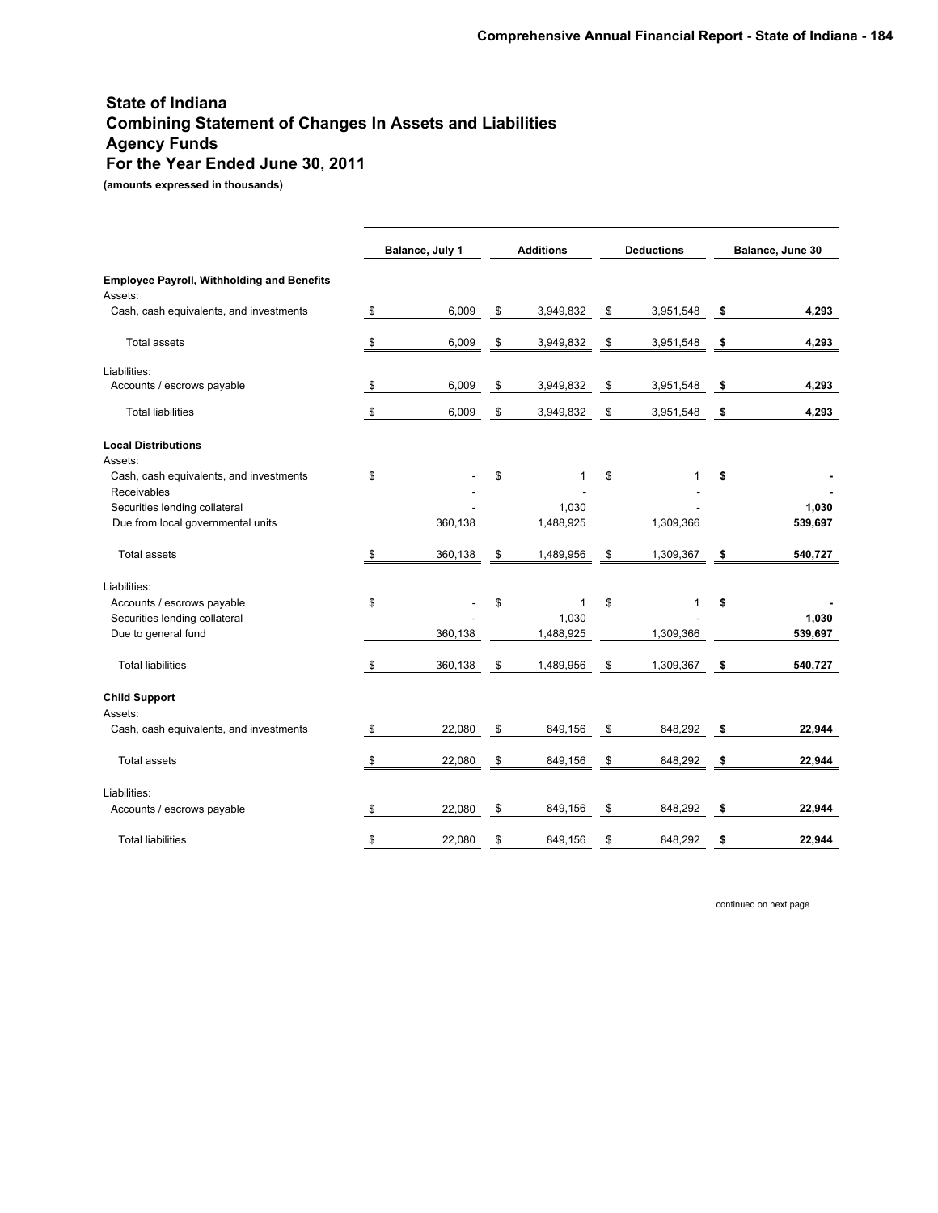# State of Indiana
# Combining Statement of Changes In Assets and Liabilities
# Agency Funds
# For the Year Ended June 30, 2011

**(amounts expressed in thousands)**

| | Balance, July 1 | Additions | Deductions | Balance, June 30 |
|---|---|---|---|---|
| **Employee Payroll, Withholding and Benefits** | | | | |
| Assets: | | | | |
| Cash, cash equivalents, and investments | $ 6,009 | $ 3,949,832 | $ 3,951,548 | **$ 4,293** |
| Total assets | $ 6,009 | $ 3,949,832 | $ 3,951,548 | **$ 4,293** |
| Liabilities: | | | | |
| Accounts / escrows payable | $ 6,009 | $ 3,949,832 | $ 3,951,548 | **$ 4,293** |
| Total liabilities | $ 6,009 | $ 3,949,832 | $ 3,951,548 | **$ 4,293** |
| **Local Distributions** | | | | |
| Assets: | | | | |
| Cash, cash equivalents, and investments | $ - | $ 1 | $ 1 | **$ -** |
| Receivables | - | - | - | **-** |
| Securities lending collateral | - | 1,030 | - | **1,030** |
| Due from local governmental units | 360,138 | 1,488,925 | 1,309,366 | **539,697** |
| Total assets | $ 360,138 | $ 1,489,956 | $ 1,309,367 | **$ 540,727** |
| Liabilities: | | | | |
| Accounts / escrows payable | $ - | $ 1 | $ 1 | **$ -** |
| Securities lending collateral | - | 1,030 | - | **1,030** |
| Due to general fund | 360,138 | 1,488,925 | 1,309,366 | **539,697** |
| Total liabilities | $ 360,138 | $ 1,489,956 | $ 1,309,367 | **$ 540,727** |
| **Child Support** | | | | |
| Assets: | | | | |
| Cash, cash equivalents, and investments | $ 22,080 | $ 849,156 | $ 848,292 | **$ 22,944** |
| Total assets | $ 22,080 | $ 849,156 | $ 848,292 | **$ 22,944** |
| Liabilities: | | | | |
| Accounts / escrows payable | $ 22,080 | $ 849,156 | $ 848,292 | **$ 22,944** |
| Total liabilities | $ 22,080 | $ 849,156 | $ 848,292 | **$ 22,944** |

continued on next page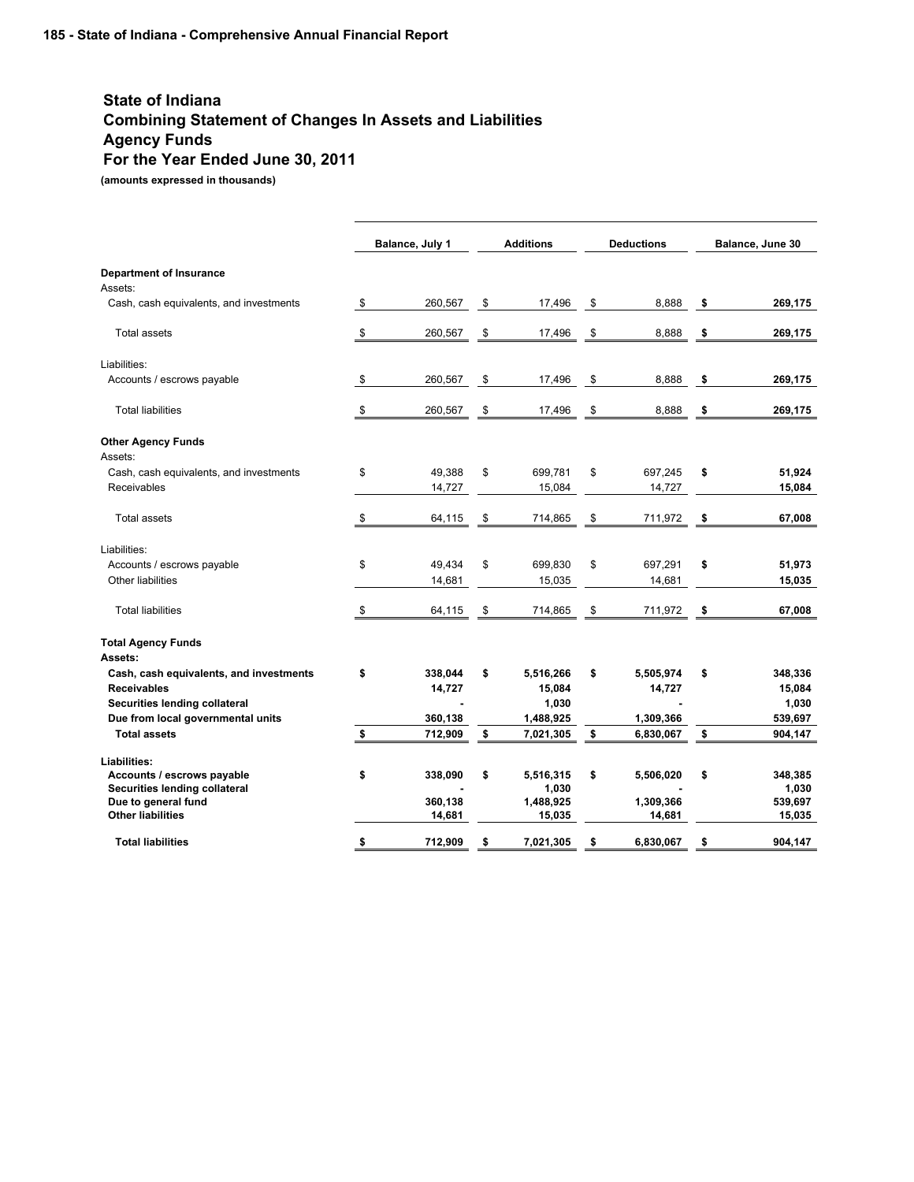# State of Indiana
## Combining Statement of Changes In Assets and Liabilities
## Agency Funds
## For the Year Ended June 30, 2011

**(amounts expressed in thousands)**

| | Balance, July 1 | Additions | Deductions | Balance, June 30 |
|---|---|---|---|---|
| **Department of Insurance** | | | | |
| Assets: | | | | |
| Cash, cash equivalents, and investments | $ 260,567 | $ 17,496 | $ 8,888 | **$ 269,175** |
| Total assets | $ 260,567 | $ 17,496 | $ 8,888 | **$ 269,175** |
| Liabilities: | | | | |
| Accounts / escrows payable | $ 260,567 | $ 17,496 | $ 8,888 | **$ 269,175** |
| Total liabilities | $ 260,567 | $ 17,496 | $ 8,888 | **$ 269,175** |
| **Other Agency Funds** | | | | |
| Assets: | | | | |
| Cash, cash equivalents, and investments | $ 49,388 | $ 699,781 | $ 697,245 | **$ 51,924** |
| Receivables | 14,727 | 15,084 | 14,727 | **15,084** |
| Total assets | $ 64,115 | $ 714,865 | $ 711,972 | **$ 67,008** |
| Liabilities: | | | | |
| Accounts / escrows payable | $ 49,434 | $ 699,830 | $ 697,291 | **$ 51,973** |
| Other liabilities | 14,681 | 15,035 | 14,681 | **15,035** |
| Total liabilities | $ 64,115 | $ 714,865 | $ 711,972 | **$ 67,008** |
| **Total Agency Funds** | | | | |
| **Assets:** | | | | |
| **Cash, cash equivalents, and investments** | **$ 338,044** | **$ 5,516,266** | **$ 5,505,974** | **$ 348,336** |
| **Receivables** | **14,727** | **15,084** | **14,727** | **15,084** |
| **Securities lending collateral** | **-** | **1,030** | **-** | **1,030** |
| **Due from local governmental units** | **360,138** | **1,488,925** | **1,309,366** | **539,697** |
| **Total assets** | **$ 712,909** | **$ 7,021,305** | **$ 6,830,067** | **$ 904,147** |
| **Liabilities:** | | | | |
| **Accounts / escrows payable** | **$ 338,090** | **$ 5,516,315** | **$ 5,506,020** | **$ 348,385** |
| **Securities lending collateral** | **-** | **1,030** | **-** | **1,030** |
| **Due to general fund** | **360,138** | **1,488,925** | **1,309,366** | **539,697** |
| **Other liabilities** | **14,681** | **15,035** | **14,681** | **15,035** |
| **Total liabilities** | **$ 712,909** | **$ 7,021,305** | **$ 6,830,067** | **$ 904,147** |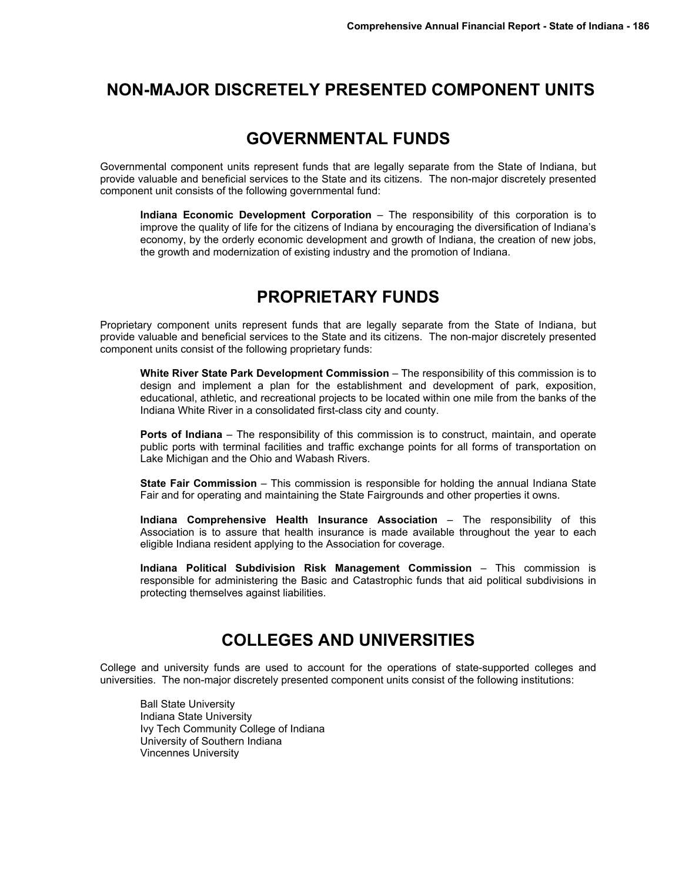# NON-MAJOR DISCRETELY PRESENTED COMPONENT UNITS

## GOVERNMENTAL FUNDS

Governmental component units represent funds that are legally separate from the State of Indiana, but provide valuable and beneficial services to the State and its citizens. The non-major discretely presented component unit consists of the following governmental fund:

**Indiana Economic Development Corporation** – The responsibility of this corporation is to improve the quality of life for the citizens of Indiana by encouraging the diversification of Indiana's economy, by the orderly economic development and growth of Indiana, the creation of new jobs, the growth and modernization of existing industry and the promotion of Indiana.

## PROPRIETARY FUNDS

Proprietary component units represent funds that are legally separate from the State of Indiana, but provide valuable and beneficial services to the State and its citizens. The non-major discretely presented component units consist of the following proprietary funds:

**White River State Park Development Commission** – The responsibility of this commission is to design and implement a plan for the establishment and development of park, exposition, educational, athletic, and recreational projects to be located within one mile from the banks of the Indiana White River in a consolidated first-class city and county.

**Ports of Indiana** – The responsibility of this commission is to construct, maintain, and operate public ports with terminal facilities and traffic exchange points for all forms of transportation on Lake Michigan and the Ohio and Wabash Rivers.

**State Fair Commission** – This commission is responsible for holding the annual Indiana State Fair and for operating and maintaining the State Fairgrounds and other properties it owns.

**Indiana Comprehensive Health Insurance Association** – The responsibility of this Association is to assure that health insurance is made available throughout the year to each eligible Indiana resident applying to the Association for coverage.

**Indiana Political Subdivision Risk Management Commission** – This commission is responsible for administering the Basic and Catastrophic funds that aid political subdivisions in protecting themselves against liabilities.

## COLLEGES AND UNIVERSITIES

College and university funds are used to account for the operations of state-supported colleges and universities. The non-major discretely presented component units consist of the following institutions:

Ball State University
Indiana State University
Ivy Tech Community College of Indiana
University of Southern Indiana
Vincennes University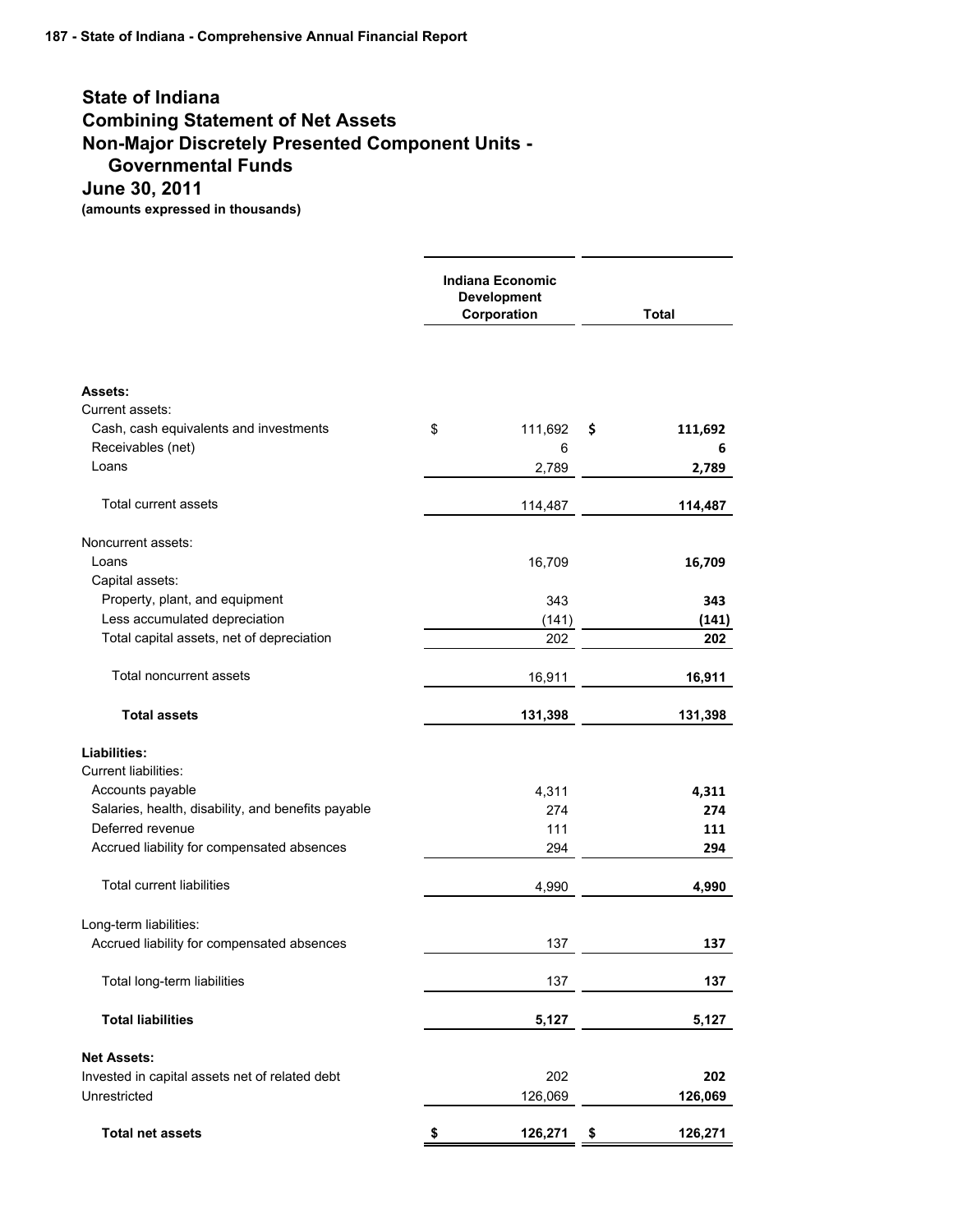# State of Indiana
# Combining Statement of Net Assets
# Non-Major Discretely Presented Component Units - Governmental Funds
# June 30, 2011

**(amounts expressed in thousands)**

| | Indiana Economic Development Corporation | Total |
|---|---|---|
| **Assets:** | | |
| Current assets: | | |
| Cash, cash equivalents and investments | $ 111,692 | $ 111,692 |
| Receivables (net) | 6 | 6 |
| Loans | 2,789 | 2,789 |
| Total current assets | 114,487 | 114,487 |
| Noncurrent assets: | | |
| Loans | 16,709 | 16,709 |
| Capital assets: | | |
| Property, plant, and equipment | 343 | 343 |
| Less accumulated depreciation | (141) | (141) |
| Total capital assets, net of depreciation | 202 | 202 |
| Total noncurrent assets | 16,911 | 16,911 |
| **Total assets** | **131,398** | **131,398** |
| **Liabilities:** | | |
| Current liabilities: | | |
| Accounts payable | 4,311 | 4,311 |
| Salaries, health, disability, and benefits payable | 274 | 274 |
| Deferred revenue | 111 | 111 |
| Accrued liability for compensated absences | 294 | 294 |
| Total current liabilities | 4,990 | 4,990 |
| Long-term liabilities: | | |
| Accrued liability for compensated absences | 137 | 137 |
| Total long-term liabilities | 137 | 137 |
| **Total liabilities** | **5,127** | **5,127** |
| **Net Assets:** | | |
| Invested in capital assets net of related debt | 202 | 202 |
| Unrestricted | 126,069 | 126,069 |
| **Total net assets** | **$ 126,271** | **$ 126,271** |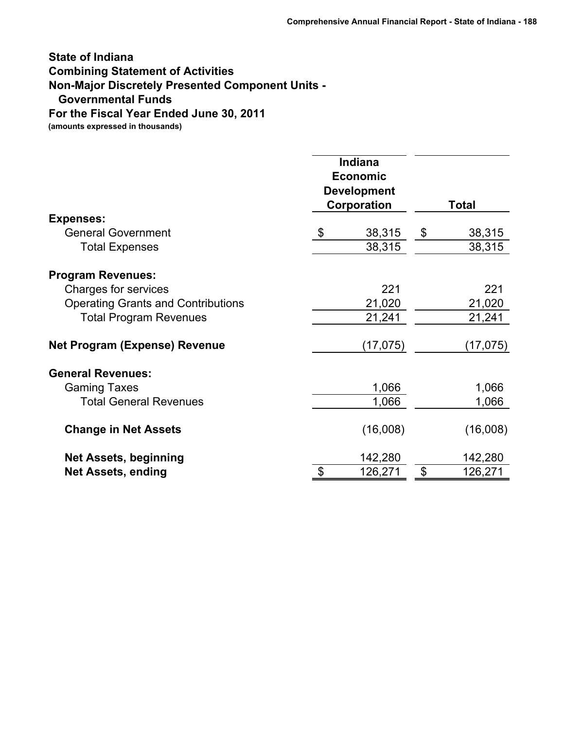# State of Indiana
## Combining Statement of Activities
## Non-Major Discretely Presented Component Units - Governmental Funds
## For the Fiscal Year Ended June 30, 2011

**(amounts expressed in thousands)**

| | Indiana Economic Development Corporation | Total |
|---|---|---|
| **Expenses:** | | |
| General Government | $ 38,315 | $ 38,315 |
| Total Expenses | 38,315 | 38,315 |
| **Program Revenues:** | | |
| Charges for services | 221 | 221 |
| Operating Grants and Contributions | 21,020 | 21,020 |
| Total Program Revenues | 21,241 | 21,241 |
| **Net Program (Expense) Revenue** | (17,075) | (17,075) |
| **General Revenues:** | | |
| Gaming Taxes | 1,066 | 1,066 |
| Total General Revenues | 1,066 | 1,066 |
| **Change in Net Assets** | (16,008) | (16,008) |
| **Net Assets, beginning** | 142,280 | 142,280 |
| **Net Assets, ending** | $ 126,271 | $ 126,271 |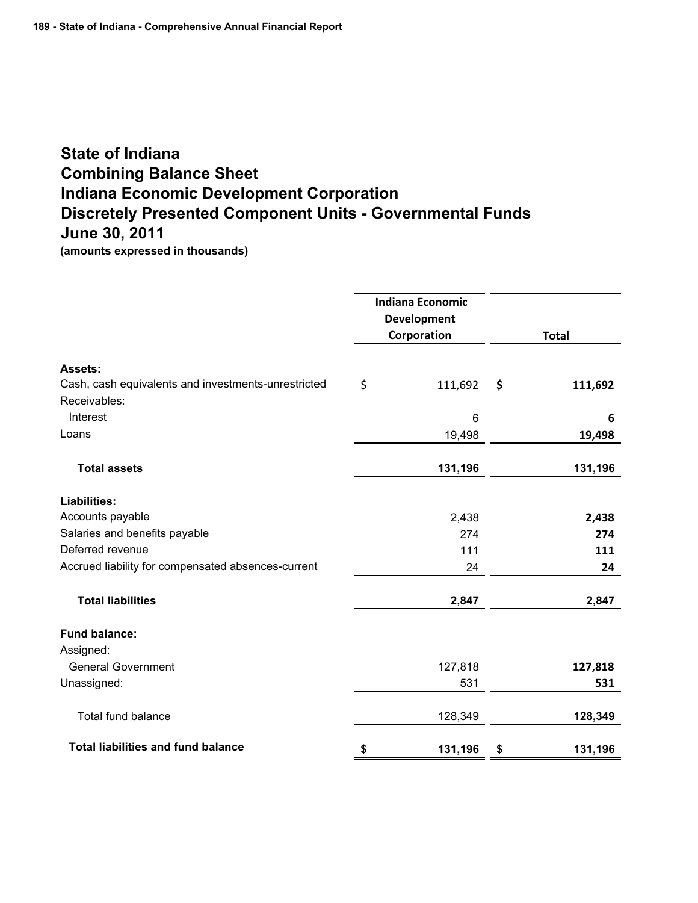# State of Indiana
# Combining Balance Sheet
# Indiana Economic Development Corporation
# Discretely Presented Component Units - Governmental Funds
# June 30, 2011

**(amounts expressed in thousands)**

| | Indiana Economic Development Corporation | Total |
|---|---|---|
| **Assets:** | | |
| Cash, cash equivalents and investments-unrestricted | $ 111,692 | **$ 111,692** |
| Receivables: | | |
| Interest | 6 | **6** |
| Loans | 19,498 | **19,498** |
| **Total assets** | **131,196** | **131,196** |
| **Liabilities:** | | |
| Accounts payable | 2,438 | **2,438** |
| Salaries and benefits payable | 274 | **274** |
| Deferred revenue | 111 | **111** |
| Accrued liability for compensated absences-current | 24 | **24** |
| **Total liabilities** | **2,847** | **2,847** |
| **Fund balance:** | | |
| Assigned: | | |
| General Government | 127,818 | **127,818** |
| Unassigned: | 531 | **531** |
| Total fund balance | 128,349 | **128,349** |
| **Total liabilities and fund balance** | **$ 131,196** | **$ 131,196** |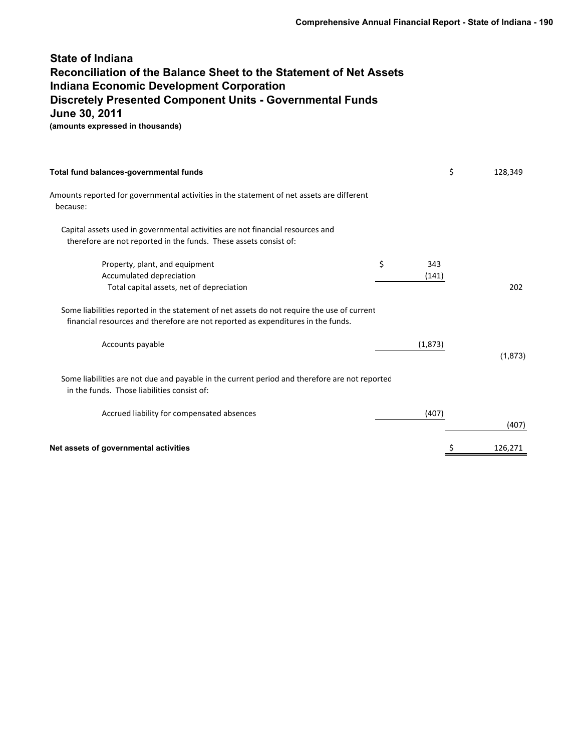# State of Indiana
# Reconciliation of the Balance Sheet to the Statement of Net Assets
# Indiana Economic Development Corporation
# Discretely Presented Component Units - Governmental Funds
# June 30, 2011

**(amounts expressed in thousands)**

| | | |
|---|---|---|
| **Total fund balances-governmental funds** | | $ 128,349 |
| Amounts reported for governmental activities in the statement of net assets are different because: | | |
| Capital assets used in governmental activities are not financial resources and therefore are not reported in the funds. These assets consist of: | | |
| Property, plant, and equipment | $ 343 | |
| Accumulated depreciation | (141) | |
| Total capital assets, net of depreciation | | 202 |
| Some liabilities reported in the statement of net assets do not require the use of current financial resources and therefore are not reported as expenditures in the funds. | | |
| Accounts payable | (1,873) | |
| | | (1,873) |
| Some liabilities are not due and payable in the current period and therefore are not reported in the funds. Those liabilities consist of: | | |
| Accrued liability for compensated absences | (407) | |
| | | (407) |
| **Net assets of governmental activities** | | $ 126,271 |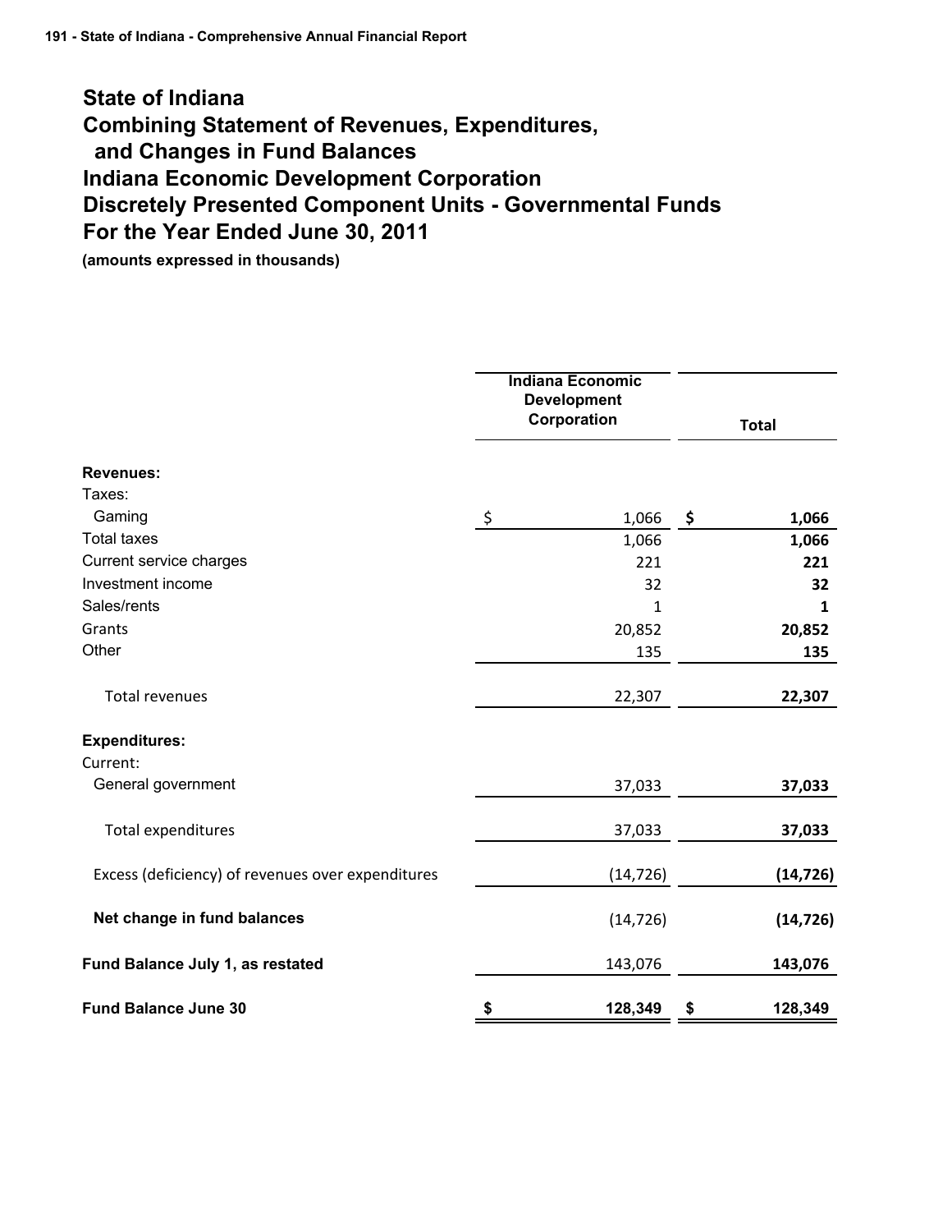# State of Indiana
# Combining Statement of Revenues, Expenditures, and Changes in Fund Balances
# Indiana Economic Development Corporation
# Discretely Presented Component Units - Governmental Funds
# For the Year Ended June 30, 2011

**(amounts expressed in thousands)**

| | Indiana Economic Development Corporation | Total |
|---|---|---|
| **Revenues:** | | |
| Taxes: | | |
| Gaming | $ 1,066 | **$ 1,066** |
| Total taxes | 1,066 | **1,066** |
| Current service charges | 221 | **221** |
| Investment income | 32 | **32** |
| Sales/rents | 1 | **1** |
| Grants | 20,852 | **20,852** |
| Other | 135 | **135** |
| Total revenues | 22,307 | **22,307** |
| **Expenditures:** | | |
| Current: | | |
| General government | 37,033 | **37,033** |
| Total expenditures | 37,033 | **37,033** |
| Excess (deficiency) of revenues over expenditures | (14,726) | **(14,726)** |
| **Net change in fund balances** | (14,726) | **(14,726)** |
| **Fund Balance July 1, as restated** | 143,076 | **143,076** |
| **Fund Balance June 30** | **$ 128,349** | **$ 128,349** |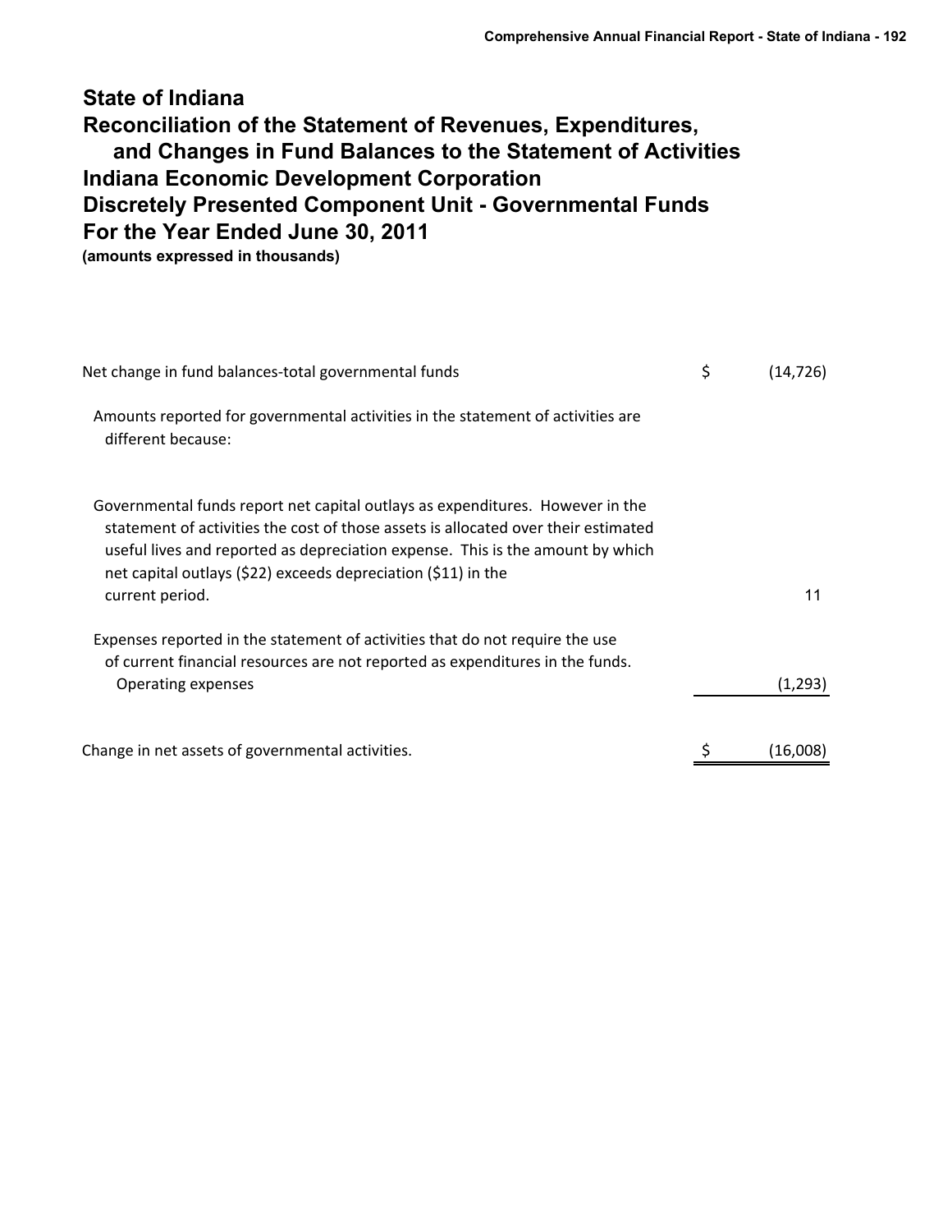# State of Indiana

## Reconciliation of the Statement of Revenues, Expenditures, and Changes in Fund Balances to the Statement of Activities

## Indiana Economic Development Corporation

## Discretely Presented Component Unit - Governmental Funds

## For the Year Ended June 30, 2011

**(amounts expressed in thousands)**

| | | |
|---|---|---|
| Net change in fund balances-total governmental funds | $ | (14,726) |
| Amounts reported for governmental activities in the statement of activities are different because: | | |
| Governmental funds report net capital outlays as expenditures. However in the statement of activities the cost of those assets is allocated over their estimated useful lives and reported as depreciation expense. This is the amount by which net capital outlays ($22) exceeds depreciation ($11) in the current period. | | 11 |
| Expenses reported in the statement of activities that do not require the use of current financial resources are not reported as expenditures in the funds. | | |
| Operating expenses | | (1,293) |
| Change in net assets of governmental activities. | $ | (16,008) |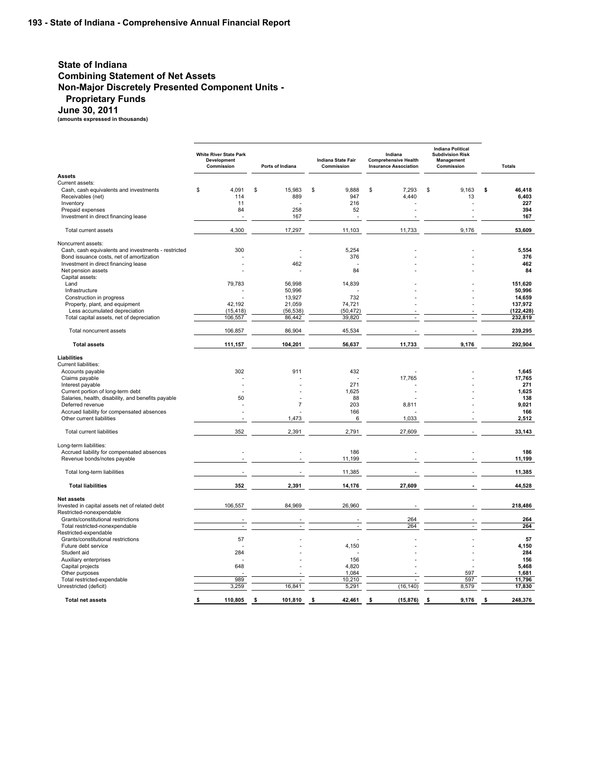## State of Indiana
## Combining Statement of Net Assets
## Non-Major Discretely Presented Component Units - Proprietary Funds
## June 30, 2011

**(amounts expressed in thousands)**

| | White River State Park Development Commission | Ports of Indiana | Indiana State Fair Commission | Indiana Comprehensive Health Insurance Association | Indiana Political Subdivision Risk Management Commission | Totals |
|---|---|---|---|---|---|---|
| **Assets** | | | | | | |
| Current assets: | | | | | | |
| Cash, cash equivalents and investments | $ 4,091 | $ 15,983 | $ 9,888 | $ 7,293 | $ 9,163 | **$ 46,418** |
| Receivables (net) | 114 | 889 | 947 | 4,440 | 13 | **6,403** |
| Inventory | 11 | - | 216 | - | - | **227** |
| Prepaid expenses | 84 | 258 | 52 | - | - | **394** |
| Investment in direct financing lease | - | 167 | - | - | - | **167** |
| Total current assets | 4,300 | 17,297 | 11,103 | 11,733 | 9,176 | **53,609** |
| Noncurrent assets: | | | | | | |
| Cash, cash equivalents and investments - restricted | 300 | - | 5,254 | - | - | **5,554** |
| Bond issuance costs, net of amortization | - | - | 376 | - | - | **376** |
| Investment in direct financing lease | - | 462 | - | - | - | **462** |
| Net pension assets | - | - | 84 | - | - | **84** |
| Capital assets: | | | | | | |
| Land | 79,783 | 56,998 | 14,839 | - | - | **151,620** |
| Infrastructure | - | 50,996 | - | - | - | **50,996** |
| Construction in progress | - | 13,927 | 732 | - | - | **14,659** |
| Property, plant, and equipment | 42,192 | 21,059 | 74,721 | - | - | **137,972** |
| Less accumulated depreciation | (15,418) | (56,538) | (50,472) | - | - | **(122,428)** |
| Total capital assets, net of depreciation | 106,557 | 86,442 | 39,820 | - | - | **232,819** |
| Total noncurrent assets | 106,857 | 86,904 | 45,534 | - | - | **239,295** |
| **Total assets** | **111,157** | **104,201** | **56,637** | **11,733** | **9,176** | **292,904** |
| **Liabilities** | | | | | | |
| Current liabilities: | | | | | | |
| Accounts payable | 302 | 911 | 432 | - | - | **1,645** |
| Claims payable | - | - | - | 17,765 | - | **17,765** |
| Interest payable | - | - | 271 | - | - | **271** |
| Current portion of long-term debt | - | - | 1,625 | - | - | **1,625** |
| Salaries, health, disability, and benefits payable | 50 | - | 88 | - | - | **138** |
| Deferred revenue | - | 7 | 203 | 8,811 | - | **9,021** |
| Accrued liability for compensated absences | - | - | 166 | - | - | **166** |
| Other current liabilities | - | 1,473 | 6 | 1,033 | - | **2,512** |
| Total current liabilities | 352 | 2,391 | 2,791 | 27,609 | - | **33,143** |
| Long-term liabilities: | | | | | | |
| Accrued liability for compensated absences | - | - | 186 | - | - | **186** |
| Revenue bonds/notes payable | - | - | 11,199 | - | - | **11,199** |
| Total long-term liabilities | - | - | 11,385 | - | - | **11,385** |
| **Total liabilities** | **352** | **2,391** | **14,176** | **27,609** | **-** | **44,528** |
| **Net assets** | | | | | | |
| Invested in capital assets net of related debt | 106,557 | 84,969 | 26,960 | - | - | **218,486** |
| Restricted-nonexpendable | | | | | | |
| Grants/constitutional restrictions | - | - | - | 264 | - | **264** |
| Total restricted-nonexpendable | - | - | - | 264 | - | **264** |
| Restricted-expendable | | | | | | |
| Grants/constitutional restrictions | 57 | - | - | - | - | **57** |
| Future debt service | - | - | 4,150 | - | - | **4,150** |
| Student aid | 284 | - | - | - | - | **284** |
| Auxiliary enterprises | - | - | 156 | - | - | **156** |
| Capital projects | 648 | - | 4,820 | - | - | **5,468** |
| Other purposes | - | - | 1,084 | - | 597 | **1,681** |
| Total restricted-expendable | 989 | - | 10,210 | - | 597 | **11,796** |
| Unrestricted (deficit) | 3,259 | 16,841 | 5,291 | (16,140) | 8,579 | **17,830** |
| **Total net assets** | **$ 110,805** | **$ 101,810** | **$ 42,461** | **$ (15,876)** | **$ 9,176** | **$ 248,376** |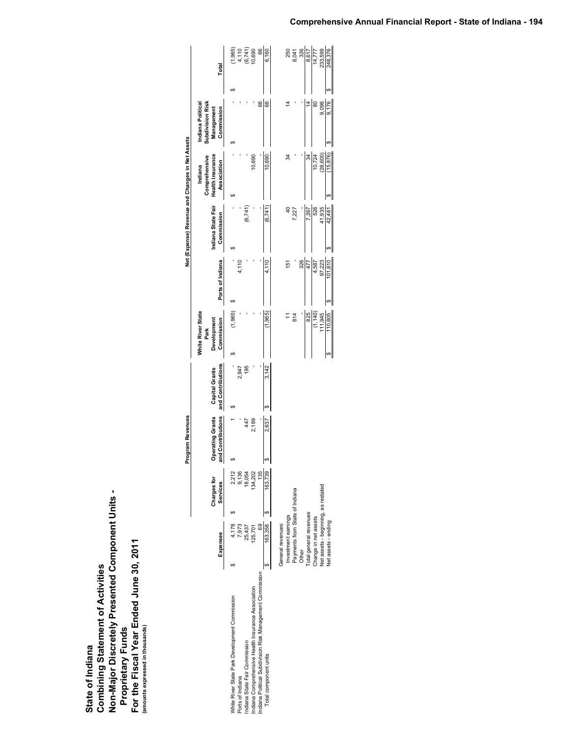# State of Indiana
## Combining Statement of Activities
## Non-Major Discretely Presented Component Units - Proprietary Funds
## For the Fiscal Year Ended June 30, 2011
(amounts expressed in thousands)

| | Expenses | Program Revenues | | | Net (Expense) Revenue and Changes in Net Assets | | | | | |
|---|---|---|---|---|---|---|---|---|---|---|
| | | Charges for Services | Operating Grants and Contributions | Capital Grants and Contributions | White River State Park Development Commission | Ports of Indiana | Indiana State Fair Commission | Indiana Comprehensive Health Insurance Association | Indiana Political Subdivision Risk Management Commission | Total |
| White River State Park Development Commission | $ 4,178 | $ 2,212 | $ 1 | $ - | $ (1,965) | $ - | $ - | $ - | $ - | $ (1,965) |
| Ports of Indiana | 7,973 | 9,136 | - | 2,947 | - | 4,110 | - | - | - | 4,110 |
| Indiana State Fair Commission | 25,437 | 18,054 | 447 | 195 | - | - | (6,741) | - | - | (6,741) |
| Indiana Comprehensive Health Insurance Association | 125,701 | 134,202 | 2,189 | - | - | - | - | 10,690 | - | 10,690 |
| Indiana Political Subdivision Risk Management Commission | 69 | 135 | - | - | - | - | - | - | 66 | 66 |
| Total component units | $ 163,358 | $ 163,739 | $ 2,637 | $ 3,142 | (1,965) | 4,110 | (6,741) | 10,690 | 66 | 6,160 |
| General revenues: | | | | | | | | | | |
| Investment earnings | | | | | 11 | 151 | 40 | 34 | 14 | 250 |
| Payments from State of Indiana | | | | | 814 | - | 7,227 | - | - | 8,041 |
| Other | | | | | - | 326 | - | - | - | 326 |
| Total general revenues | | | | | 825 | 477 | 7,267 | 34 | 14 | 8,617 |
| Change in net assets | | | | | (1,140) | 4,587 | 526 | 10,724 | 80 | 14,777 |
| Net assets - beginning, as restated | | | | | 111,945 | 97,223 | 41,935 | (26,600) | 9,096 | 233,599 |
| Net assets - ending | | | | | $ 110,805 | $ 101,810 | $ 42,461 | $ (15,876) | $ 9,176 | $ 248,376 |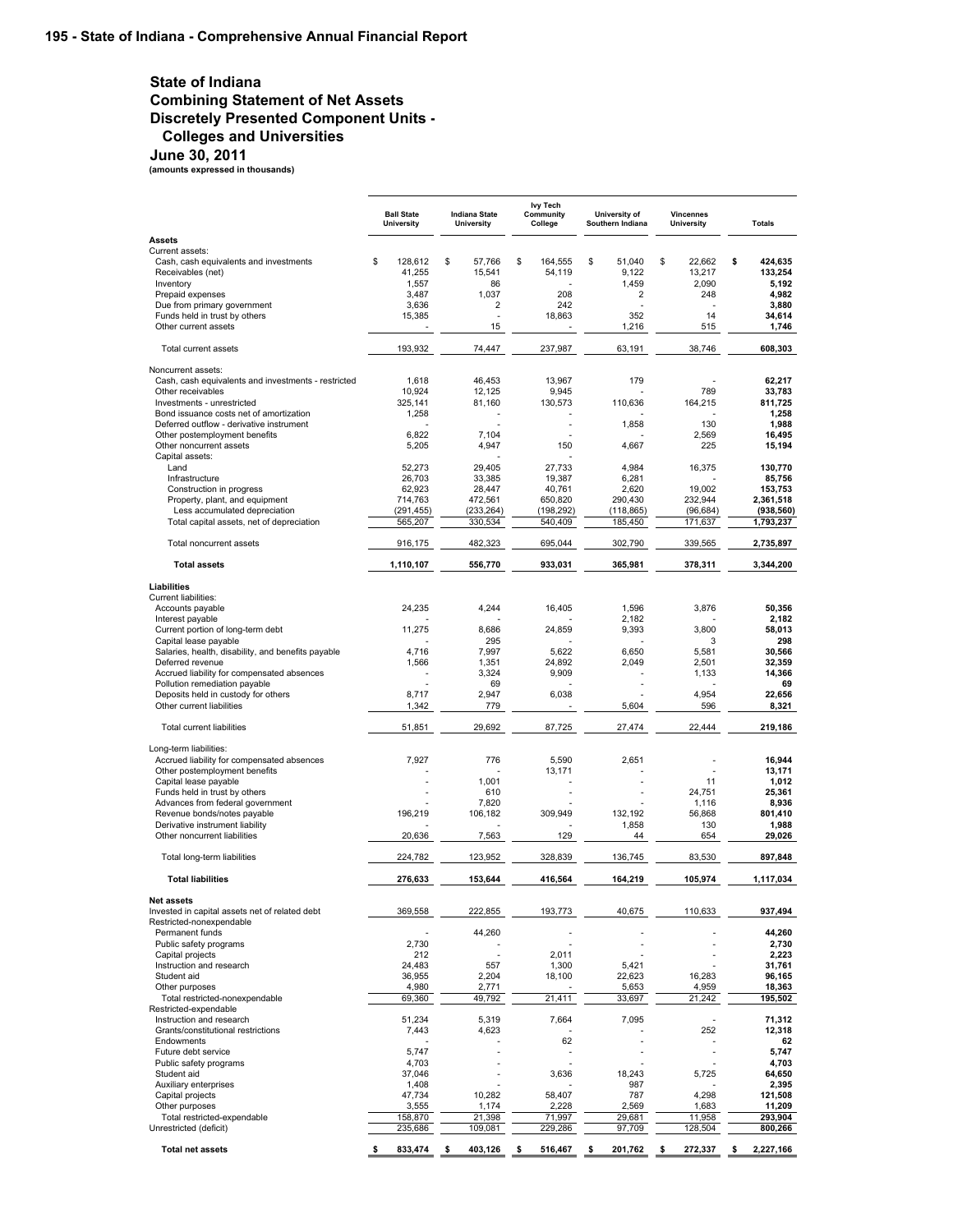# State of Indiana
## Combining Statement of Net Assets
## Discretely Presented Component Units - Colleges and Universities
## June 30, 2011

**(amounts expressed in thousands)**

| | Ball State University | Indiana State University | Ivy Tech Community College | University of Southern Indiana | Vincennes University | Totals |
|---|---|---|---|---|---|---|
| **Assets** | | | | | | |
| Current assets: | | | | | | |
| Cash, cash equivalents and investments | $ 128,612 | $ 57,766 | $ 164,555 | $ 51,040 | $ 22,662 | **$ 424,635** |
| Receivables (net) | 41,255 | 15,541 | 54,119 | 9,122 | 13,217 | **133,254** |
| Inventory | 1,557 | 86 | - | 1,459 | 2,090 | **5,192** |
| Prepaid expenses | 3,487 | 1,037 | 208 | 2 | 248 | **4,982** |
| Due from primary government | 3,636 | 2 | 242 | - | - | **3,880** |
| Funds held in trust by others | 15,385 | - | 18,863 | 352 | 14 | **34,614** |
| Other current assets | - | 15 | - | 1,216 | 515 | **1,746** |
| Total current assets | 193,932 | 74,447 | 237,987 | 63,191 | 38,746 | **608,303** |
| Noncurrent assets: | | | | | | |
| Cash, cash equivalents and investments - restricted | 1,618 | 46,453 | 13,967 | 179 | - | **62,217** |
| Other receivables | 10,924 | 12,125 | 9,945 | - | 789 | **33,783** |
| Investments - unrestricted | 325,141 | 81,160 | 130,573 | 110,636 | 164,215 | **811,725** |
| Bond issuance costs net of amortization | 1,258 | - | - | - | - | **1,258** |
| Deferred outflow - derivative instrument | - | - | - | 1,858 | 130 | **1,988** |
| Other postemployment benefits | 6,822 | 7,104 | - | - | 2,569 | **16,495** |
| Other noncurrent assets | 5,205 | 4,947 | 150 | 4,667 | 225 | **15,194** |
| Capital assets: | | - | - | | | |
| Land | 52,273 | 29,405 | 27,733 | 4,984 | 16,375 | **130,770** |
| Infrastructure | 26,703 | 33,385 | 19,387 | 6,281 | - | **85,756** |
| Construction in progress | 62,923 | 28,447 | 40,761 | 2,620 | 19,002 | **153,753** |
| Property, plant, and equipment | 714,763 | 472,561 | 650,820 | 290,430 | 232,944 | **2,361,518** |
| Less accumulated depreciation | (291,455) | (233,264) | (198,292) | (118,865) | (96,684) | **(938,560)** |
| Total capital assets, net of depreciation | 565,207 | 330,534 | 540,409 | 185,450 | 171,637 | **1,793,237** |
| Total noncurrent assets | 916,175 | 482,323 | 695,044 | 302,790 | 339,565 | **2,735,897** |
| **Total assets** | **1,110,107** | **556,770** | **933,031** | **365,981** | **378,311** | **3,344,200** |
| **Liabilities** | | | | | | |
| Current liabilities: | | | | | | |
| Accounts payable | 24,235 | 4,244 | 16,405 | 1,596 | 3,876 | **50,356** |
| Interest payable | - | - | - | 2,182 | - | **2,182** |
| Current portion of long-term debt | 11,275 | 8,686 | 24,859 | 9,393 | 3,800 | **58,013** |
| Capital lease payable | - | 295 | - | - | 3 | **298** |
| Salaries, health, disability, and benefits payable | 4,716 | 7,997 | 5,622 | 6,650 | 5,581 | **30,566** |
| Deferred revenue | 1,566 | 1,351 | 24,892 | 2,049 | 2,501 | **32,359** |
| Accrued liability for compensated absences | - | 3,324 | 9,909 | - | 1,133 | **14,366** |
| Pollution remediation payable | - | 69 | - | - | - | **69** |
| Deposits held in custody for others | 8,717 | 2,947 | 6,038 | - | 4,954 | **22,656** |
| Other current liabilities | 1,342 | 779 | - | 5,604 | 596 | **8,321** |
| Total current liabilities | 51,851 | 29,692 | 87,725 | 27,474 | 22,444 | **219,186** |
| Long-term liabilities: | | | | | | |
| Accrued liability for compensated absences | 7,927 | 776 | 5,590 | 2,651 | - | **16,944** |
| Other postemployment benefits | - | - | 13,171 | - | - | **13,171** |
| Capital lease payable | - | 1,001 | - | - | 11 | **1,012** |
| Funds held in trust by others | - | 610 | - | - | 24,751 | **25,361** |
| Advances from federal government | - | 7,820 | - | - | 1,116 | **8,936** |
| Revenue bonds/notes payable | 196,219 | 106,182 | 309,949 | 132,192 | 56,868 | **801,410** |
| Derivative instrument liability | - | - | - | 1,858 | 130 | **1,988** |
| Other noncurrent liabilities | 20,636 | 7,563 | 129 | 44 | 654 | **29,026** |
| Total long-term liabilities | 224,782 | 123,952 | 328,839 | 136,745 | 83,530 | **897,848** |
| **Total liabilities** | **276,633** | **153,644** | **416,564** | **164,219** | **105,974** | **1,117,034** |
| **Net assets** | | | | | | |
| Invested in capital assets net of related debt | 369,558 | 222,855 | 193,773 | 40,675 | 110,633 | **937,494** |
| Restricted-nonexpendable | | | | | | |
| Permanent funds | - | 44,260 | - | - | - | **44,260** |
| Public safety programs | 2,730 | - | - | - | - | **2,730** |
| Capital projects | 212 | - | 2,011 | - | - | **2,223** |
| Instruction and research | 24,483 | 557 | 1,300 | 5,421 | - | **31,761** |
| Student aid | 36,955 | 2,204 | 18,100 | 22,623 | 16,283 | **96,165** |
| Other purposes | 4,980 | 2,771 | - | 5,653 | 4,959 | **18,363** |
| Total restricted-nonexpendable | 69,360 | 49,792 | 21,411 | 33,697 | 21,242 | **195,502** |
| Restricted-expendable | | | | | | |
| Instruction and research | 51,234 | 5,319 | 7,664 | 7,095 | - | **71,312** |
| Grants/constitutional restrictions | 7,443 | 4,623 | - | - | 252 | **12,318** |
| Endowments | - | - | 62 | - | - | **62** |
| Future debt service | 5,747 | - | - | - | - | **5,747** |
| Public safety programs | 4,703 | - | - | - | - | **4,703** |
| Student aid | 37,046 | - | 3,636 | 18,243 | 5,725 | **64,650** |
| Auxiliary enterprises | 1,408 | - | - | 987 | - | **2,395** |
| Capital projects | 47,734 | 10,282 | 58,407 | 787 | 4,298 | **121,508** |
| Other purposes | 3,555 | 1,174 | 2,228 | 2,569 | 1,683 | **11,209** |
| Total restricted-expendable | 158,870 | 21,398 | 71,997 | 29,681 | 11,958 | **293,904** |
| Unrestricted (deficit) | 235,686 | 109,081 | 229,286 | 97,709 | 128,504 | **800,266** |
| **Total net assets** | **$ 833,474** | **$ 403,126** | **$ 516,467** | **$ 201,762** | **$ 272,337** | **$ 2,227,166** |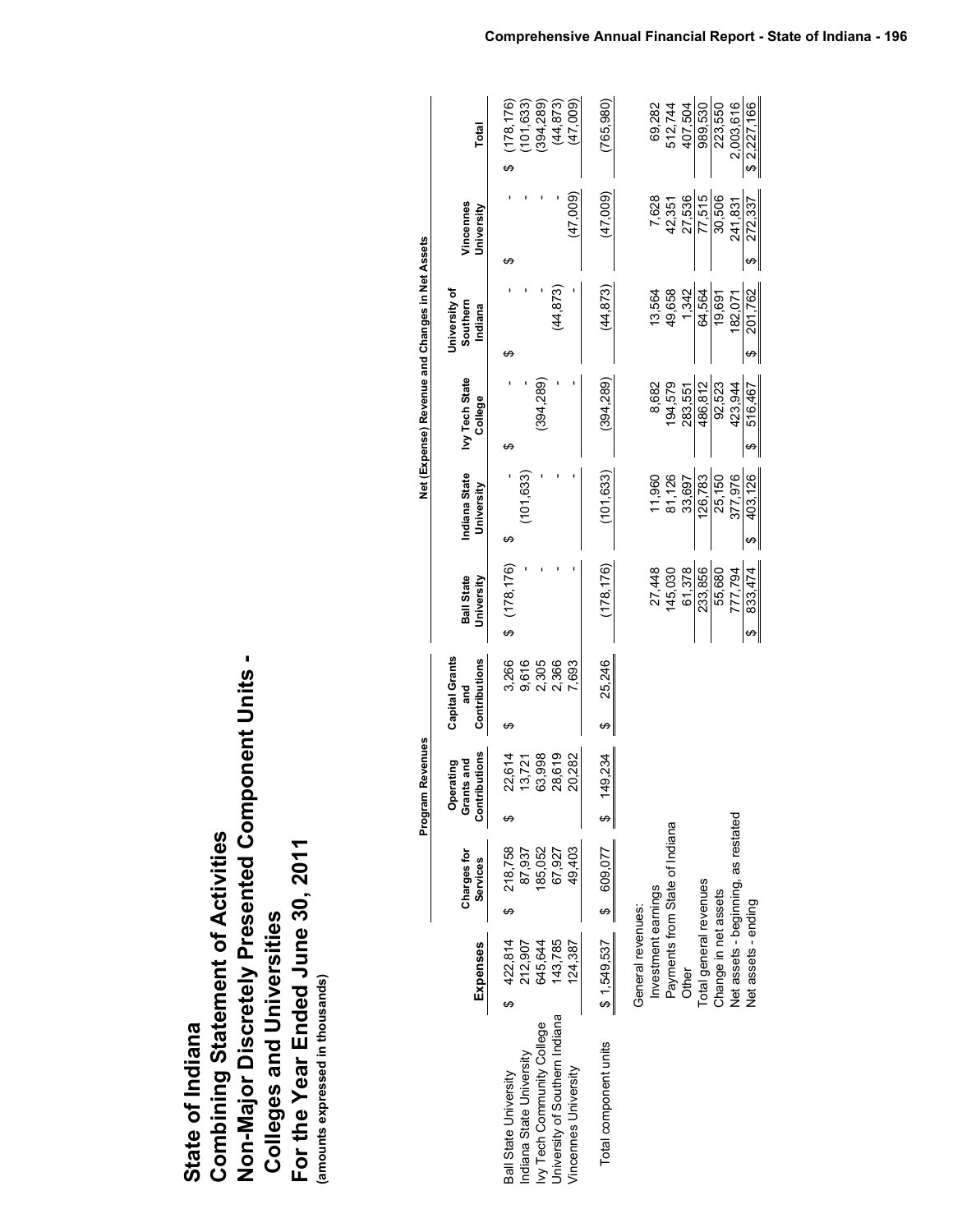# State of Indiana
## Combining Statement of Activities
## Non-Major Discretely Presented Component Units - Colleges and Universities
## For the Year Ended June 30, 2011
(amounts expressed in thousands)

| | Expenses | Program Revenues | | | Net (Expense) Revenue and Changes in Net Assets | | | | | |
|---|---|---|---|---|---|---|---|---|---|---|
| | | Charges for Services | Operating Grants and Contributions | Capital Grants and Contributions | Ball State University | Indiana State University | Ivy Tech State College | University of Southern Indiana | Vincennes University | Total |
| Ball State University | $ 422,814 | $ 218,758 | $ 22,614 | $ 3,266 | $ (178,176) | $ - | $ - | $ - | $ - | $ (178,176) |
| Indiana State University | 212,907 | 87,937 | 13,721 | 9,616 | - | (101,633) | - | - | - | (101,633) |
| Ivy Tech Community College | 645,644 | 185,052 | 63,998 | 2,305 | - | - | (394,289) | - | - | (394,289) |
| University of Southern Indiana | 143,785 | 67,927 | 28,619 | 2,366 | - | - | - | (44,873) | - | (44,873) |
| Vincennes University | 124,387 | 49,403 | 20,282 | 7,693 | - | - | - | - | (47,009) | (47,009) |
| Total component units | $ 1,549,537 | $ 609,077 | $ 149,234 | $ 25,246 | (178,176) | (101,633) | (394,289) | (44,873) | (47,009) | (765,980) |
| General revenues: | | | | | | | | | | |
| Investment earnings | | | | | 27,448 | 11,960 | 8,682 | 13,564 | 7,628 | 69,282 |
| Payments from State of Indiana | | | | | 145,030 | 81,126 | 194,579 | 49,658 | 42,351 | 512,744 |
| Other | | | | | 61,378 | 33,697 | 283,551 | 1,342 | 27,536 | 407,504 |
| Total general revenues | | | | | 233,856 | 126,783 | 486,812 | 64,564 | 77,515 | 989,530 |
| Change in net assets | | | | | 55,680 | 25,150 | 92,523 | 19,691 | 30,506 | 223,550 |
| Net assets - beginning, as restated | | | | | 777,794 | 377,976 | 423,944 | 182,071 | 241,831 | 2,003,616 |
| Net assets - ending | | | | | $ 833,474 | $ 403,126 | $ 516,467 | $ 201,762 | $ 272,337 | $ 2,227,166 |